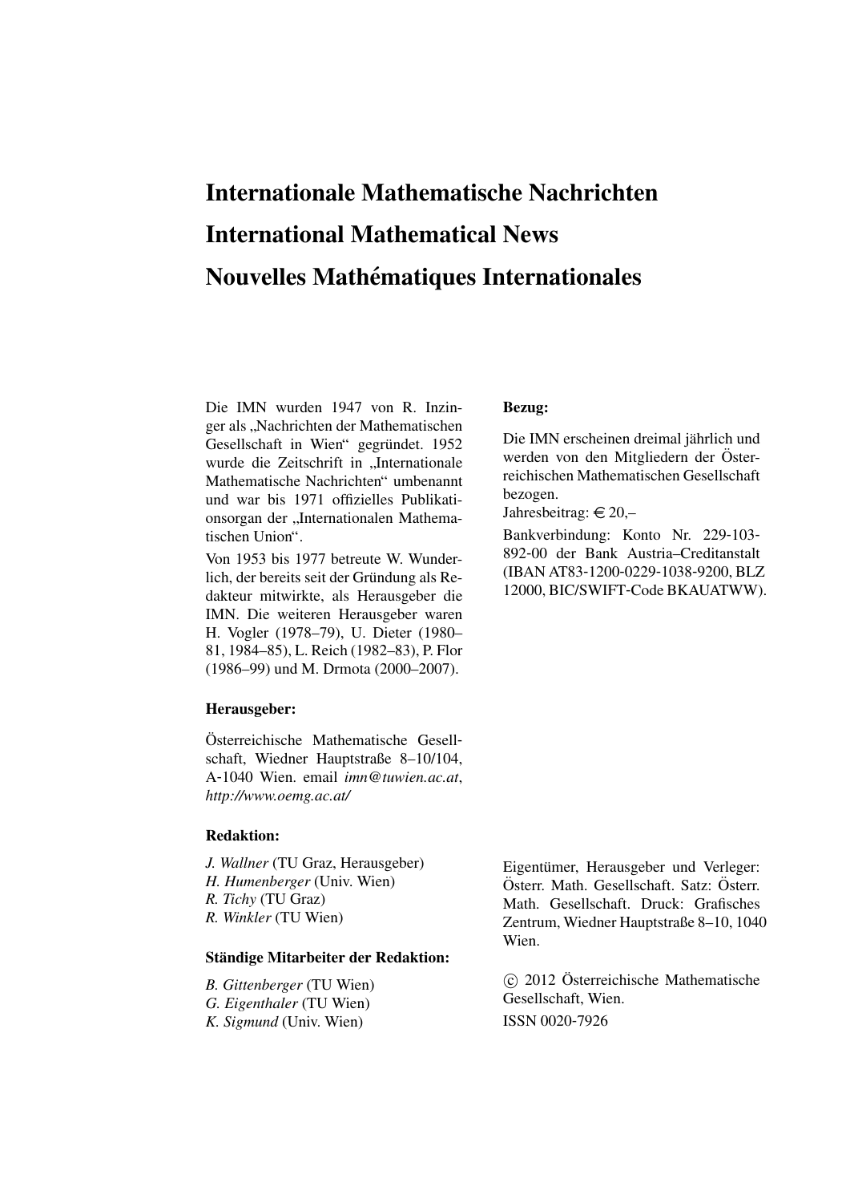# Internationale Mathematische Nachrichten

# International Mathematical News

# Nouvelles Mathématiques Internationales

Die IMN wurden 1947 von R. Inzinger als „Nachrichten der Mathematischen Gesellschaft in Wien" gegründet. 1952 wurde die Zeitschrift in „Internationale Mathematische Nachrichten" umbenannt und war bis 1971 offizielles Publikationsorgan der „Internationalen Mathematischen Union".

Von 1953 bis 1977 betreute W. Wunderlich, der bereits seit der Gründung als Redakteur mitwirkte, als Herausgeber die IMN. Die weiteren Herausgeber waren H. Vogler (1978–79), U. Dieter (1980–81, 1984–85), L. Reich (1982–83), P. Flor (1986–99) und M. Drmota (2000–2007).

**Herausgeber:**

Österreichische Mathematische Gesellschaft, Wiedner Hauptstraße 8–10/104, A-1040 Wien. email *imn@tuwien.ac.at*, *http://www.oemg.ac.at/*

**Redaktion:**

*J. Wallner* (TU Graz, Herausgeber)
*H. Humenberger* (Univ. Wien)
*R. Tichy* (TU Graz)
*R. Winkler* (TU Wien)

**Ständige Mitarbeiter der Redaktion:**

*B. Gittenberger* (TU Wien)
*G. Eigenthaler* (TU Wien)
*K. Sigmund* (Univ. Wien)

**Bezug:**

Die IMN erscheinen dreimal jährlich und werden von den Mitgliedern der Österreichischen Mathematischen Gesellschaft bezogen.
Jahresbeitrag: € 20,–

Bankverbindung: Konto Nr. 229-103-892-00 der Bank Austria–Creditanstalt (IBAN AT83-1200-0229-1038-9200, BLZ 12000, BIC/SWIFT-Code BKAUATWW).

Eigentümer, Herausgeber und Verleger: Österr. Math. Gesellschaft. Satz: Österr. Math. Gesellschaft. Druck: Grafisches Zentrum, Wiedner Hauptstraße 8–10, 1040 Wien.

© 2012 Österreichische Mathematische Gesellschaft, Wien.

ISSN 0020-7926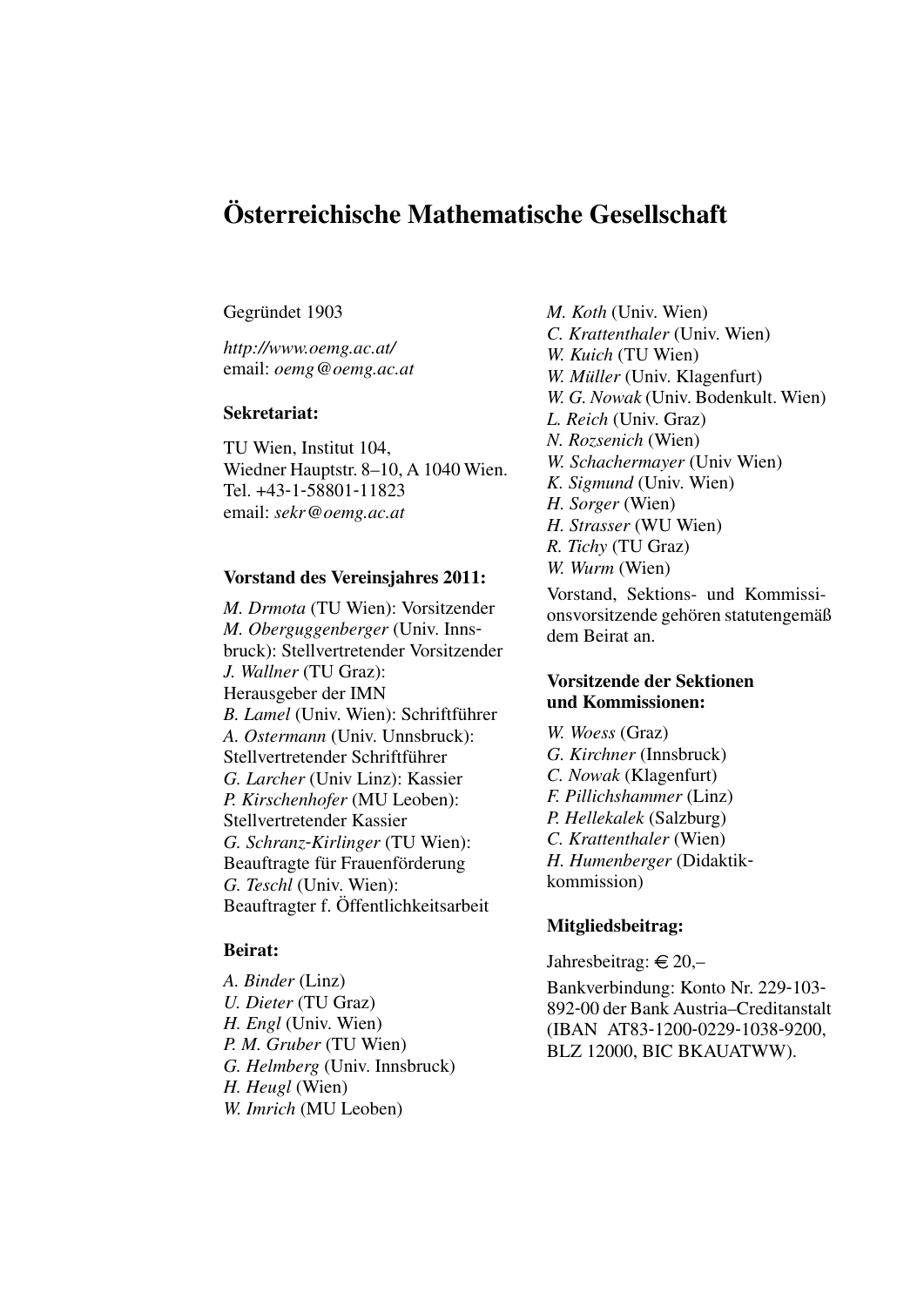# Österreichische Mathematische Gesellschaft

Gegründet 1903

*http://www.oemg.ac.at/*
email: *oemg@oemg.ac.at*

### Sekretariat:

TU Wien, Institut 104,
Wiedner Hauptstr. 8–10, A 1040 Wien.
Tel. +43-1-58801-11823
email: *sekr@oemg.ac.at*

### Vorstand des Vereinsjahres 2011:

*M. Drmota* (TU Wien): Vorsitzender
*M. Oberguggenberger* (Univ. Innsbruck): Stellvertretender Vorsitzender
*J. Wallner* (TU Graz): Herausgeber der IMN
*B. Lamel* (Univ. Wien): Schriftführer
*A. Ostermann* (Univ. Unnsbruck): Stellvertretender Schriftführer
*G. Larcher* (Univ Linz): Kassier
*P. Kirschenhofer* (MU Leoben): Stellvertretender Kassier
*G. Schranz-Kirlinger* (TU Wien): Beauftragte für Frauenförderung
*G. Teschl* (Univ. Wien): Beauftragter f. Öffentlichkeitsarbeit

### Beirat:

*A. Binder* (Linz)
*U. Dieter* (TU Graz)
*H. Engl* (Univ. Wien)
*P. M. Gruber* (TU Wien)
*G. Helmberg* (Univ. Innsbruck)
*H. Heugl* (Wien)
*W. Imrich* (MU Leoben)
*M. Koth* (Univ. Wien)
*C. Krattenthaler* (Univ. Wien)
*W. Kuich* (TU Wien)
*W. Müller* (Univ. Klagenfurt)
*W. G. Nowak* (Univ. Bodenkult. Wien)
*L. Reich* (Univ. Graz)
*N. Rozsenich* (Wien)
*W. Schachermayer* (Univ Wien)
*K. Sigmund* (Univ. Wien)
*H. Sorger* (Wien)
*H. Strasser* (WU Wien)
*R. Tichy* (TU Graz)
*W. Wurm* (Wien)

Vorstand, Sektions- und Kommissionsvorsitzende gehören statutengemäß dem Beirat an.

### Vorsitzende der Sektionen und Kommissionen:

*W. Woess* (Graz)
*G. Kirchner* (Innsbruck)
*C. Nowak* (Klagenfurt)
*F. Pillichshammer* (Linz)
*P. Hellekalek* (Salzburg)
*C. Krattenthaler* (Wien)
*H. Humenberger* (Didaktikkommission)

### Mitgliedsbeitrag:

Jahresbeitrag: € 20,–

Bankverbindung: Konto Nr. 229-103-892-00 der Bank Austria–Creditanstalt (IBAN AT83-1200-0229-1038-9200, BLZ 12000, BIC BKAUATWW).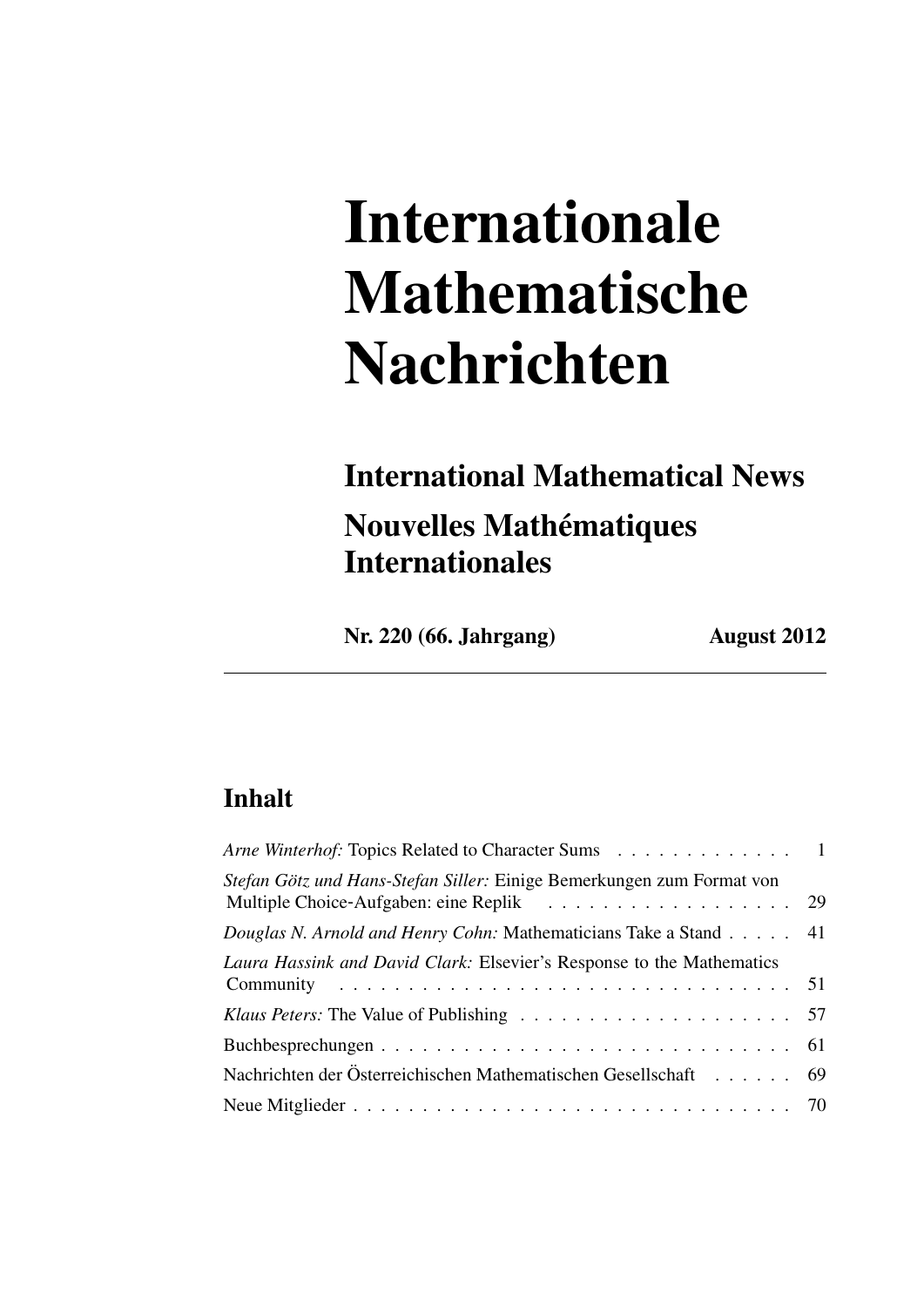# Internationale Mathematische Nachrichten

## International Mathematical News

## Nouvelles Mathématiques Internationales

**Nr. 220 (66. Jahrgang)** **August 2012**

---

## Inhalt

*Arne Winterhof:* Topics Related to Character Sums . . . . . . . . . . . . . 1

*Stefan Götz und Hans-Stefan Siller:* Einige Bemerkungen zum Format von Multiple Choice-Aufgaben: eine Replik . . . . . . . . . . . . . . . . . . 29

*Douglas N. Arnold and Henry Cohn:* Mathematicians Take a Stand . . . . . 41

*Laura Hassink and David Clark:* Elsevier's Response to the Mathematics Community . . . . . . . . . . . . . . . . . . . . . . . . . . . . . . . . . 51

*Klaus Peters:* The Value of Publishing . . . . . . . . . . . . . . . . . . . 57

Buchbesprechungen . . . . . . . . . . . . . . . . . . . . . . . . . . . . . . 61

Nachrichten der Österreichischen Mathematischen Gesellschaft . . . . . . 69

Neue Mitglieder . . . . . . . . . . . . . . . . . . . . . . . . . . . . . . . . 70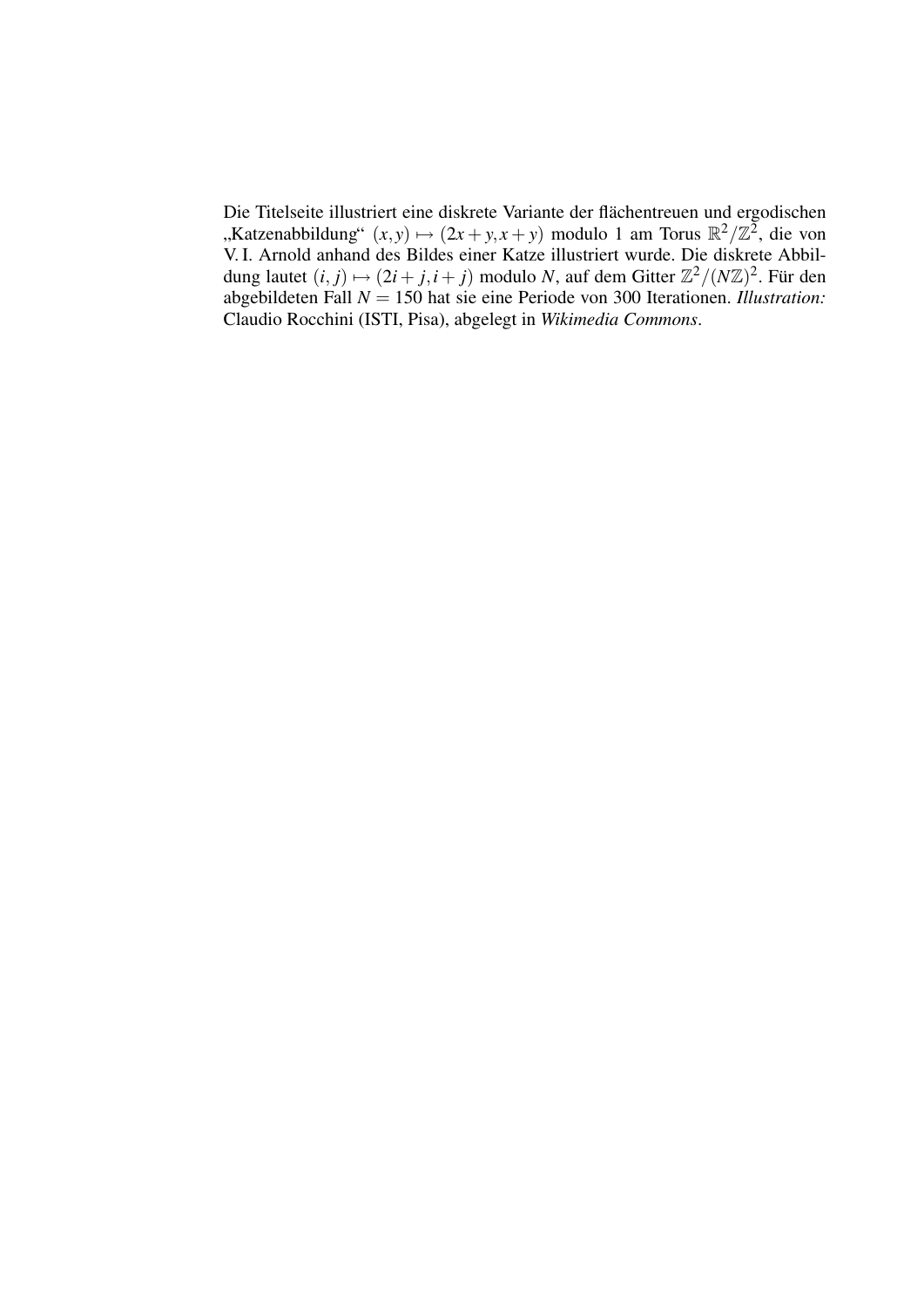Die Titelseite illustriert eine diskrete Variante der flächentreuen und ergodischen „Katzenabbildung“ $(x,y) \mapsto (2x+y, x+y)$ modulo 1 am Torus $\mathbb{R}^2/\mathbb{Z}^2$, die von V. I. Arnold anhand des Bildes einer Katze illustriert wurde. Die diskrete Abbildung lautet $(i,j) \mapsto (2i+j, i+j)$ modulo $N$, auf dem Gitter $\mathbb{Z}^2/(N\mathbb{Z})^2$. Für den abgebildeten Fall $N = 150$ hat sie eine Periode von 300 Iterationen. *Illustration:* Claudio Rocchini (ISTI, Pisa), abgelegt in *Wikimedia Commons*.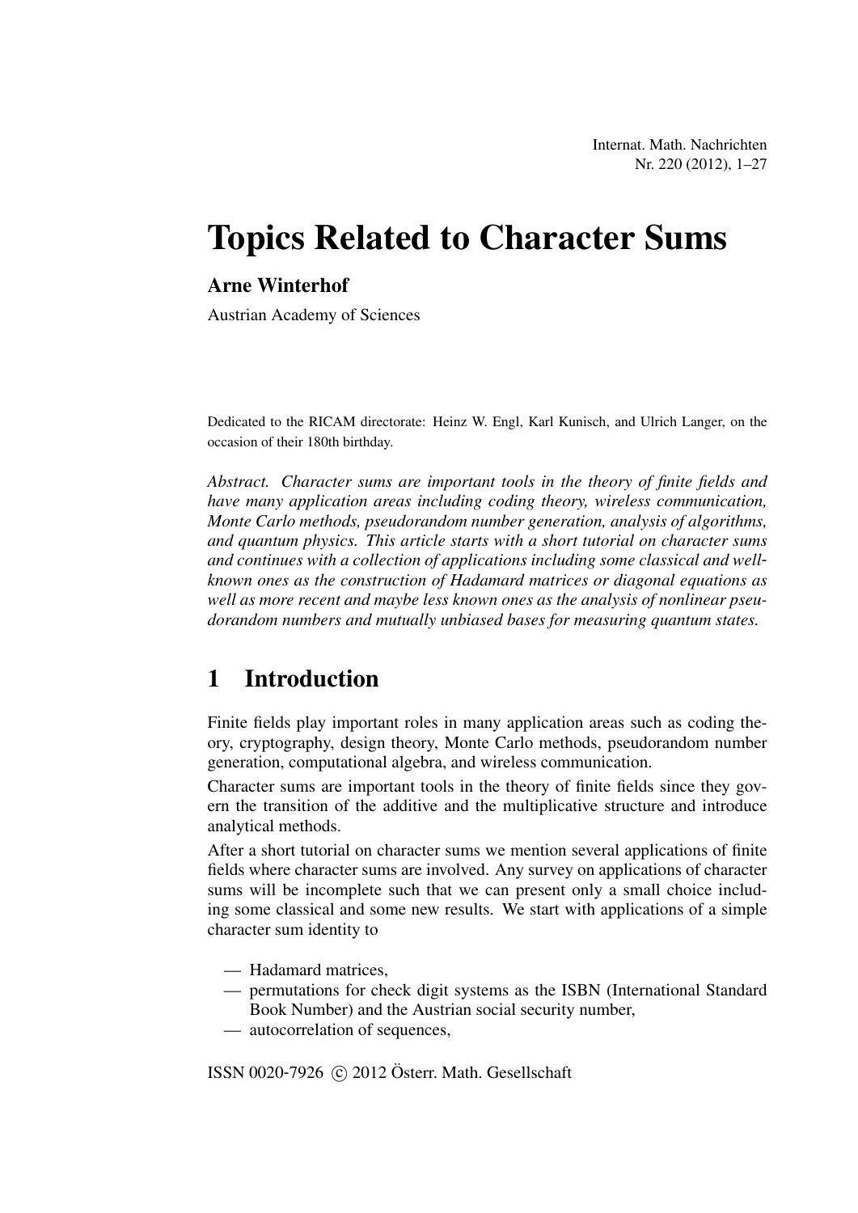# Topics Related to Character Sums

**Arne Winterhof**

Austrian Academy of Sciences

Dedicated to the RICAM directorate: Heinz W. Engl, Karl Kunisch, and Ulrich Langer, on the occasion of their 180th birthday.

*Abstract. Character sums are important tools in the theory of finite fields and have many application areas including coding theory, wireless communication, Monte Carlo methods, pseudorandom number generation, analysis of algorithms, and quantum physics. This article starts with a short tutorial on character sums and continues with a collection of applications including some classical and well-known ones as the construction of Hadamard matrices or diagonal equations as well as more recent and maybe less known ones as the analysis of nonlinear pseudorandom numbers and mutually unbiased bases for measuring quantum states.*

## 1 Introduction

Finite fields play important roles in many application areas such as coding theory, cryptography, design theory, Monte Carlo methods, pseudorandom number generation, computational algebra, and wireless communication.

Character sums are important tools in the theory of finite fields since they govern the transition of the additive and the multiplicative structure and introduce analytical methods.

After a short tutorial on character sums we mention several applications of finite fields where character sums are involved. Any survey on applications of character sums will be incomplete such that we can present only a small choice including some classical and some new results. We start with applications of a simple character sum identity to

- Hadamard matrices,
- permutations for check digit systems as the ISBN (International Standard Book Number) and the Austrian social security number,
- autocorrelation of sequences,

ISSN 0020-7926 © 2012 Österr. Math. Gesellschaft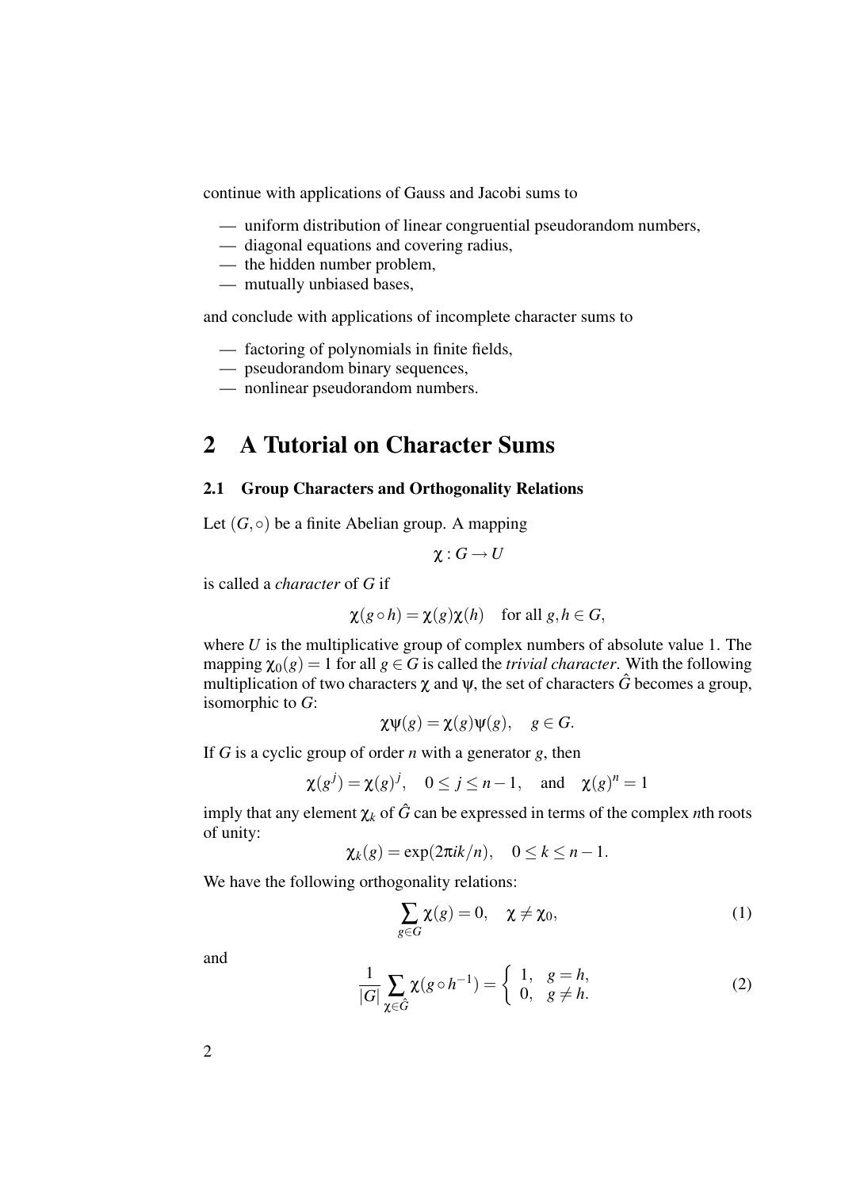continue with applications of Gauss and Jacobi sums to

- — uniform distribution of linear congruential pseudorandom numbers,
- — diagonal equations and covering radius,
- — the hidden number problem,
- — mutually unbiased bases,

and conclude with applications of incomplete character sums to

- — factoring of polynomials in finite fields,
- — pseudorandom binary sequences,
- — nonlinear pseudorandom numbers.

# 2 A Tutorial on Character Sums

## 2.1 Group Characters and Orthogonality Relations

Let $(G, \circ)$ be a finite Abelian group. A mapping

$$\chi : G \to U$$

is called a *character* of $G$ if

$$\chi(g \circ h) = \chi(g)\chi(h) \quad \text{for all } g, h \in G,$$

where $U$ is the multiplicative group of complex numbers of absolute value 1. The mapping $\chi_0(g) = 1$ for all $g \in G$ is called the *trivial character*. With the following multiplication of two characters $\chi$ and $\psi$, the set of characters $\hat{G}$ becomes a group, isomorphic to $G$:

$$\chi\psi(g) = \chi(g)\psi(g), \quad g \in G.$$

If $G$ is a cyclic group of order $n$ with a generator $g$, then

$$\chi(g^j) = \chi(g)^j, \quad 0 \leq j \leq n-1, \quad \text{and} \quad \chi(g)^n = 1$$

imply that any element $\chi_k$ of $\hat{G}$ can be expressed in terms of the complex $n$th roots of unity:

$$\chi_k(g) = \exp(2\pi i k/n), \quad 0 \leq k \leq n-1.$$

We have the following orthogonality relations:

$$\sum_{g \in G} \chi(g) = 0, \quad \chi \neq \chi_0, \tag{1}$$

and

$$\frac{1}{|G|} \sum_{\chi \in \hat{G}} \chi(g \circ h^{-1}) = \begin{cases} 1, & g = h, \\ 0, & g \neq h. \end{cases} \tag{2}$$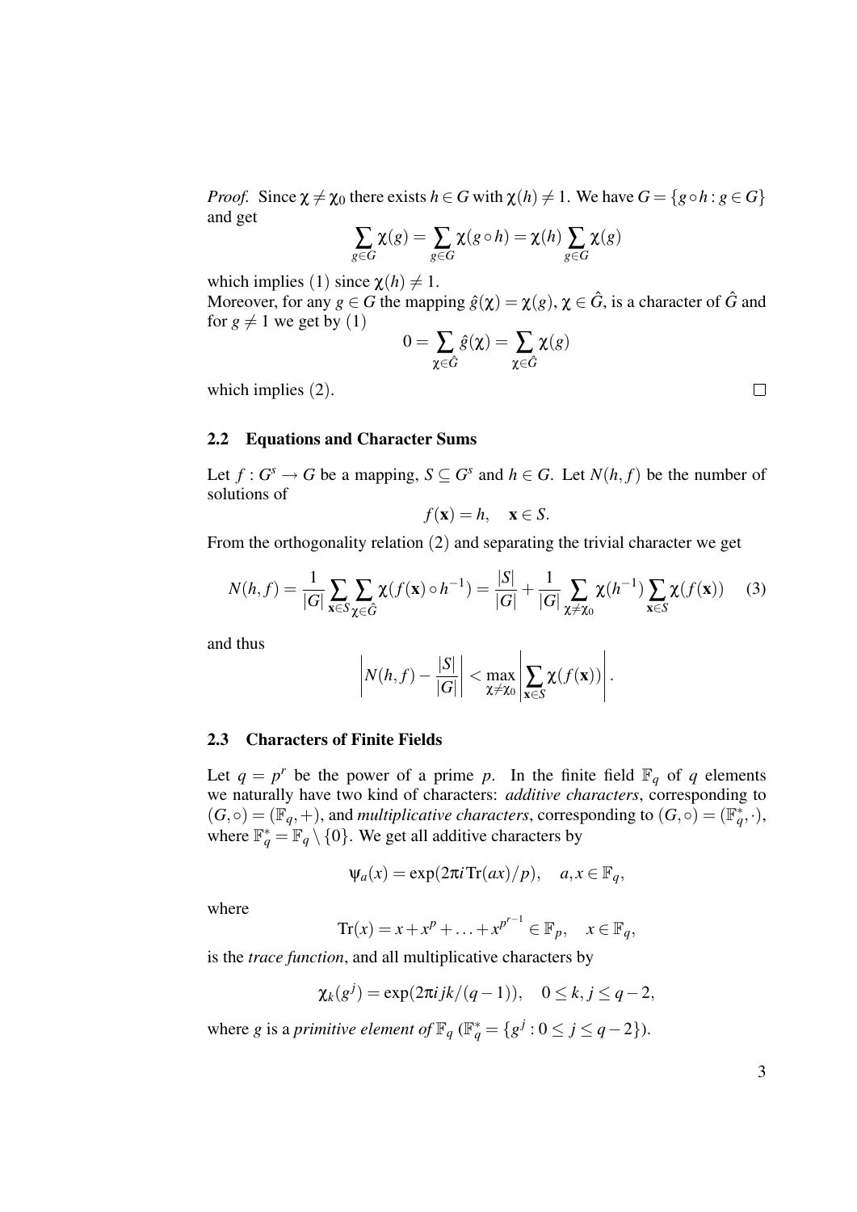*Proof.* Since $\chi \neq \chi_0$ there exists $h \in G$ with $\chi(h) \neq 1$. We have $G = \{g \circ h : g \in G\}$ and get

$$\sum_{g \in G} \chi(g) = \sum_{g \in G} \chi(g \circ h) = \chi(h) \sum_{g \in G} \chi(g)$$

which implies (1) since $\chi(h) \neq 1$.
Moreover, for any $g \in G$ the mapping $\hat{g}(\chi) = \chi(g)$, $\chi \in \hat{G}$, is a character of $\hat{G}$ and for $g \neq 1$ we get by (1)

$$0 = \sum_{\chi \in \hat{G}} \hat{g}(\chi) = \sum_{\chi \in \hat{G}} \chi(g)$$

which implies (2). $\square$

### 2.2 Equations and Character Sums

Let $f : G^s \to G$ be a mapping, $S \subseteq G^s$ and $h \in G$. Let $N(h, f)$ be the number of solutions of

$$f(\mathbf{x}) = h, \quad \mathbf{x} \in S.$$

From the orthogonality relation (2) and separating the trivial character we get

$$N(h, f) = \frac{1}{|G|} \sum_{\mathbf{x} \in S} \sum_{\chi \in \hat{G}} \chi(f(\mathbf{x}) \circ h^{-1}) = \frac{|S|}{|G|} + \frac{1}{|G|} \sum_{\chi \neq \chi_0} \chi(h^{-1}) \sum_{\mathbf{x} \in S} \chi(f(\mathbf{x})) \qquad (3)$$

and thus

$$\left| N(h, f) - \frac{|S|}{|G|} \right| < \max_{\chi \neq \chi_0} \left| \sum_{\mathbf{x} \in S} \chi(f(\mathbf{x})) \right|.$$

### 2.3 Characters of Finite Fields

Let $q = p^r$ be the power of a prime $p$. In the finite field $\mathbb{F}_q$ of $q$ elements we naturally have two kind of characters: *additive characters*, corresponding to $(G, \circ) = (\mathbb{F}_q, +)$, and *multiplicative characters*, corresponding to $(G, \circ) = (\mathbb{F}_q^*, \cdot)$, where $\mathbb{F}_q^* = \mathbb{F}_q \setminus \{0\}$. We get all additive characters by

$$\psi_a(x) = \exp(2\pi i \operatorname{Tr}(ax)/p), \quad a, x \in \mathbb{F}_q,$$

where

$$\operatorname{Tr}(x) = x + x^p + \ldots + x^{p^{r-1}} \in \mathbb{F}_p, \quad x \in \mathbb{F}_q,$$

is the *trace function*, and all multiplicative characters by

$$\chi_k(g^j) = \exp(2\pi i jk/(q-1)), \quad 0 \leq k, j \leq q-2,$$

where $g$ is a *primitive element of* $\mathbb{F}_q$ ($\mathbb{F}_q^* = \{g^j : 0 \leq j \leq q-2\}$).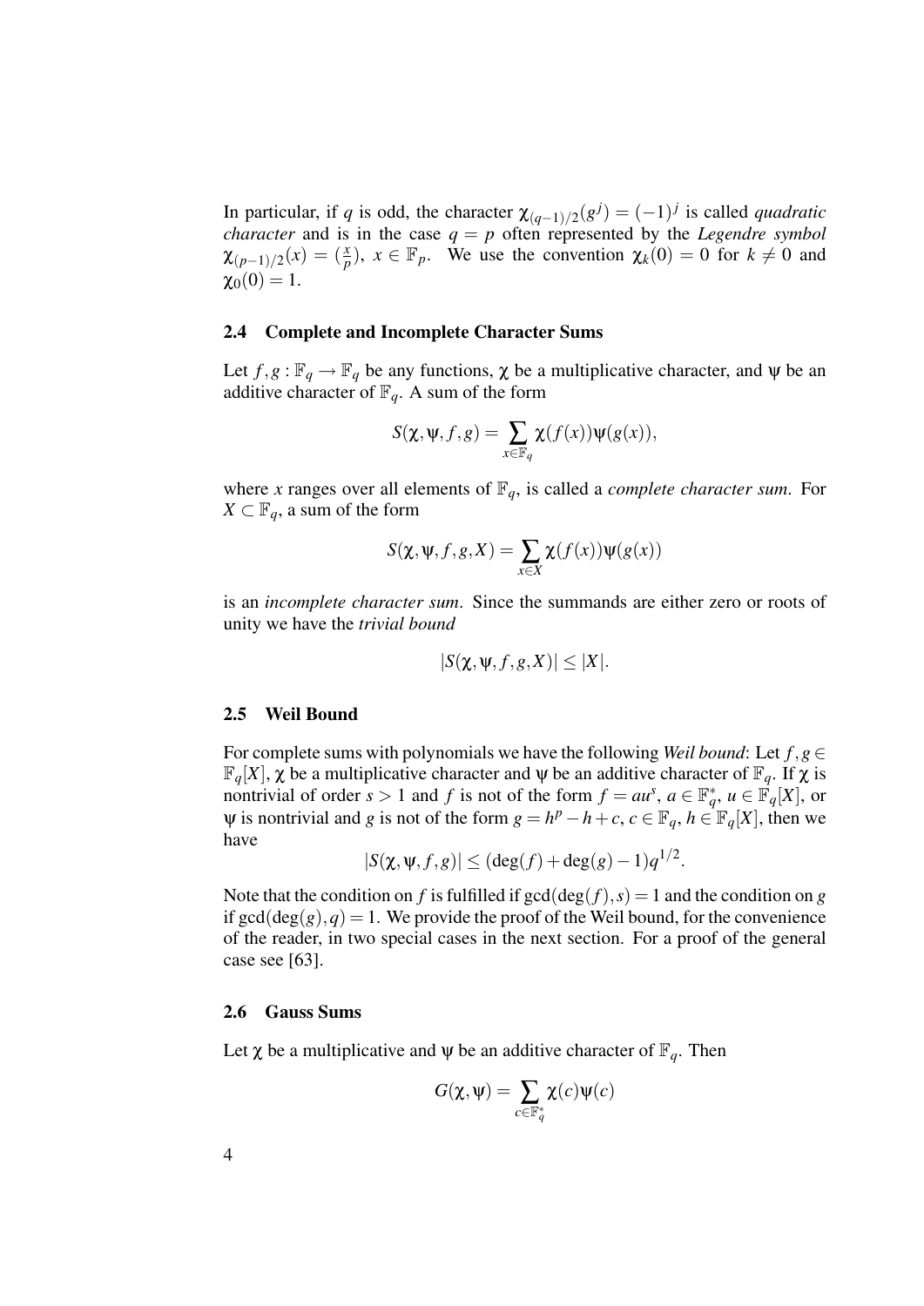In particular, if $q$ is odd, the character $\chi_{(q-1)/2}(g^j) = (-1)^j$ is called *quadratic character* and is in the case $q = p$ often represented by the *Legendre symbol* $\chi_{(p-1)/2}(x) = (\frac{x}{p})$, $x \in \mathbb{F}_p$. We use the convention $\chi_k(0) = 0$ for $k \neq 0$ and $\chi_0(0) = 1$.

### 2.4 Complete and Incomplete Character Sums

Let $f, g : \mathbb{F}_q \to \mathbb{F}_q$ be any functions, $\chi$ be a multiplicative character, and $\psi$ be an additive character of $\mathbb{F}_q$. A sum of the form

$$S(\chi, \psi, f, g) = \sum_{x \in \mathbb{F}_q} \chi(f(x))\psi(g(x)),$$

where $x$ ranges over all elements of $\mathbb{F}_q$, is called a *complete character sum*. For $X \subset \mathbb{F}_q$, a sum of the form

$$S(\chi, \psi, f, g, X) = \sum_{x \in X} \chi(f(x))\psi(g(x))$$

is an *incomplete character sum*. Since the summands are either zero or roots of unity we have the *trivial bound*

$$|S(\chi, \psi, f, g, X)| \leq |X|.$$

### 2.5 Weil Bound

For complete sums with polynomials we have the following *Weil bound*: Let $f, g \in \mathbb{F}_q[X]$, $\chi$ be a multiplicative character and $\psi$ be an additive character of $\mathbb{F}_q$. If $\chi$ is nontrivial of order $s > 1$ and $f$ is not of the form $f = au^s$, $a \in \mathbb{F}_q^*$, $u \in \mathbb{F}_q[X]$, or $\psi$ is nontrivial and $g$ is not of the form $g = h^p - h + c$, $c \in \mathbb{F}_q$, $h \in \mathbb{F}_q[X]$, then we have

$$|S(\chi, \psi, f, g)| \leq (\deg(f) + \deg(g) - 1)q^{1/2}.$$

Note that the condition on $f$ is fulfilled if $\gcd(\deg(f), s) = 1$ and the condition on $g$ if $\gcd(\deg(g), q) = 1$. We provide the proof of the Weil bound, for the convenience of the reader, in two special cases in the next section. For a proof of the general case see [63].

### 2.6 Gauss Sums

Let $\chi$ be a multiplicative and $\psi$ be an additive character of $\mathbb{F}_q$. Then

$$G(\chi, \psi) = \sum_{c \in \mathbb{F}_q^*} \chi(c)\psi(c)$$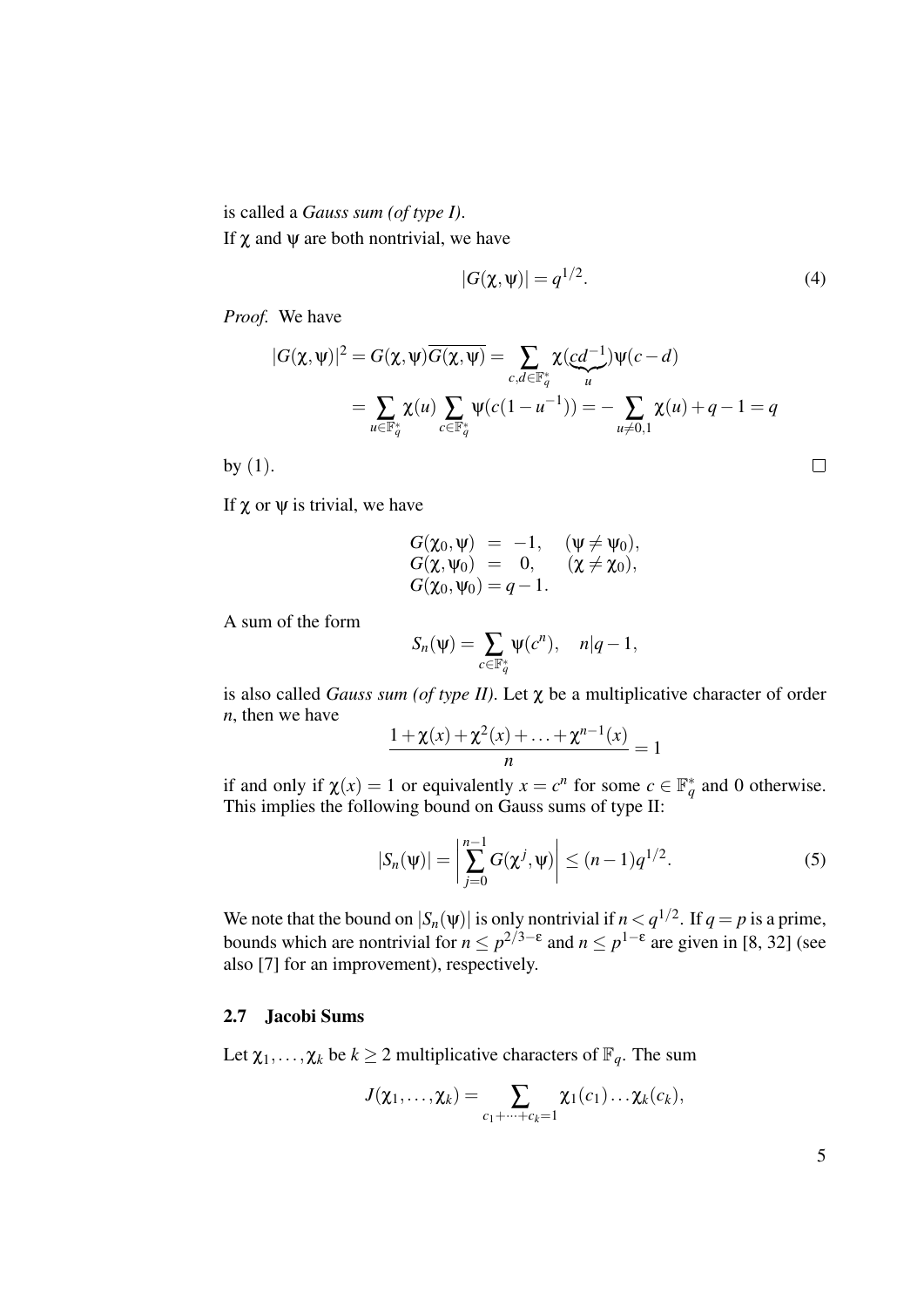is called a *Gauss sum (of type I)*.
If $\chi$ and $\psi$ are both nontrivial, we have

$$|G(\chi,\psi)| = q^{1/2}. \tag{4}$$

*Proof.* We have

$$|G(\chi,\psi)|^2 = G(\chi,\psi)\overline{G(\chi,\psi)} = \sum_{c,d\in\mathbb{F}_q^*} \chi(\underbrace{cd^{-1}}_{u})\psi(c-d)$$
$$= \sum_{u\in\mathbb{F}_q^*} \chi(u) \sum_{c\in\mathbb{F}_q^*} \psi(c(1-u^{-1})) = -\sum_{u\neq 0,1} \chi(u) + q - 1 = q$$

by (1). $\square$

If $\chi$ or $\psi$ is trivial, we have

$$\begin{aligned} G(\chi_0,\psi) &= -1, \quad (\psi \neq \psi_0),\\ G(\chi,\psi_0) &= 0, \quad (\chi \neq \chi_0),\\ G(\chi_0,\psi_0) &= q-1. \end{aligned}$$

A sum of the form

$$S_n(\psi) = \sum_{c\in\mathbb{F}_q^*} \psi(c^n), \quad n|q-1,$$

is also called *Gauss sum (of type II)*. Let $\chi$ be a multiplicative character of order $n$, then we have

$$\frac{1+\chi(x)+\chi^2(x)+\ldots+\chi^{n-1}(x)}{n} = 1$$

if and only if $\chi(x) = 1$ or equivalently $x = c^n$ for some $c \in \mathbb{F}_q^*$ and 0 otherwise. This implies the following bound on Gauss sums of type II:

$$|S_n(\psi)| = \left|\sum_{j=0}^{n-1} G(\chi^j,\psi)\right| \leq (n-1)q^{1/2}. \tag{5}$$

We note that the bound on $|S_n(\psi)|$ is only nontrivial if $n < q^{1/2}$. If $q = p$ is a prime, bounds which are nontrivial for $n \leq p^{2/3-\varepsilon}$ and $n \leq p^{1-\varepsilon}$ are given in [8, 32] (see also [7] for an improvement), respectively.

### 2.7 Jacobi Sums

Let $\chi_1,\ldots,\chi_k$ be $k \geq 2$ multiplicative characters of $\mathbb{F}_q$. The sum

$$J(\chi_1,\ldots,\chi_k) = \sum_{c_1+\cdots+c_k=1} \chi_1(c_1)\ldots\chi_k(c_k),$$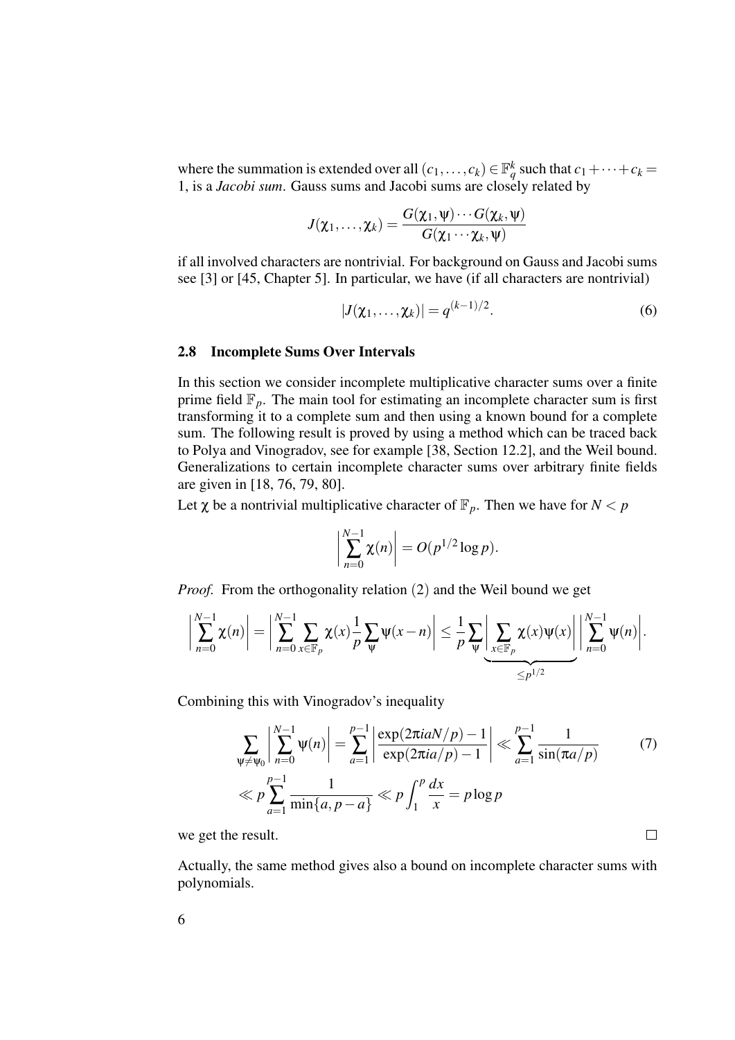where the summation is extended over all $(c_1,\dots,c_k) \in \mathbb{F}_q^k$ such that $c_1+\cdots+c_k = 1$, is a *Jacobi sum*. Gauss sums and Jacobi sums are closely related by

$$J(\chi_1,\dots,\chi_k) = \frac{G(\chi_1,\psi)\cdots G(\chi_k,\psi)}{G(\chi_1\cdots\chi_k,\psi)}$$

if all involved characters are nontrivial. For background on Gauss and Jacobi sums see [3] or [45, Chapter 5]. In particular, we have (if all characters are nontrivial)

$$|J(\chi_1,\dots,\chi_k)| = q^{(k-1)/2}. \tag{6}$$

### 2.8 Incomplete Sums Over Intervals

In this section we consider incomplete multiplicative character sums over a finite prime field $\mathbb{F}_p$. The main tool for estimating an incomplete character sum is first transforming it to a complete sum and then using a known bound for a complete sum. The following result is proved by using a method which can be traced back to Polya and Vinogradov, see for example [38, Section 12.2], and the Weil bound. Generalizations to certain incomplete character sums over arbitrary finite fields are given in [18, 76, 79, 80].

Let $\chi$ be a nontrivial multiplicative character of $\mathbb{F}_p$. Then we have for $N < p$

$$\left|\sum_{n=0}^{N-1}\chi(n)\right| = O(p^{1/2}\log p).$$

*Proof.* From the orthogonality relation (2) and the Weil bound we get

$$\left|\sum_{n=0}^{N-1}\chi(n)\right| = \left|\sum_{n=0}^{N-1}\sum_{x\in\mathbb{F}_p}\chi(x)\frac{1}{p}\sum_{\psi}\psi(x-n)\right| \le \frac{1}{p}\sum_{\psi}\underbrace{\left|\sum_{x\in\mathbb{F}_p}\chi(x)\psi(x)\right|}_{\le p^{1/2}}\left|\sum_{n=0}^{N-1}\psi(n)\right|.$$

Combining this with Vinogradov's inequality

$$\sum_{\psi\ne\psi_0}\left|\sum_{n=0}^{N-1}\psi(n)\right| = \sum_{a=1}^{p-1}\left|\frac{\exp(2\pi i aN/p)-1}{\exp(2\pi i a/p)-1}\right| \ll \sum_{a=1}^{p-1}\frac{1}{\sin(\pi a/p)} \tag{7}$$

$$\ll p\sum_{a=1}^{p-1}\frac{1}{\min\{a,p-a\}} \ll p\int_1^p \frac{dx}{x} = p\log p$$

we get the result. □

Actually, the same method gives also a bound on incomplete character sums with polynomials.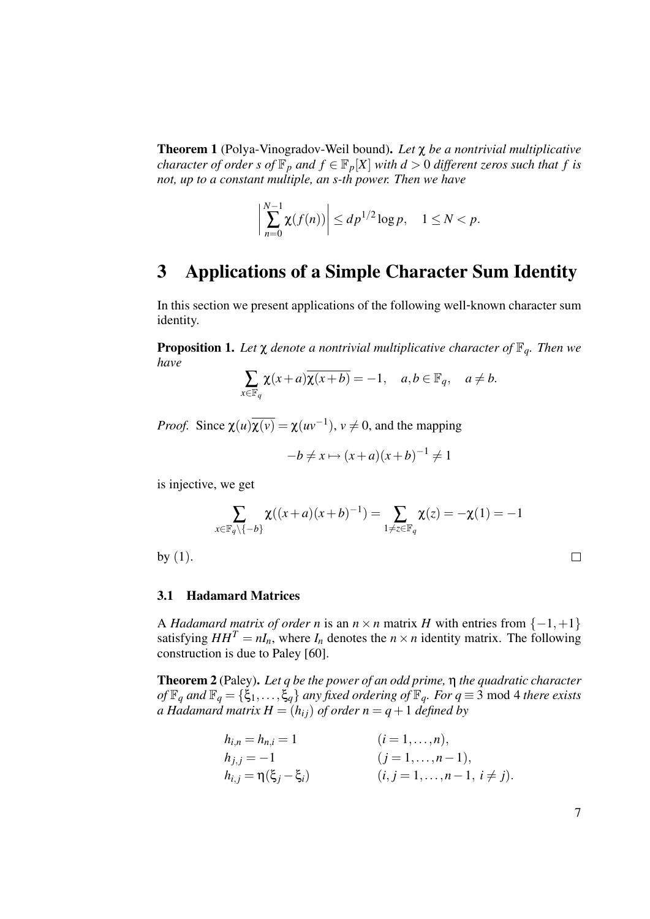**Theorem 1** (Polya-Vinogradov-Weil bound)**.** *Let $\chi$ be a nontrivial multiplicative character of order $s$ of $\mathbb{F}_p$ and $f \in \mathbb{F}_p[X]$ with $d > 0$ different zeros such that $f$ is not, up to a constant multiple, an $s$-th power. Then we have*

$$\left| \sum_{n=0}^{N-1} \chi(f(n)) \right| \leq d p^{1/2} \log p, \quad 1 \leq N < p.$$

# 3 Applications of a Simple Character Sum Identity

In this section we present applications of the following well-known character sum identity.

**Proposition 1.** *Let $\chi$ denote a nontrivial multiplicative character of $\mathbb{F}_q$. Then we have*

$$\sum_{x \in \mathbb{F}_q} \chi(x+a)\overline{\chi(x+b)} = -1, \quad a, b \in \mathbb{F}_q, \quad a \neq b.$$

*Proof.* Since $\chi(u)\overline{\chi(v)} = \chi(uv^{-1})$, $v \neq 0$, and the mapping

$$-b \neq x \mapsto (x+a)(x+b)^{-1} \neq 1$$

is injective, we get

$$\sum_{x \in \mathbb{F}_q \setminus \{-b\}} \chi((x+a)(x+b)^{-1}) = \sum_{1 \neq z \in \mathbb{F}_q} \chi(z) = -\chi(1) = -1$$

by (1). □

## 3.1 Hadamard Matrices

A *Hadamard matrix of order $n$* is an $n \times n$ matrix $H$ with entries from $\{-1, +1\}$ satisfying $HH^T = nI_n$, where $I_n$ denotes the $n \times n$ identity matrix. The following construction is due to Paley [60].

**Theorem 2** (Paley)**.** *Let $q$ be the power of an odd prime, $\eta$ the quadratic character of $\mathbb{F}_q$ and $\mathbb{F}_q = \{\xi_1, \ldots, \xi_q\}$ any fixed ordering of $\mathbb{F}_q$. For $q \equiv 3 \bmod 4$ there exists a Hadamard matrix $H = (h_{ij})$ of order $n = q+1$ defined by*

$$\begin{aligned}
h_{i,n} = h_{n,i} &= 1 && (i = 1, \ldots, n), \\
h_{j,j} &= -1 && (j = 1, \ldots, n-1), \\
h_{i,j} &= \eta(\xi_j - \xi_i) && (i, j = 1, \ldots, n-1, \ i \neq j).
\end{aligned}$$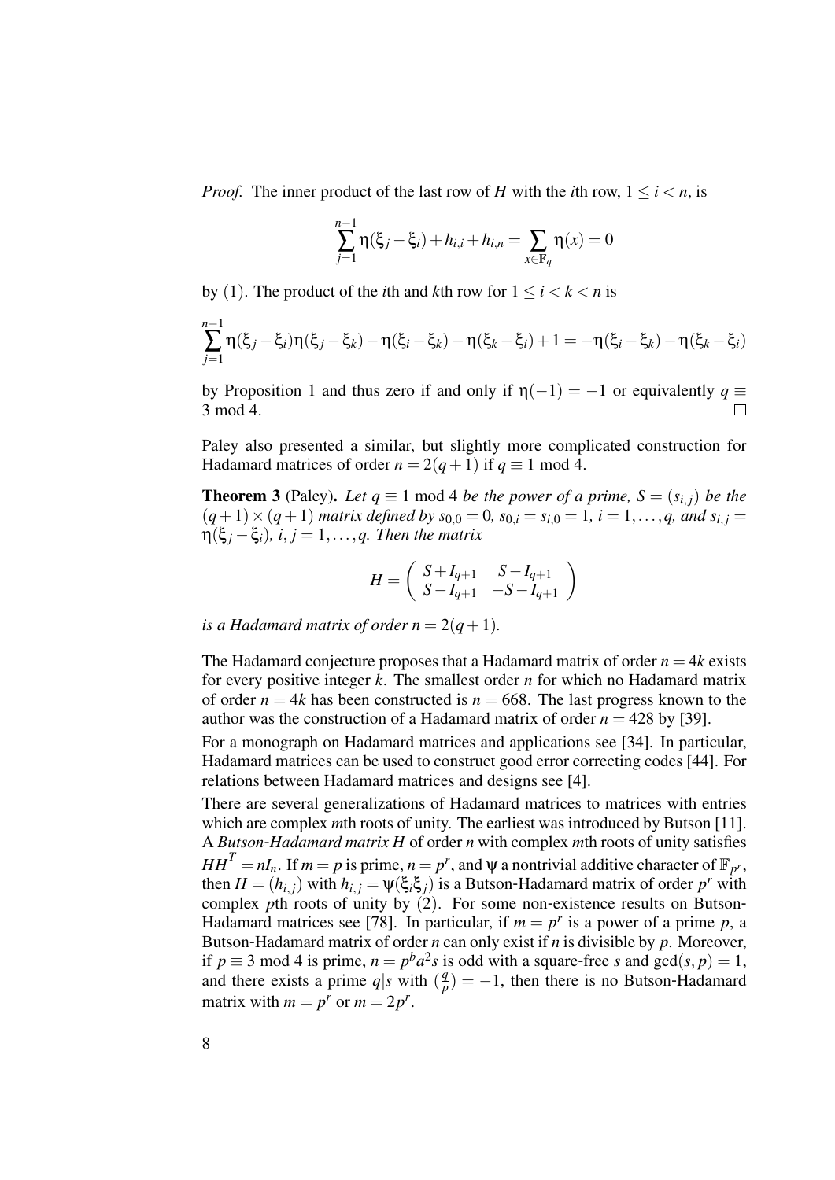*Proof.* The inner product of the last row of $H$ with the $i$th row, $1 \leq i < n$, is

$$\sum_{j=1}^{n-1} \eta(\xi_j - \xi_i) + h_{i,i} + h_{i,n} = \sum_{x \in \mathbb{F}_q} \eta(x) = 0$$

by (1). The product of the $i$th and $k$th row for $1 \leq i < k < n$ is

$$\sum_{j=1}^{n-1} \eta(\xi_j - \xi_i)\eta(\xi_j - \xi_k) - \eta(\xi_i - \xi_k) - \eta(\xi_k - \xi_i) + 1 = -\eta(\xi_i - \xi_k) - \eta(\xi_k - \xi_i)$$

by Proposition 1 and thus zero if and only if $\eta(-1) = -1$ or equivalently $q \equiv 3 \bmod 4$. □

Paley also presented a similar, but slightly more complicated construction for Hadamard matrices of order $n = 2(q+1)$ if $q \equiv 1 \bmod 4$.

**Theorem 3** (Paley)**.** *Let $q \equiv 1 \bmod 4$ be the power of a prime, $S = (s_{i,j})$ be the $(q+1) \times (q+1)$ matrix defined by $s_{0,0} = 0$, $s_{0,i} = s_{i,0} = 1$, $i = 1, \ldots, q$, and $s_{i,j} = \eta(\xi_j - \xi_i)$, $i, j = 1, \ldots, q$. Then the matrix*

$$H = \begin{pmatrix} S + I_{q+1} & S - I_{q+1} \\ S - I_{q+1} & -S - I_{q+1} \end{pmatrix}$$

*is a Hadamard matrix of order $n = 2(q+1)$.*

The Hadamard conjecture proposes that a Hadamard matrix of order $n = 4k$ exists for every positive integer $k$. The smallest order $n$ for which no Hadamard matrix of order $n = 4k$ has been constructed is $n = 668$. The last progress known to the author was the construction of a Hadamard matrix of order $n = 428$ by [39].

For a monograph on Hadamard matrices and applications see [34]. In particular, Hadamard matrices can be used to construct good error correcting codes [44]. For relations between Hadamard matrices and designs see [4].

There are several generalizations of Hadamard matrices to matrices with entries which are complex $m$th roots of unity. The earliest was introduced by Butson [11]. A *Butson-Hadamard matrix* $H$ of order $n$ with complex $m$th roots of unity satisfies $H\overline{H}^T = nI_n$. If $m = p$ is prime, $n = p^r$, and $\psi$ a nontrivial additive character of $\mathbb{F}_{p^r}$, then $H = (h_{i,j})$ with $h_{i,j} = \psi(\xi_i \xi_j)$ is a Butson-Hadamard matrix of order $p^r$ with complex $p$th roots of unity by (2). For some non-existence results on Butson-Hadamard matrices see [78]. In particular, if $m = p^r$ is a power of a prime $p$, a Butson-Hadamard matrix of order $n$ can only exist if $n$ is divisible by $p$. Moreover, if $p \equiv 3 \bmod 4$ is prime, $n = p^b a^2 s$ is odd with a square-free $s$ and $\gcd(s, p) = 1$, and there exists a prime $q | s$ with $(\frac{q}{p}) = -1$, then there is no Butson-Hadamard matrix with $m = p^r$ or $m = 2p^r$.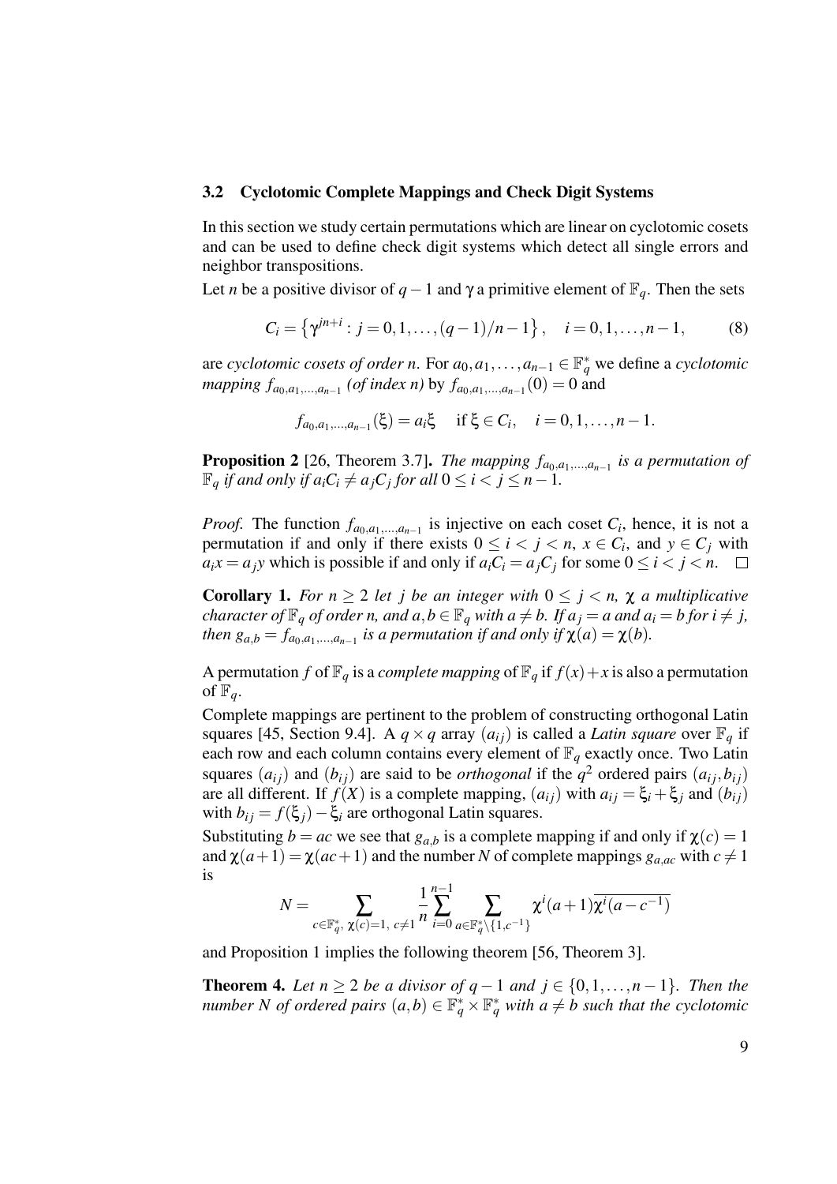### 3.2 Cyclotomic Complete Mappings and Check Digit Systems

In this section we study certain permutations which are linear on cyclotomic cosets and can be used to define check digit systems which detect all single errors and neighbor transpositions.

Let $n$ be a positive divisor of $q-1$ and $\gamma$ a primitive element of $\mathbb{F}_q$. Then the sets

$$C_i = \left\{\gamma^{jn+i} : j = 0,1,\ldots,(q-1)/n-1\right\}, \quad i = 0,1,\ldots,n-1, \tag{8}$$

are *cyclotomic cosets of order* $n$. For $a_0,a_1,\ldots,a_{n-1} \in \mathbb{F}_q^*$ we define a *cyclotomic mapping* $f_{a_0,a_1,\ldots,a_{n-1}}$ *(of index n)* by $f_{a_0,a_1,\ldots,a_{n-1}}(0) = 0$ and

$$f_{a_0,a_1,\ldots,a_{n-1}}(\xi) = a_i\xi \quad \text{if } \xi \in C_i, \quad i = 0,1,\ldots,n-1.$$

**Proposition 2** [26, Theorem 3.7]. *The mapping $f_{a_0,a_1,\ldots,a_{n-1}}$ is a permutation of $\mathbb{F}_q$ if and only if $a_iC_i \neq a_jC_j$ for all $0 \le i < j \le n-1$.*

*Proof.* The function $f_{a_0,a_1,\ldots,a_{n-1}}$ is injective on each coset $C_i$, hence, it is not a permutation if and only if there exists $0 \le i < j < n$, $x \in C_i$, and $y \in C_j$ with $a_ix = a_jy$ which is possible if and only if $a_iC_i = a_jC_j$ for some $0 \le i < j < n$. □

**Corollary 1.** *For $n \ge 2$ let $j$ be an integer with $0 \le j < n$, $\chi$ a multiplicative character of $\mathbb{F}_q$ of order $n$, and $a,b \in \mathbb{F}_q$ with $a \neq b$. If $a_j = a$ and $a_i = b$ for $i \neq j$, then $g_{a,b} = f_{a_0,a_1,\ldots,a_{n-1}}$ is a permutation if and only if $\chi(a) = \chi(b)$.*

A permutation $f$ of $\mathbb{F}_q$ is a *complete mapping* of $\mathbb{F}_q$ if $f(x)+x$ is also a permutation of $\mathbb{F}_q$.

Complete mappings are pertinent to the problem of constructing orthogonal Latin squares [45, Section 9.4]. A $q \times q$ array $(a_{ij})$ is called a *Latin square* over $\mathbb{F}_q$ if each row and each column contains every element of $\mathbb{F}_q$ exactly once. Two Latin squares $(a_{ij})$ and $(b_{ij})$ are said to be *orthogonal* if the $q^2$ ordered pairs $(a_{ij}, b_{ij})$ are all different. If $f(X)$ is a complete mapping, $(a_{ij})$ with $a_{ij} = \xi_i + \xi_j$ and $(b_{ij})$ with $b_{ij} = f(\xi_j) - \xi_i$ are orthogonal Latin squares.

Substituting $b = ac$ we see that $g_{a,b}$ is a complete mapping if and only if $\chi(c) = 1$ and $\chi(a+1) = \chi(ac+1)$ and the number $N$ of complete mappings $g_{a,ac}$ with $c \neq 1$ is

$$N = \sum_{c\in\mathbb{F}_q^*,\ \chi(c)=1,\ c\neq 1} \frac{1}{n}\sum_{i=0}^{n-1} \sum_{a\in\mathbb{F}_q^*\setminus\{1,c^{-1}\}} \chi^i(a+1)\overline{\chi^i(a-c^{-1})}$$

and Proposition 1 implies the following theorem [56, Theorem 3].

**Theorem 4.** *Let $n \ge 2$ be a divisor of $q-1$ and $j \in \{0,1,\ldots,n-1\}$. Then the number $N$ of ordered pairs $(a,b) \in \mathbb{F}_q^* \times \mathbb{F}_q^*$ with $a \neq b$ such that the cyclotomic*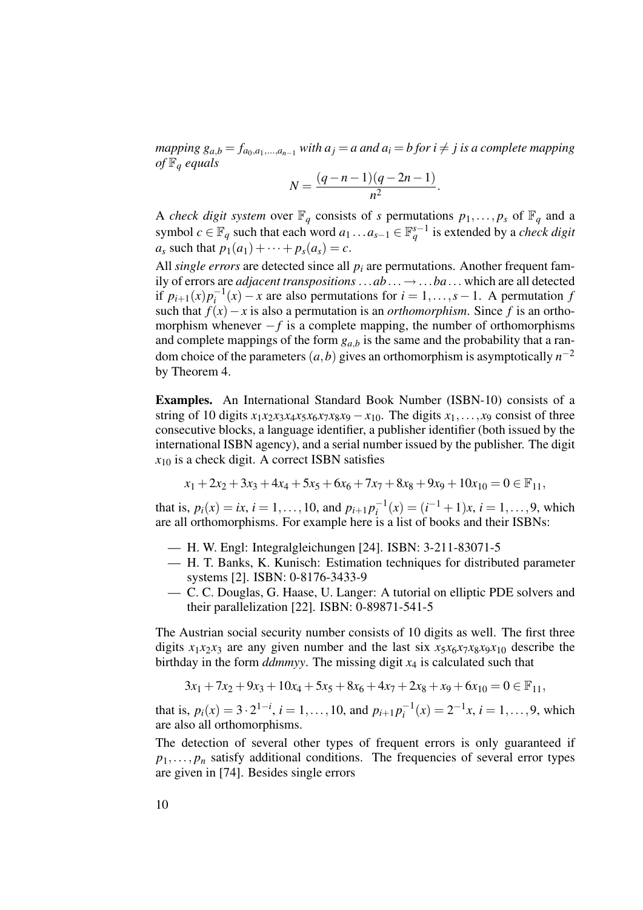*mapping $g_{a,b} = f_{a_0,a_1,\ldots,a_{n-1}}$ with $a_j = a$ and $a_i = b$ for $i \neq j$ is a complete mapping of $\mathbb{F}_q$ equals*

$$N = \frac{(q-n-1)(q-2n-1)}{n^2}.$$

A *check digit system* over $\mathbb{F}_q$ consists of $s$ permutations $p_1, \ldots, p_s$ of $\mathbb{F}_q$ and a symbol $c \in \mathbb{F}_q$ such that each word $a_1 \ldots a_{s-1} \in \mathbb{F}_q^{s-1}$ is extended by a *check digit* $a_s$ such that $p_1(a_1) + \cdots + p_s(a_s) = c$.

All *single errors* are detected since all $p_i$ are permutations. Another frequent family of errors are *adjacent transpositions* $\ldots ab \ldots \to \ldots ba \ldots$ which are all detected if $p_{i+1}(x)p_i^{-1}(x) - x$ are also permutations for $i = 1, \ldots, s-1$. A permutation $f$ such that $f(x) - x$ is also a permutation is an *orthomorphism*. Since $f$ is an orthomorphism whenever $-f$ is a complete mapping, the number of orthomorphisms and complete mappings of the form $g_{a,b}$ is the same and the probability that a random choice of the parameters $(a,b)$ gives an orthomorphism is asymptotically $n^{-2}$ by Theorem 4.

**Examples.** An International Standard Book Number (ISBN-10) consists of a string of 10 digits $x_1x_2x_3x_4x_5x_6x_7x_8x_9 - x_{10}$. The digits $x_1, \ldots, x_9$ consist of three consecutive blocks, a language identifier, a publisher identifier (both issued by the international ISBN agency), and a serial number issued by the publisher. The digit $x_{10}$ is a check digit. A correct ISBN satisfies

$$x_1 + 2x_2 + 3x_3 + 4x_4 + 5x_5 + 6x_6 + 7x_7 + 8x_8 + 9x_9 + 10x_{10} = 0 \in \mathbb{F}_{11},$$

that is, $p_i(x) = ix$, $i = 1, \ldots, 10$, and $p_{i+1}p_i^{-1}(x) = (i^{-1}+1)x$, $i = 1, \ldots, 9$, which are all orthomorphisms. For example here is a list of books and their ISBNs:

- H. W. Engl: Integralgleichungen [24]. ISBN: 3-211-83071-5
- H. T. Banks, K. Kunisch: Estimation techniques for distributed parameter systems [2]. ISBN: 0-8176-3433-9
- C. C. Douglas, G. Haase, U. Langer: A tutorial on elliptic PDE solvers and their parallelization [22]. ISBN: 0-89871-541-5

The Austrian social security number consists of 10 digits as well. The first three digits $x_1x_2x_3$ are any given number and the last six $x_5x_6x_7x_8x_9x_{10}$ describe the birthday in the form *ddmmyy*. The missing digit $x_4$ is calculated such that

$$3x_1 + 7x_2 + 9x_3 + 10x_4 + 5x_5 + 8x_6 + 4x_7 + 2x_8 + x_9 + 6x_{10} = 0 \in \mathbb{F}_{11},$$

that is, $p_i(x) = 3 \cdot 2^{1-i}$, $i = 1, \ldots, 10$, and $p_{i+1}p_i^{-1}(x) = 2^{-1}x$, $i = 1, \ldots, 9$, which are also all orthomorphisms.

The detection of several other types of frequent errors is only guaranteed if $p_1, \ldots, p_n$ satisfy additional conditions. The frequencies of several error types are given in [74]. Besides single errors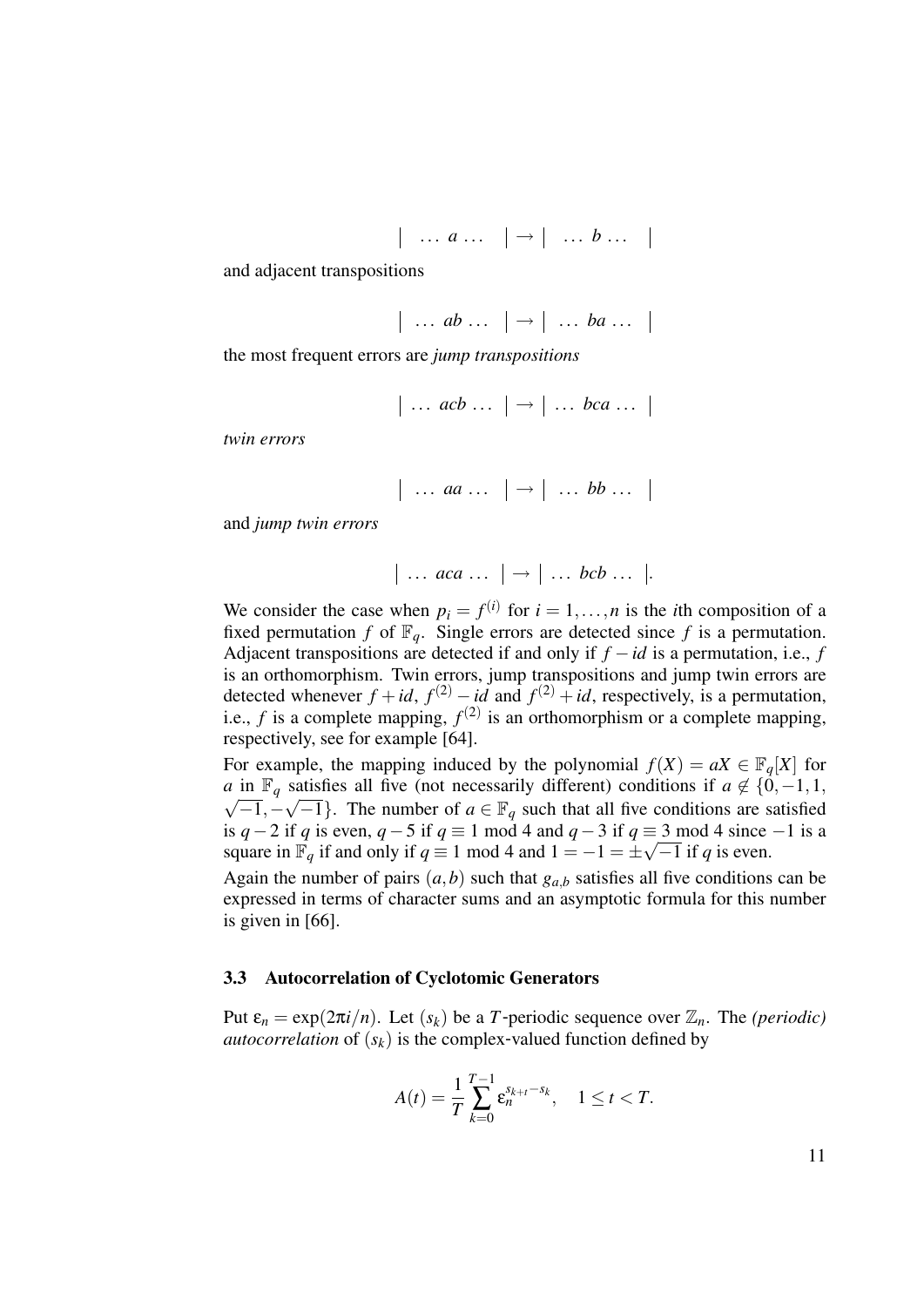$$| \ \ldots\ a \ldots\ \ | \to | \ \ldots\ b \ldots\ \ |$$

and adjacent transpositions

$$| \ \ldots\ ab \ldots\ \ | \to | \ \ldots\ ba \ldots\ \ |$$

the most frequent errors are *jump transpositions*

$$| \ \ldots\ acb \ldots\ \ | \to | \ \ldots\ bca \ldots\ \ |$$

*twin errors*

$$| \ \ldots\ aa \ldots\ \ | \to | \ \ldots\ bb \ldots\ \ |$$

and *jump twin errors*

$$| \ \ldots\ aca \ldots\ \ | \to | \ \ldots\ bcb \ldots\ \ |.$$

We consider the case when $p_i = f^{(i)}$ for $i = 1,\ldots,n$ is the $i$th composition of a fixed permutation $f$ of $\mathbb{F}_q$. Single errors are detected since $f$ is a permutation. Adjacent transpositions are detected if and only if $f - id$ is a permutation, i.e., $f$ is an orthomorphism. Twin errors, jump transpositions and jump twin errors are detected whenever $f + id$, $f^{(2)} - id$ and $f^{(2)} + id$, respectively, is a permutation, i.e., $f$ is a complete mapping, $f^{(2)}$ is an orthomorphism or a complete mapping, respectively, see for example [64].

For example, the mapping induced by the polynomial $f(X) = aX \in \mathbb{F}_q[X]$ for $a$ in $\mathbb{F}_q$ satisfies all five (not necessarily different) conditions if $a \notin \{0,-1,1,\sqrt{-1},-\sqrt{-1}\}$. The number of $a \in \mathbb{F}_q$ such that all five conditions are satisfied is $q-2$ if $q$ is even, $q-5$ if $q \equiv 1 \bmod 4$ and $q-3$ if $q \equiv 3 \bmod 4$ since $-1$ is a square in $\mathbb{F}_q$ if and only if $q \equiv 1 \bmod 4$ and $1 = -1 = \pm\sqrt{-1}$ if $q$ is even.

Again the number of pairs $(a,b)$ such that $g_{a,b}$ satisfies five conditions can be expressed in terms of character sums and an asymptotic formula for this number is given in [66].

### 3.3 Autocorrelation of Cyclotomic Generators

Put $\varepsilon_n = \exp(2\pi i/n)$. Let $(s_k)$ be a $T$-periodic sequence over $\mathbb{Z}_n$. The *(periodic) autocorrelation* of $(s_k)$ is the complex-valued function defined by

$$A(t) = \frac{1}{T}\sum_{k=0}^{T-1} \varepsilon_n^{s_{k+t}-s_k}, \quad 1 \le t < T.$$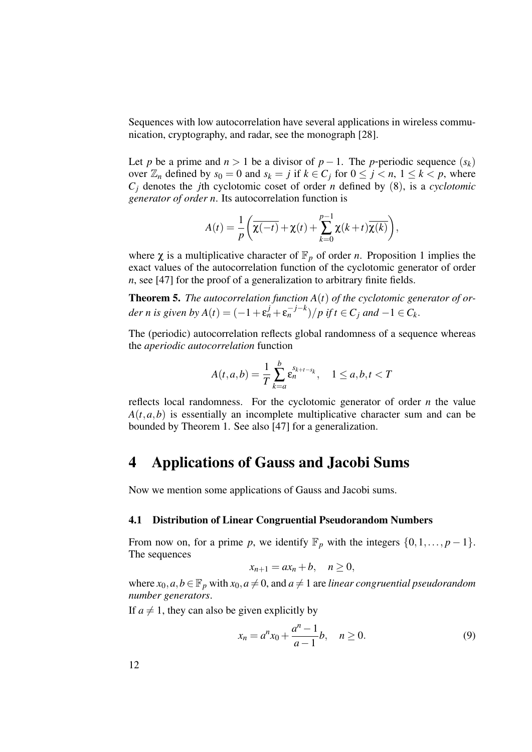Sequences with low autocorrelation have several applications in wireless communication, cryptography, and radar, see the monograph [28].

Let $p$ be a prime and $n > 1$ be a divisor of $p-1$. The $p$-periodic sequence $(s_k)$ over $\mathbb{Z}_n$ defined by $s_0 = 0$ and $s_k = j$ if $k \in C_j$ for $0 \le j < n$, $1 \le k < p$, where $C_j$ denotes the $j$th cyclotomic coset of order $n$ defined by (8), is a *cyclotomic generator of order* $n$. Its autocorrelation function is

$$A(t) = \frac{1}{p}\left(\overline{\chi(-t)} + \chi(t) + \sum_{k=0}^{p-1} \chi(k+t)\overline{\chi(k)}\right),$$

where $\chi$ is a multiplicative character of $\mathbb{F}_p$ of order $n$. Proposition 1 implies the exact values of the autocorrelation function of the cyclotomic generator of order $n$, see [47] for the proof of a generalization to arbitrary finite fields.

**Theorem 5.** *The autocorrelation function $A(t)$ of the cyclotomic generator of order $n$ is given by $A(t) = (-1 + \varepsilon_n^j + \varepsilon_n^{-j-k})/p$ if $t \in C_j$ and $-1 \in C_k$.*

The (periodic) autocorrelation reflects global randomness of a sequence whereas the *aperiodic autocorrelation* function

$$A(t,a,b) = \frac{1}{T}\sum_{k=a}^{b} \varepsilon_n^{s_{k+t}-s_k}, \quad 1 \le a,b,t < T$$

reflects local randomness. For the cyclotomic generator of order $n$ the value $A(t,a,b)$ is essentially an incomplete multiplicative character sum and can be bounded by Theorem 1. See also [47] for a generalization.

# 4 Applications of Gauss and Jacobi Sums

Now we mention some applications of Gauss and Jacobi sums.

## 4.1 Distribution of Linear Congruential Pseudorandom Numbers

From now on, for a prime $p$, we identify $\mathbb{F}_p$ with the integers $\{0,1,\ldots,p-1\}$. The sequences

$$x_{n+1} = ax_n + b, \quad n \ge 0,$$

where $x_0, a, b \in \mathbb{F}_p$ with $x_0, a \neq 0$, and $a \neq 1$ are *linear congruential pseudorandom number generators*.

If $a \neq 1$, they can also be given explicitly by

$$x_n = a^n x_0 + \frac{a^n - 1}{a-1} b, \quad n \ge 0. \tag{9}$$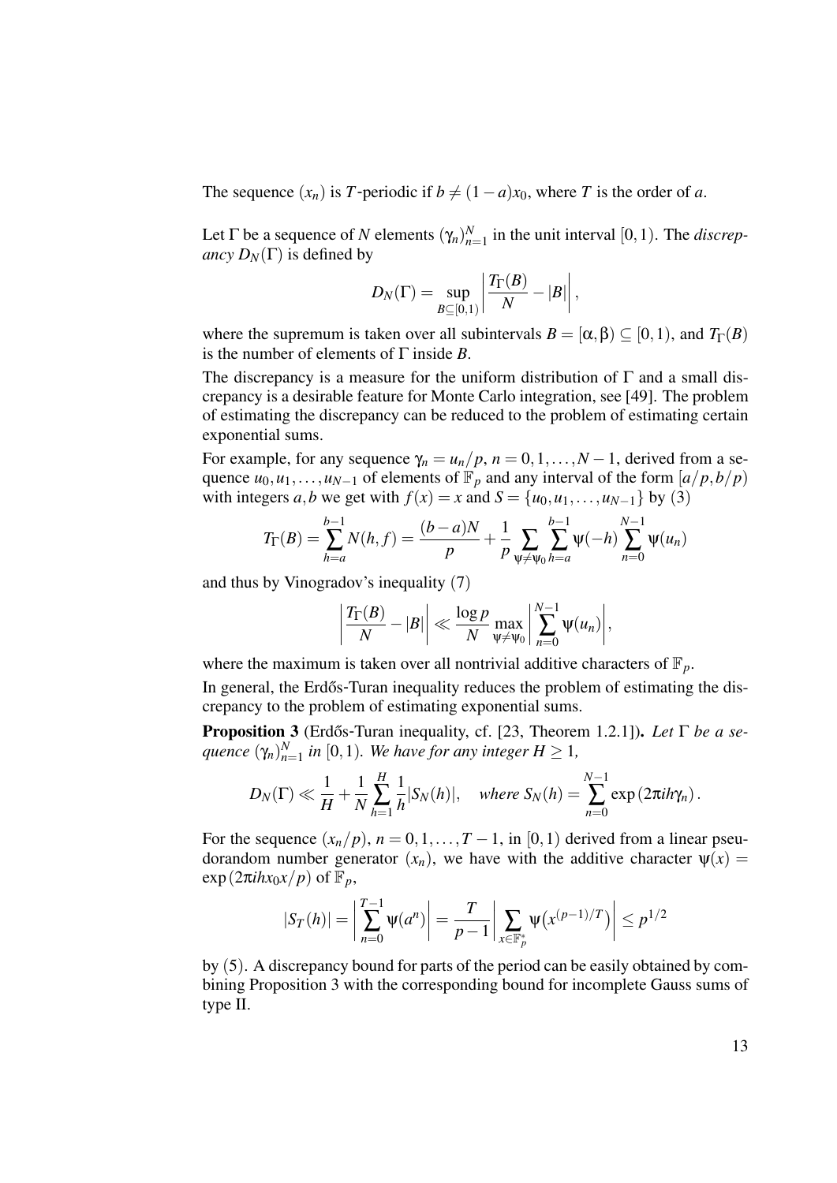The sequence $(x_n)$ is $T$-periodic if $b \neq (1-a)x_0$, where $T$ is the order of $a$.

Let $\Gamma$ be a sequence of $N$ elements $(\gamma_n)_{n=1}^N$ in the unit interval $[0,1)$. The *discrepancy* $D_N(\Gamma)$ is defined by

$$D_N(\Gamma) = \sup_{B \subseteq [0,1)} \left| \frac{T_\Gamma(B)}{N} - |B| \right|,$$

where the supremum is taken over all subintervals $B = [\alpha, \beta) \subseteq [0,1)$, and $T_\Gamma(B)$ is the number of elements of $\Gamma$ inside $B$.

The discrepancy is a measure for the uniform distribution of $\Gamma$ and a small discrepancy is a desirable feature for Monte Carlo integration, see [49]. The problem of estimating the discrepancy can be reduced to the problem of estimating certain exponential sums.

For example, for any sequence $\gamma_n = u_n/p$, $n = 0, 1, \ldots, N-1$, derived from a sequence $u_0, u_1, \ldots, u_{N-1}$ of elements of $\mathbb{F}_p$ and any interval of the form $[a/p, b/p)$ with integers $a, b$ we get with $f(x) = x$ and $S = \{u_0, u_1, \ldots, u_{N-1}\}$ by (3)

$$T_\Gamma(B) = \sum_{h=a}^{b-1} N(h,f) = \frac{(b-a)N}{p} + \frac{1}{p} \sum_{\psi \neq \psi_0} \sum_{h=a}^{b-1} \psi(-h) \sum_{n=0}^{N-1} \psi(u_n)$$

and thus by Vinogradov's inequality (7)

$$\left| \frac{T_\Gamma(B)}{N} - |B| \right| \ll \frac{\log p}{N} \max_{\psi \neq \psi_0} \left| \sum_{n=0}^{N-1} \psi(u_n) \right|,$$

where the maximum is taken over all nontrivial additive characters of $\mathbb{F}_p$.

In general, the Erdős-Turan inequality reduces the problem of estimating the discrepancy to the problem of estimating exponential sums.

**Proposition 3** (Erdős-Turan inequality, cf. [23, Theorem 1.2.1])**.** *Let $\Gamma$ be a sequence $(\gamma_n)_{n=1}^N$ in $[0,1)$. We have for any integer $H \geq 1$,*

$$D_N(\Gamma) \ll \frac{1}{H} + \frac{1}{N} \sum_{h=1}^{H} \frac{1}{h} |S_N(h)|, \quad \textit{where } S_N(h) = \sum_{n=0}^{N-1} \exp(2\pi i h \gamma_n).$$

For the sequence $(x_n/p)$, $n = 0, 1, \ldots, T-1$, in $[0,1)$ derived from a linear pseudorandom number generator $(x_n)$, we have with the additive character $\psi(x) = \exp(2\pi i h x_0 x/p)$ of $\mathbb{F}_p$,

$$|S_T(h)| = \left| \sum_{n=0}^{T-1} \psi(a^n) \right| = \frac{T}{p-1} \left| \sum_{x \in \mathbb{F}_p^*} \psi\big(x^{(p-1)/T}\big) \right| \leq p^{1/2}$$

by (5). A discrepancy bound for parts of the period can be easily obtained by combining Proposition 3 with the corresponding bound for incomplete Gauss sums of type II.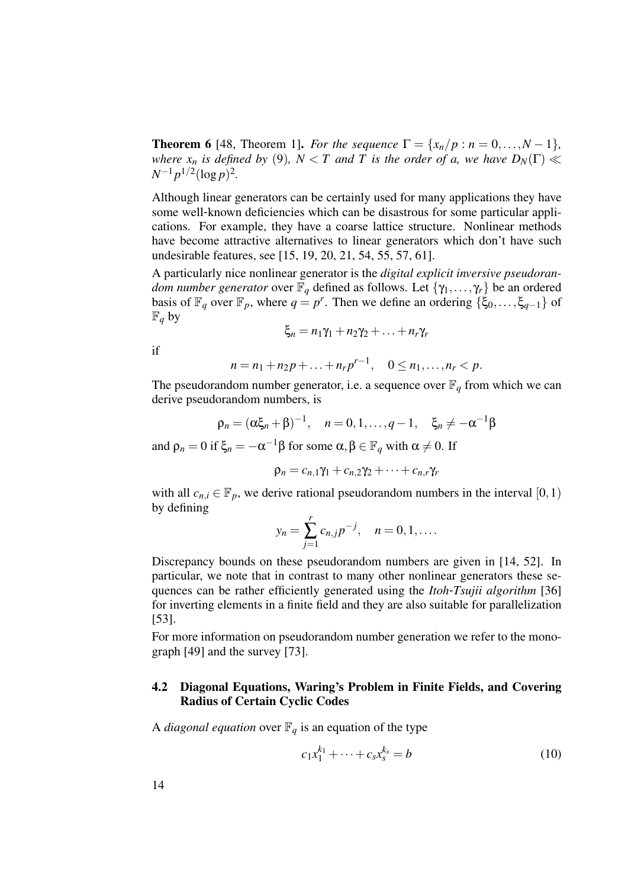**Theorem 6** [48, Theorem 1]**.** *For the sequence $\Gamma = \{x_n/p : n = 0, \ldots, N-1\}$, where $x_n$ is defined by* (9)*, $N < T$ and $T$ is the order of $a$, we have $D_N(\Gamma) \ll N^{-1}p^{1/2}(\log p)^2$.*

Although linear generators can be certainly used for many applications they have some well-known deficiencies which can be disastrous for some particular applications. For example, they have a coarse lattice structure. Nonlinear methods have become attractive alternatives to linear generators which don't have such undesirable features, see [15, 19, 20, 21, 54, 55, 57, 61].

A particularly nice nonlinear generator is the *digital explicit inversive pseudorandom number generator* over $\mathbb{F}_q$ defined as follows. Let $\{\gamma_1, \ldots, \gamma_r\}$ be an ordered basis of $\mathbb{F}_q$ over $\mathbb{F}_p$, where $q = p^r$. Then we define an ordering $\{\xi_0, \ldots, \xi_{q-1}\}$ of $\mathbb{F}_q$ by

$$\xi_n = n_1\gamma_1 + n_2\gamma_2 + \ldots + n_r\gamma_r$$

if

$$n = n_1 + n_2 p + \ldots + n_r p^{r-1}, \quad 0 \le n_1, \ldots, n_r < p.$$

The pseudorandom number generator, i.e. a sequence over $\mathbb{F}_q$ from which we can derive pseudorandom numbers, is

$$\rho_n = (\alpha\xi_n + \beta)^{-1}, \quad n = 0, 1, \ldots, q-1, \quad \xi_n \neq -\alpha^{-1}\beta$$

and $\rho_n = 0$ if $\xi_n = -\alpha^{-1}\beta$ for some $\alpha, \beta \in \mathbb{F}_q$ with $\alpha \neq 0$. If

$$\rho_n = c_{n,1}\gamma_1 + c_{n,2}\gamma_2 + \cdots + c_{n,r}\gamma_r$$

with all $c_{n,i} \in \mathbb{F}_p$, we derive rational pseudorandom numbers in the interval $[0, 1)$ by defining

$$y_n = \sum_{j=1}^{r} c_{n,j} p^{-j}, \quad n = 0, 1, \ldots.$$

Discrepancy bounds on these pseudorandom numbers are given in [14, 52]. In particular, we note that in contrast to many other nonlinear generators these sequences can be rather efficiently generated using the *Itoh-Tsujii algorithm* [36] for inverting elements in a finite field and they are also suitable for parallelization [53].

For more information on pseudorandom number generation we refer to the monograph [49] and the survey [73].

### 4.2 Diagonal Equations, Waring's Problem in Finite Fields, and Covering Radius of Certain Cyclic Codes

A *diagonal equation* over $\mathbb{F}_q$ is an equation of the type

$$c_1 x_1^{k_1} + \cdots + c_s x_s^{k_s} = b \tag{10}$$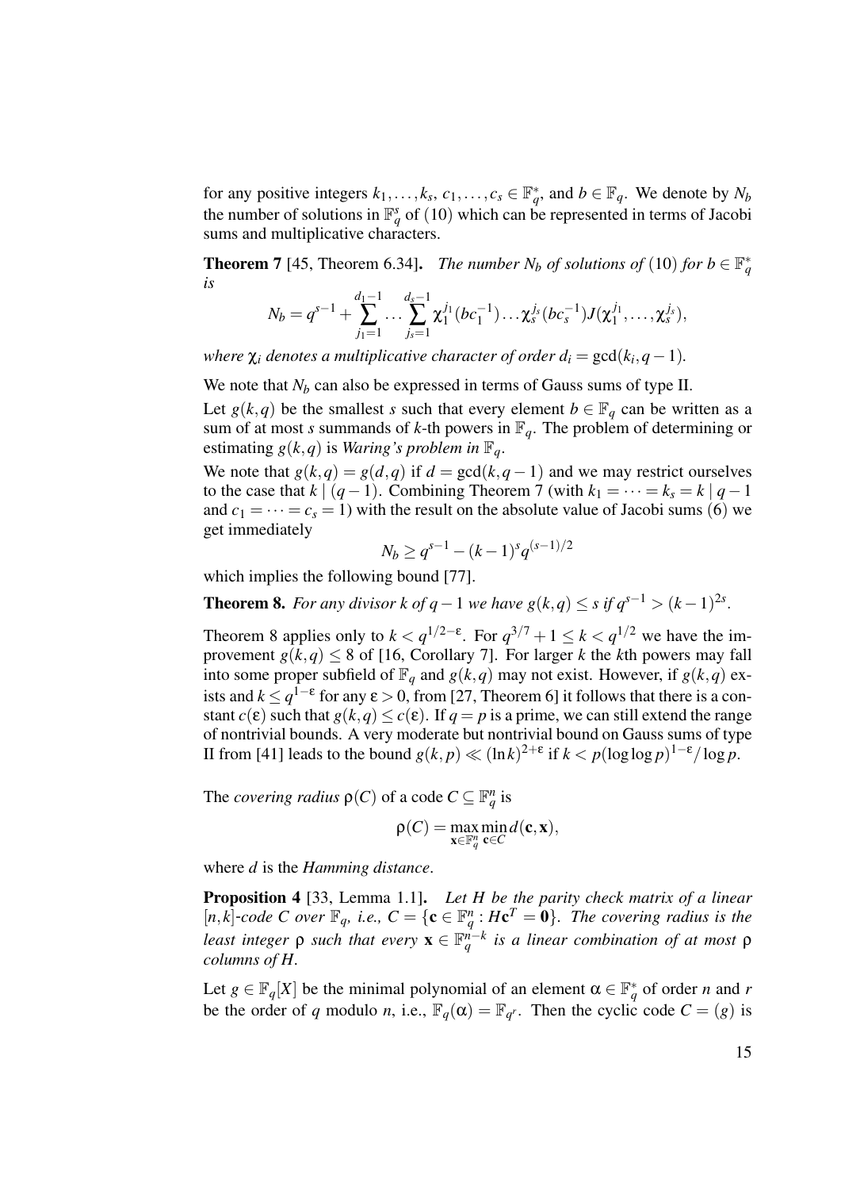for any positive integers $k_1,\dots,k_s$, $c_1,\dots,c_s \in \mathbb{F}_q^*$, and $b \in \mathbb{F}_q$. We denote by $N_b$ the number of solutions in $\mathbb{F}_q^s$ of (10) which can be represented in terms of Jacobi sums and multiplicative characters.

**Theorem 7** [45, Theorem 6.34]. *The number $N_b$ of solutions of* (10) *for $b \in \mathbb{F}_q^*$ is*

$$N_b = q^{s-1} + \sum_{j_1=1}^{d_1-1} \cdots \sum_{j_s=1}^{d_s-1} \chi_1^{j_1}(bc_1^{-1}) \dots \chi_s^{j_s}(bc_s^{-1}) J(\chi_1^{j_1},\dots,\chi_s^{j_s}),$$

*where $\chi_i$ denotes a multiplicative character of order $d_i = \gcd(k_i, q-1)$.*

We note that $N_b$ can also be expressed in terms of Gauss sums of type II.

Let $g(k,q)$ be the smallest $s$ such that every element $b \in \mathbb{F}_q$ can be written as a sum of at most $s$ summands of $k$-th powers in $\mathbb{F}_q$. The problem of determining or estimating $g(k,q)$ is *Waring's problem in $\mathbb{F}_q$*.

We note that $g(k,q) = g(d,q)$ if $d = \gcd(k,q-1)$ and we may restrict ourselves to the case that $k \mid (q-1)$. Combining Theorem 7 (with $k_1 = \cdots = k_s = k \mid q-1$ and $c_1 = \cdots = c_s = 1$) with the result on the absolute value of Jacobi sums (6) we get immediately

$$N_b \geq q^{s-1} - (k-1)^s q^{(s-1)/2}$$

which implies the following bound [77].

**Theorem 8.** *For any divisor $k$ of $q-1$ we have $g(k,q) \leq s$ if $q^{s-1} > (k-1)^{2s}$.*

Theorem 8 applies only to $k < q^{1/2-\varepsilon}$. For $q^{3/7}+1 \leq k < q^{1/2}$ we have the improvement $g(k,q) \leq 8$ of [16, Corollary 7]. For larger $k$ the $k$th powers may fall into some proper subfield of $\mathbb{F}_q$ and $g(k,q)$ may not exist. However, if $g(k,q)$ exists and $k \leq q^{1-\varepsilon}$ for any $\varepsilon > 0$, from [27, Theorem 6] it follows that there is a constant $c(\varepsilon)$ such that $g(k,q) \leq c(\varepsilon)$. If $q = p$ is a prime, we can still extend the range of nontrivial bounds. A very moderate but nontrivial bound on Gauss sums of type II from [41] leads to the bound $g(k,p) \ll (\ln k)^{2+\varepsilon}$ if $k < p(\log\log p)^{1-\varepsilon}/\log p$.

The *covering radius* $\rho(C)$ of a code $C \subseteq \mathbb{F}_q^n$ is

$$\rho(C) = \max_{\mathbf{x}\in\mathbb{F}_q^n} \min_{\mathbf{c}\in C} d(\mathbf{c},\mathbf{x}),$$

where $d$ is the *Hamming distance*.

**Proposition 4** [33, Lemma 1.1]. *Let $H$ be the parity check matrix of a linear $[n,k]$-code $C$ over $\mathbb{F}_q$, i.e., $C = \{\mathbf{c} \in \mathbb{F}_q^n : H\mathbf{c}^T = \mathbf{0}\}$. The covering radius is the least integer $\rho$ such that every $\mathbf{x} \in \mathbb{F}_q^{n-k}$ is a linear combination of at most $\rho$ columns of $H$.*

Let $g \in \mathbb{F}_q[X]$ be the minimal polynomial of an element $\alpha \in \mathbb{F}_q^*$ of order $n$ and $r$ be the order of $q$ modulo $n$, i.e., $\mathbb{F}_q(\alpha) = \mathbb{F}_{q^r}$. Then the cyclic code $C = (g)$ is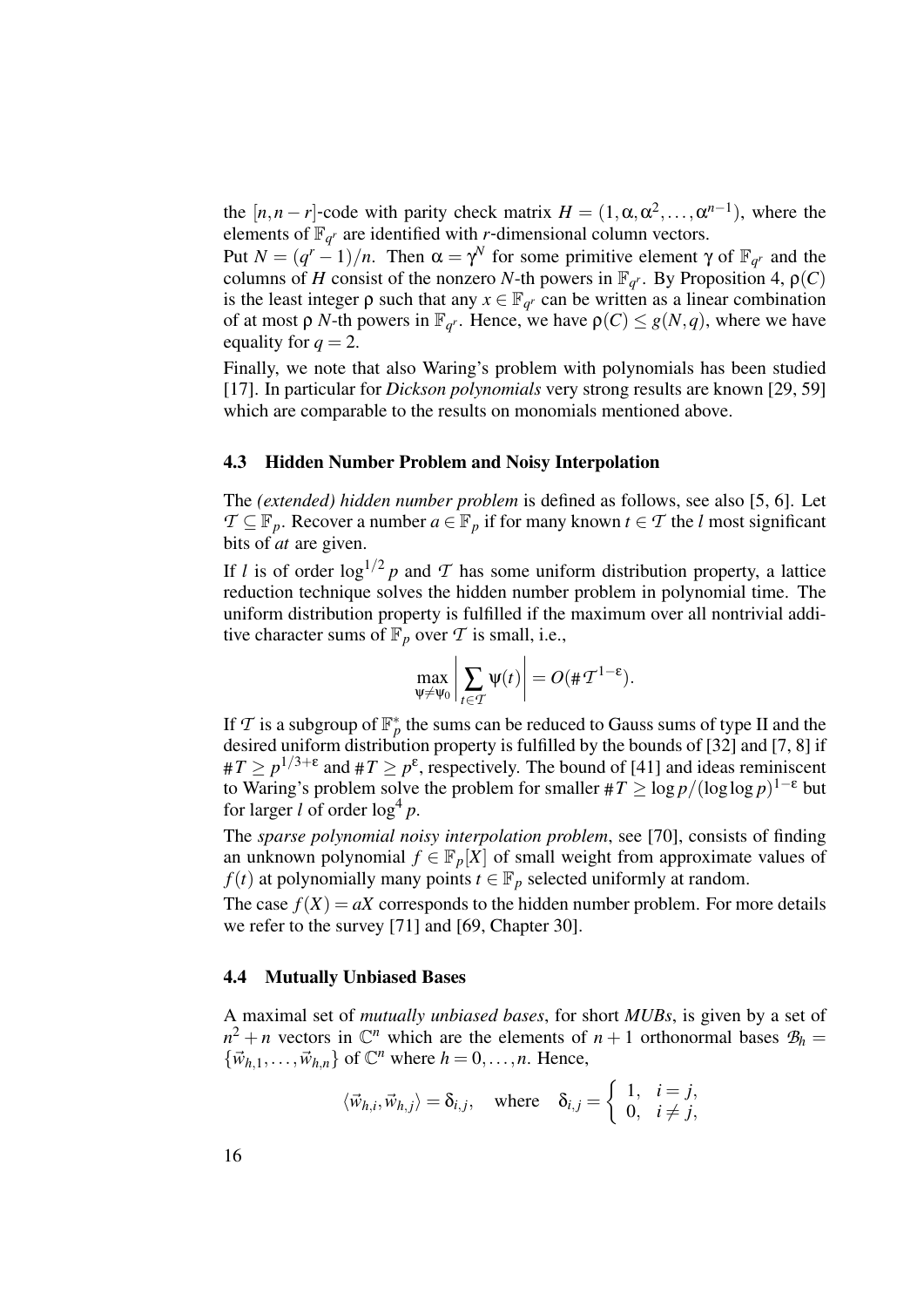the $[n, n-r]$-code with parity check matrix $H = (1, \alpha, \alpha^2, \ldots, \alpha^{n-1})$, where the elements of $\mathbb{F}_{q^r}$ are identified with $r$-dimensional column vectors.

Put $N = (q^r - 1)/n$. Then $\alpha = \gamma^N$ for some primitive element $\gamma$ of $\mathbb{F}_{q^r}$ and the columns of $H$ consist of the nonzero $N$-th powers in $\mathbb{F}_{q^r}$. By Proposition 4, $\rho(C)$ is the least integer $\rho$ such that any $x \in \mathbb{F}_{q^r}$ can be written as a linear combination of at most $\rho$ $N$-th powers in $\mathbb{F}_{q^r}$. Hence, we have $\rho(C) \leq g(N, q)$, where we have equality for $q = 2$.

Finally, we note that also Waring's problem with polynomials has been studied [17]. In particular for *Dickson polynomials* very strong results are known [29, 59] which are comparable to the results on monomials mentioned above.

### 4.3 Hidden Number Problem and Noisy Interpolation

The *(extended) hidden number problem* is defined as follows, see also [5, 6]. Let $\mathcal{T} \subseteq \mathbb{F}_p$. Recover a number $a \in \mathbb{F}_p$ if for many known $t \in \mathcal{T}$ the $l$ most significant bits of $at$ are given.

If $l$ is of order $\log^{1/2} p$ and $\mathcal{T}$ has some uniform distribution property, a lattice reduction technique solves the hidden number problem in polynomial time. The uniform distribution property is fulfilled if the maximum over all nontrivial additive character sums of $\mathbb{F}_p$ over $\mathcal{T}$ is small, i.e.,

$$\max_{\psi \neq \psi_0} \left| \sum_{t \in \mathcal{T}} \psi(t) \right| = O(\#\mathcal{T}^{1-\varepsilon}).$$

If $\mathcal{T}$ is a subgroup of $\mathbb{F}_p^*$ the sums can be reduced to Gauss sums of type II and the desired uniform distribution property is fulfilled by the bounds of [32] and [7, 8] if $\#T \geq p^{1/3+\varepsilon}$ and $\#T \geq p^{\varepsilon}$, respectively. The bound of [41] and ideas reminiscent to Waring's problem solve the problem for smaller $\#T \geq \log p/(\log\log p)^{1-\varepsilon}$ but for larger $l$ of order $\log^4 p$.

The *sparse polynomial noisy interpolation problem*, see [70], consists of finding an unknown polynomial $f \in \mathbb{F}_p[X]$ of small weight from approximate values of $f(t)$ at polynomially many points $t \in \mathbb{F}_p$ selected uniformly at random.

The case $f(X) = aX$ corresponds to the hidden number problem. For more details we refer to the survey [71] and [69, Chapter 30].

### 4.4 Mutually Unbiased Bases

A maximal set of *mutually unbiased bases*, for short *MUBs*, is given by a set of $n^2 + n$ vectors in $\mathbb{C}^n$ which are the elements of $n+1$ orthonormal bases $\mathcal{B}_h = \{\vec{w}_{h,1}, \ldots, \vec{w}_{h,n}\}$ of $\mathbb{C}^n$ where $h = 0, \ldots, n$. Hence,

$$\langle \vec{w}_{h,i}, \vec{w}_{h,j} \rangle = \delta_{i,j}, \quad \text{where} \quad \delta_{i,j} = \begin{cases} 1, & i = j, \\ 0, & i \neq j, \end{cases}$$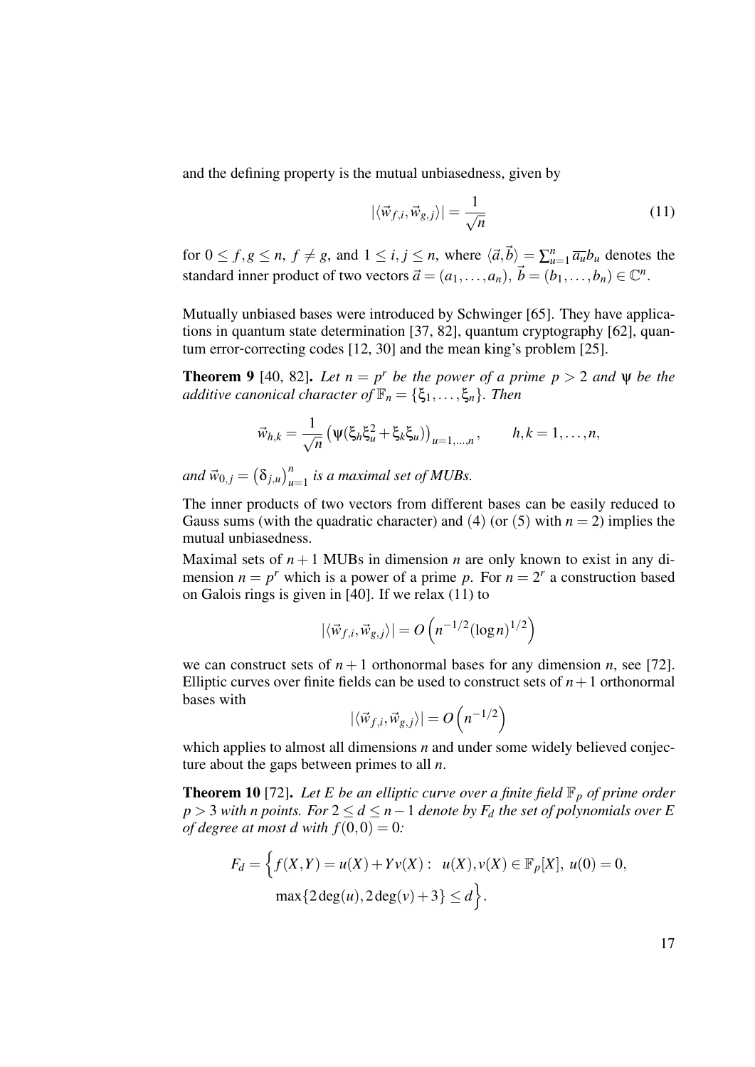and the defining property is the mutual unbiasedness, given by

$$|\langle \vec{w}_{f,i}, \vec{w}_{g,j} \rangle| = \frac{1}{\sqrt{n}} \tag{11}$$

for $0 \leq f, g \leq n$, $f \neq g$, and $1 \leq i, j \leq n$, where $\langle \vec{a}, \vec{b} \rangle = \sum_{u=1}^{n} \overline{a_u} b_u$ denotes the standard inner product of two vectors $\vec{a} = (a_1, \ldots, a_n)$, $\vec{b} = (b_1, \ldots, b_n) \in \mathbb{C}^n$.

Mutually unbiased bases were introduced by Schwinger [65]. They have applications in quantum state determination [37, 82], quantum cryptography [62], quantum error-correcting codes [12, 30] and the mean king's problem [25].

**Theorem 9** [40, 82]. *Let $n = p^r$ be the power of a prime $p > 2$ and $\psi$ be the additive canonical character of $\mathbb{F}_n = \{\xi_1, \ldots, \xi_n\}$. Then*

$$\vec{w}_{h,k} = \frac{1}{\sqrt{n}} \left( \psi(\xi_h \xi_u^2 + \xi_k \xi_u) \right)_{u=1,\ldots,n}, \qquad h,k = 1, \ldots, n,$$

*and $\vec{w}_{0,j} = \left(\delta_{j,u}\right)_{u=1}^{n}$ is a maximal set of MUBs.*

The inner products of two vectors from different bases can be easily reduced to Gauss sums (with the quadratic character) and (4) (or (5) with $n = 2$) implies the mutual unbiasedness.

Maximal sets of $n+1$ MUBs in dimension $n$ are only known to exist in any dimension $n = p^r$ which is a power of a prime $p$. For $n = 2^r$ a construction based on Galois rings is given in [40]. If we relax (11) to

$$|\langle \vec{w}_{f,i}, \vec{w}_{g,j} \rangle| = O\left(n^{-1/2} (\log n)^{1/2}\right)$$

we can construct sets of $n+1$ orthonormal bases for any dimension $n$, see [72]. Elliptic curves over finite fields can be used to construct sets of $n+1$ orthonormal bases with

$$|\langle \vec{w}_{f,i}, \vec{w}_{g,j} \rangle| = O\left(n^{-1/2}\right)$$

which applies to almost all dimensions $n$ and under some widely believed conjecture about the gaps between primes to all $n$.

**Theorem 10** [72]. *Let $E$ be an elliptic curve over a finite field $\mathbb{F}_p$ of prime order $p > 3$ with $n$ points. For $2 \leq d \leq n-1$ denote by $F_d$ the set of polynomials over $E$ of degree at most $d$ with $f(0,0) = 0$:*

$$F_d = \Big\{ f(X,Y) = u(X) + Yv(X) : \ u(X), v(X) \in \mathbb{F}_p[X], \ u(0) = 0,$$
$$\max\{2\deg(u), 2\deg(v) + 3\} \leq d \Big\}.$$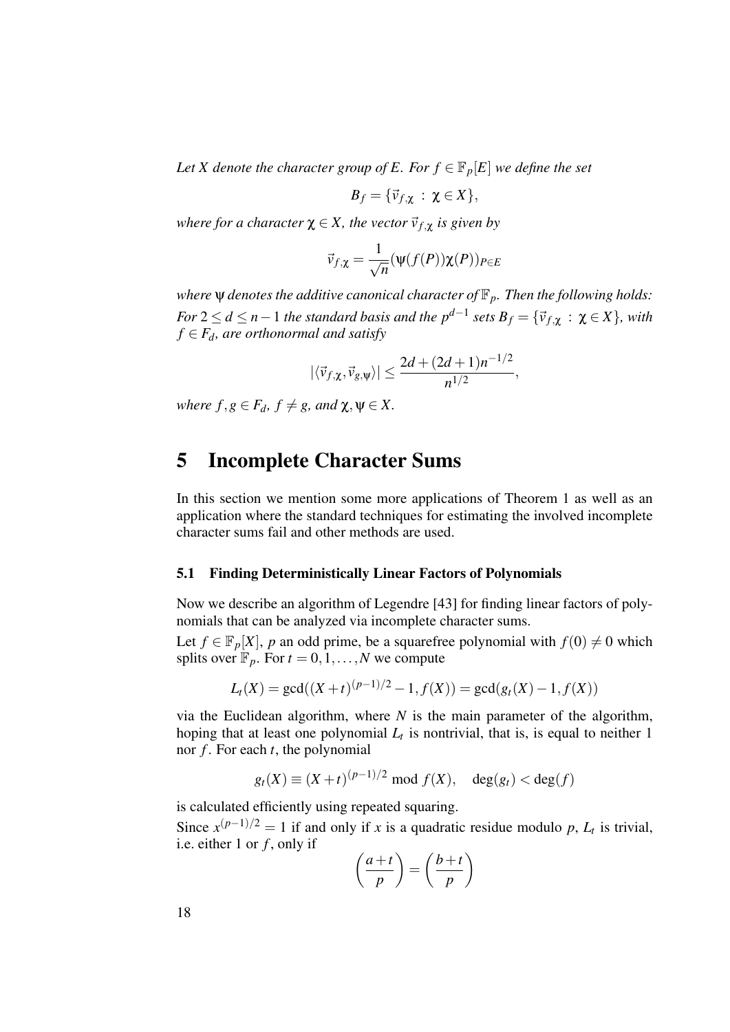*Let $X$ denote the character group of $E$. For $f \in \mathbb{F}_p[E]$ we define the set*

$$B_f = \{\vec{v}_{f,\chi} \, : \, \chi \in X\},$$

*where for a character $\chi \in X$, the vector $\vec{v}_{f,\chi}$ is given by*

$$\vec{v}_{f,\chi} = \frac{1}{\sqrt{n}} (\psi(f(P))\chi(P))_{P \in E}$$

*where $\psi$ denotes the additive canonical character of $\mathbb{F}_p$. Then the following holds: For $2 \le d \le n-1$ the standard basis and the $p^{d-1}$ sets $B_f = \{\vec{v}_{f,\chi} \, : \, \chi \in X\}$, with $f \in F_d$, are orthonormal and satisfy*

$$|\langle \vec{v}_{f,\chi}, \vec{v}_{g,\psi} \rangle| \le \frac{2d + (2d+1)n^{-1/2}}{n^{1/2}},$$

*where $f, g \in F_d$, $f \neq g$, and $\chi, \psi \in X$.*

# 5 Incomplete Character Sums

In this section we mention some more applications of Theorem 1 as well as an application where the standard techniques for estimating the involved incomplete character sums fail and other methods are used.

## 5.1 Finding Deterministically Linear Factors of Polynomials

Now we describe an algorithm of Legendre [43] for finding linear factors of polynomials that can be analyzed via incomplete character sums.

Let $f \in \mathbb{F}_p[X]$, $p$ an odd prime, be a squarefree polynomial with $f(0) \neq 0$ which splits over $\mathbb{F}_p$. For $t = 0, 1, \ldots, N$ we compute

$$L_t(X) = \gcd((X+t)^{(p-1)/2} - 1, f(X)) = \gcd(g_t(X) - 1, f(X))$$

via the Euclidean algorithm, where $N$ is the main parameter of the algorithm, hoping that at least one polynomial $L_t$ is nontrivial, that is, is equal to neither 1 nor $f$. For each $t$, the polynomial

$$g_t(X) \equiv (X+t)^{(p-1)/2} \bmod f(X), \quad \deg(g_t) < \deg(f)$$

is calculated efficiently using repeated squaring.

Since $x^{(p-1)/2} = 1$ if and only if $x$ is a quadratic residue modulo $p$, $L_t$ is trivial, i.e. either 1 or $f$, only if

$$\left(\frac{a+t}{p}\right) = \left(\frac{b+t}{p}\right)$$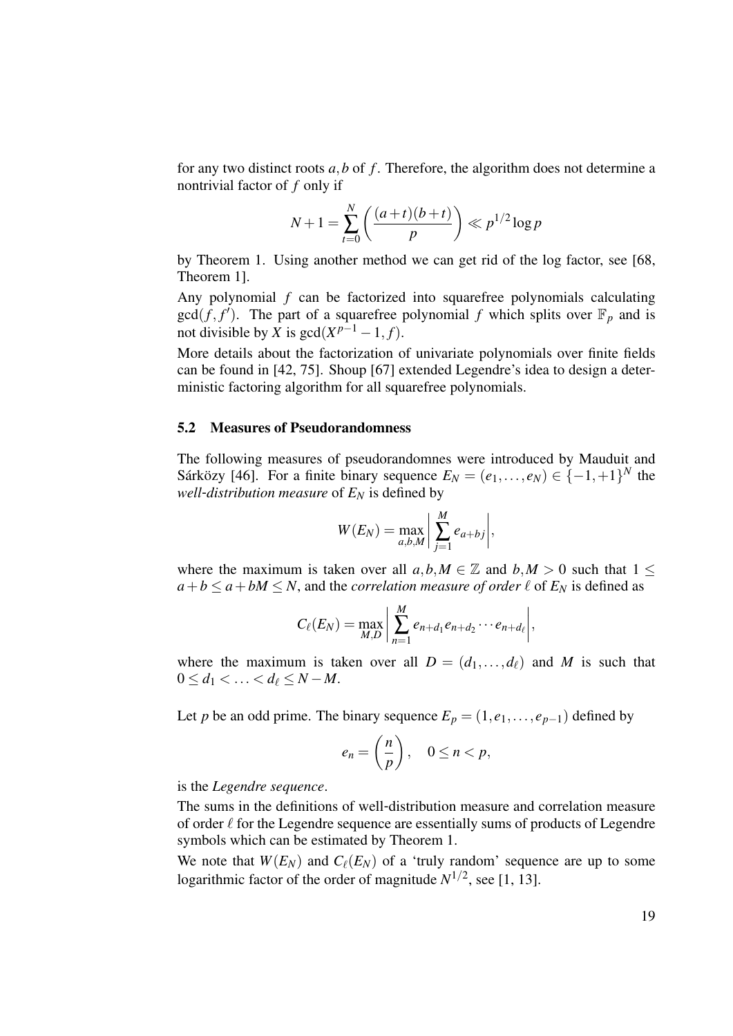for any two distinct roots $a, b$ of $f$. Therefore, the algorithm does not determine a nontrivial factor of $f$ only if

$$N+1 = \sum_{t=0}^{N} \left( \frac{(a+t)(b+t)}{p} \right) \ll p^{1/2} \log p$$

by Theorem 1. Using another method we can get rid of the log factor, see [68, Theorem 1].

Any polynomial $f$ can be factorized into squarefree polynomials calculating $\gcd(f, f')$. The part of a squarefree polynomial $f$ which splits over $\mathbb{F}_p$ and is not divisible by $X$ is $\gcd(X^{p-1}-1, f)$.

More details about the factorization of univariate polynomials over finite fields can be found in [42, 75]. Shoup [67] extended Legendre's idea to design a deterministic factoring algorithm for all squarefree polynomials.

### 5.2 Measures of Pseudorandomness

The following measures of pseudorandomnes were introduced by Mauduit and Sárközy [46]. For a finite binary sequence $E_N = (e_1, \ldots, e_N) \in \{-1, +1\}^N$ the *well-distribution measure* of $E_N$ is defined by

$$W(E_N) = \max_{a,b,M} \left| \sum_{j=1}^{M} e_{a+bj} \right|,$$

where the maximum is taken over all $a, b, M \in \mathbb{Z}$ and $b, M > 0$ such that $1 \leq a+b \leq a+bM \leq N$, and the *correlation measure of order $\ell$* of $E_N$ is defined as

$$C_\ell(E_N) = \max_{M,D} \left| \sum_{n=1}^{M} e_{n+d_1} e_{n+d_2} \cdots e_{n+d_\ell} \right|,$$

where the maximum is taken over all $D = (d_1, \ldots, d_\ell)$ and $M$ is such that $0 \leq d_1 < \ldots < d_\ell \leq N - M$.

Let $p$ be an odd prime. The binary sequence $E_p = (1, e_1, \ldots, e_{p-1})$ defined by

$$e_n = \left( \frac{n}{p} \right), \quad 0 \leq n < p,$$

is the *Legendre sequence*.

The sums in the definitions of well-distribution measure and correlation measure of order $\ell$ for the Legendre sequence are essentially sums of products of Legendre symbols which can be estimated by Theorem 1.

We note that $W(E_N)$ and $C_\ell(E_N)$ of a 'truly random' sequence are up to some logarithmic factor of the order of magnitude $N^{1/2}$, see [1, 13].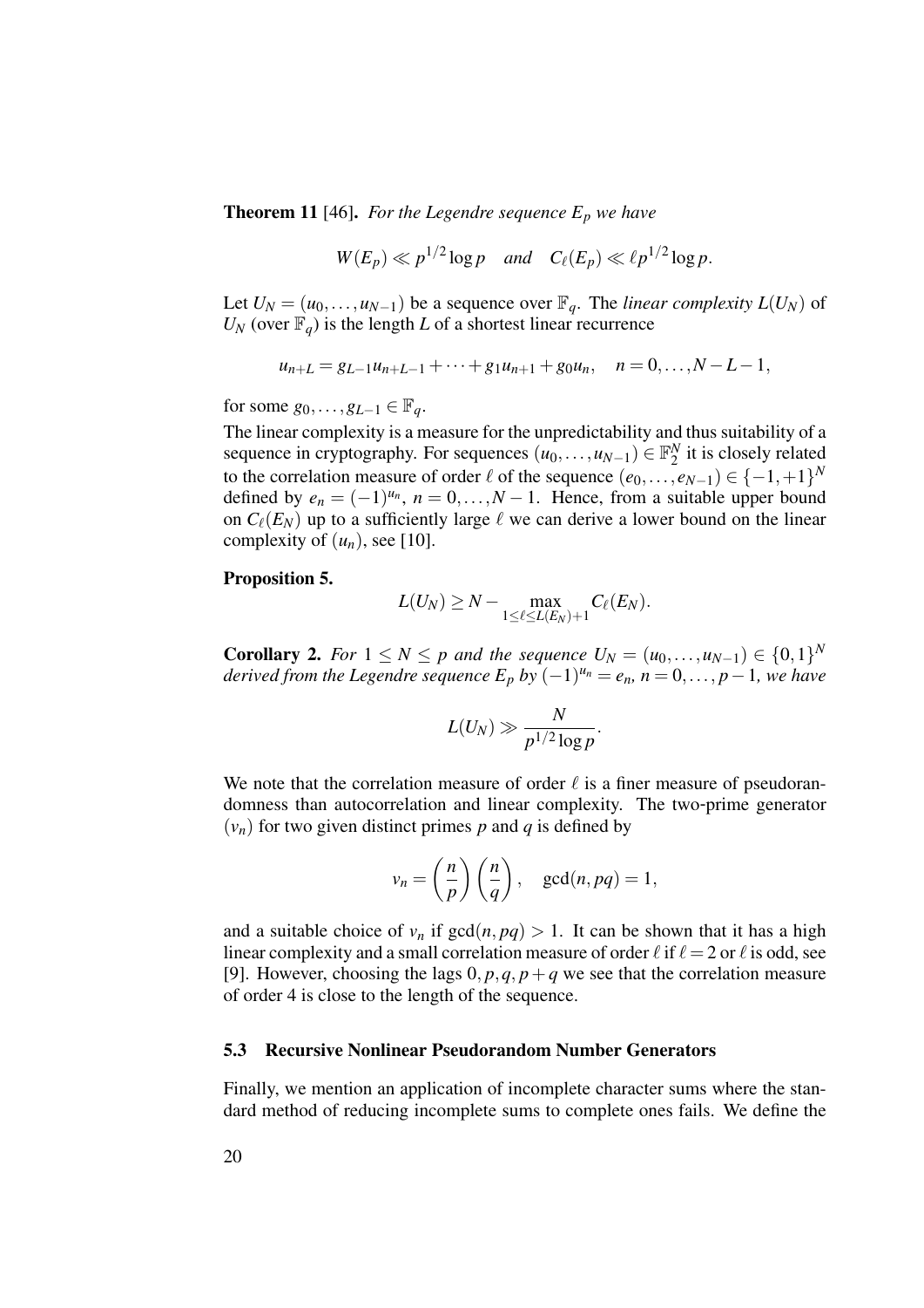**Theorem 11** [46]. *For the Legendre sequence $E_p$ we have*

$$W(E_p) \ll p^{1/2} \log p \quad \text{and} \quad C_\ell(E_p) \ll \ell p^{1/2} \log p.$$

Let $U_N = (u_0, \ldots, u_{N-1})$ be a sequence over $\mathbb{F}_q$. The *linear complexity* $L(U_N)$ of $U_N$ (over $\mathbb{F}_q$) is the length $L$ of a shortest linear recurrence

$$u_{n+L} = g_{L-1} u_{n+L-1} + \cdots + g_1 u_{n+1} + g_0 u_n, \quad n = 0, \ldots, N-L-1,$$

for some $g_0, \ldots, g_{L-1} \in \mathbb{F}_q$.

The linear complexity is a measure for the unpredictability and thus suitability of a sequence in cryptography. For sequences $(u_0, \ldots, u_{N-1}) \in \mathbb{F}_2^N$ it is closely related to the correlation measure of order $\ell$ of the sequence $(e_0, \ldots, e_{N-1}) \in \{-1, +1\}^N$ defined by $e_n = (-1)^{u_n}$, $n = 0, \ldots, N-1$. Hence, from a suitable upper bound on $C_\ell(E_N)$ up to a sufficiently large $\ell$ we can derive a lower bound on the linear complexity of $(u_n)$, see [10].

**Proposition 5.**

$$L(U_N) \geq N - \max_{1 \leq \ell \leq L(E_N)+1} C_\ell(E_N).$$

**Corollary 2.** *For $1 \leq N \leq p$ and the sequence $U_N = (u_0, \ldots, u_{N-1}) \in \{0,1\}^N$ derived from the Legendre sequence $E_p$ by $(-1)^{u_n} = e_n$, $n = 0, \ldots, p-1$, we have*

$$L(U_N) \gg \frac{N}{p^{1/2} \log p}.$$

We note that the correlation measure of order $\ell$ is a finer measure of pseudorandomness than autocorrelation and linear complexity. The two-prime generator $(v_n)$ for two given distinct primes $p$ and $q$ is defined by

$$v_n = \left(\frac{n}{p}\right)\left(\frac{n}{q}\right), \quad \gcd(n, pq) = 1,$$

and a suitable choice of $v_n$ if $\gcd(n, pq) > 1$. It can be shown that it has a high linear complexity and a small correlation measure of order $\ell$ if $\ell = 2$ or $\ell$ is odd, see [9]. However, choosing the lags $0, p, q, p+q$ we see that the correlation measure of order 4 is close to the length of the sequence.

### 5.3 Recursive Nonlinear Pseudorandom Number Generators

Finally, we mention an application of incomplete character sums where the standard method of reducing incomplete sums to complete ones fails. We define the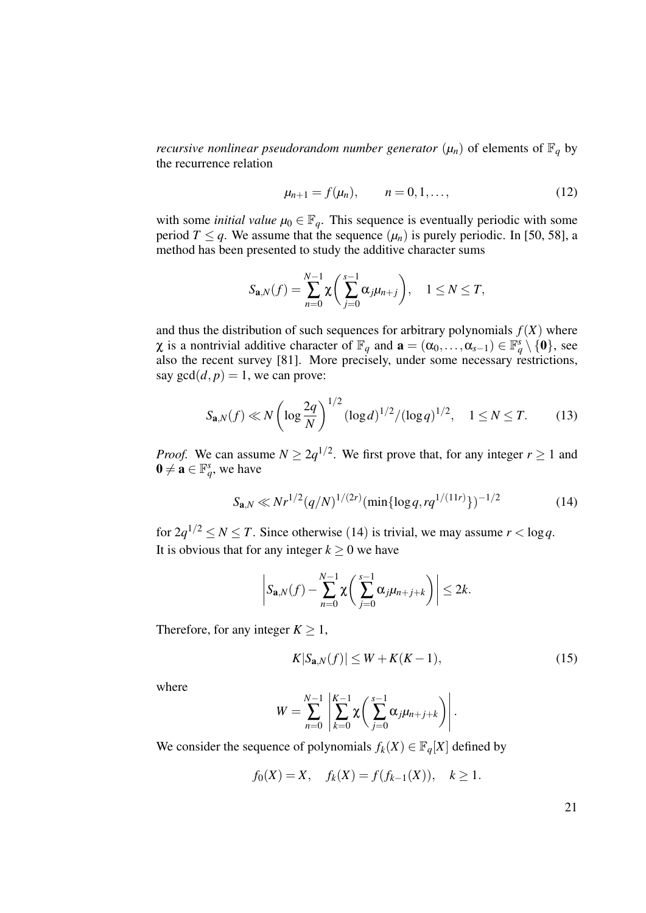*recursive nonlinear pseudorandom number generator* $(\mu_n)$ of elements of $\mathbb{F}_q$ by the recurrence relation

$$\mu_{n+1} = f(\mu_n), \qquad n = 0, 1, \ldots, \tag{12}$$

with some *initial value* $\mu_0 \in \mathbb{F}_q$. This sequence is eventually periodic with some period $T \le q$. We assume that the sequence $(\mu_n)$ is purely periodic. In [50, 58], a method has been presented to study the additive character sums

$$S_{\mathbf{a},N}(f) = \sum_{n=0}^{N-1} \chi\left(\sum_{j=0}^{s-1} \alpha_j \mu_{n+j}\right), \quad 1 \le N \le T,$$

and thus the distribution of such sequences for arbitrary polynomials $f(X)$ where $\chi$ is a nontrivial additive character of $\mathbb{F}_q$ and $\mathbf{a} = (\alpha_0, \ldots, \alpha_{s-1}) \in \mathbb{F}_q^s \setminus \{\mathbf{0}\}$, see also the recent survey [81]. More precisely, under some necessary restrictions, say $\gcd(d, p) = 1$, we can prove:

$$S_{\mathbf{a},N}(f) \ll N \left(\log \frac{2q}{N}\right)^{1/2} (\log d)^{1/2} / (\log q)^{1/2}, \quad 1 \le N \le T. \tag{13}$$

*Proof.* We can assume $N \ge 2q^{1/2}$. We first prove that, for any integer $r \ge 1$ and $\mathbf{0} \ne \mathbf{a} \in \mathbb{F}_q^s$, we have

$$S_{\mathbf{a},N} \ll N r^{1/2} (q/N)^{1/(2r)} (\min\{\log q, r q^{1/(11r)}\})^{-1/2} \tag{14}$$

for $2q^{1/2} \le N \le T$. Since otherwise (14) is trivial, we may assume $r < \log q$. It is obvious that for any integer $k \ge 0$ we have

$$\left| S_{\mathbf{a},N}(f) - \sum_{n=0}^{N-1} \chi\left(\sum_{j=0}^{s-1} \alpha_j \mu_{n+j+k}\right) \right| \le 2k.$$

Therefore, for any integer $K \ge 1$,

$$K |S_{\mathbf{a},N}(f)| \le W + K(K-1), \tag{15}$$

where

$$W = \sum_{n=0}^{N-1} \left| \sum_{k=0}^{K-1} \chi\left(\sum_{j=0}^{s-1} \alpha_j \mu_{n+j+k}\right) \right|.$$

We consider the sequence of polynomials $f_k(X) \in \mathbb{F}_q[X]$ defined by

$$f_0(X) = X, \quad f_k(X) = f(f_{k-1}(X)), \quad k \ge 1.$$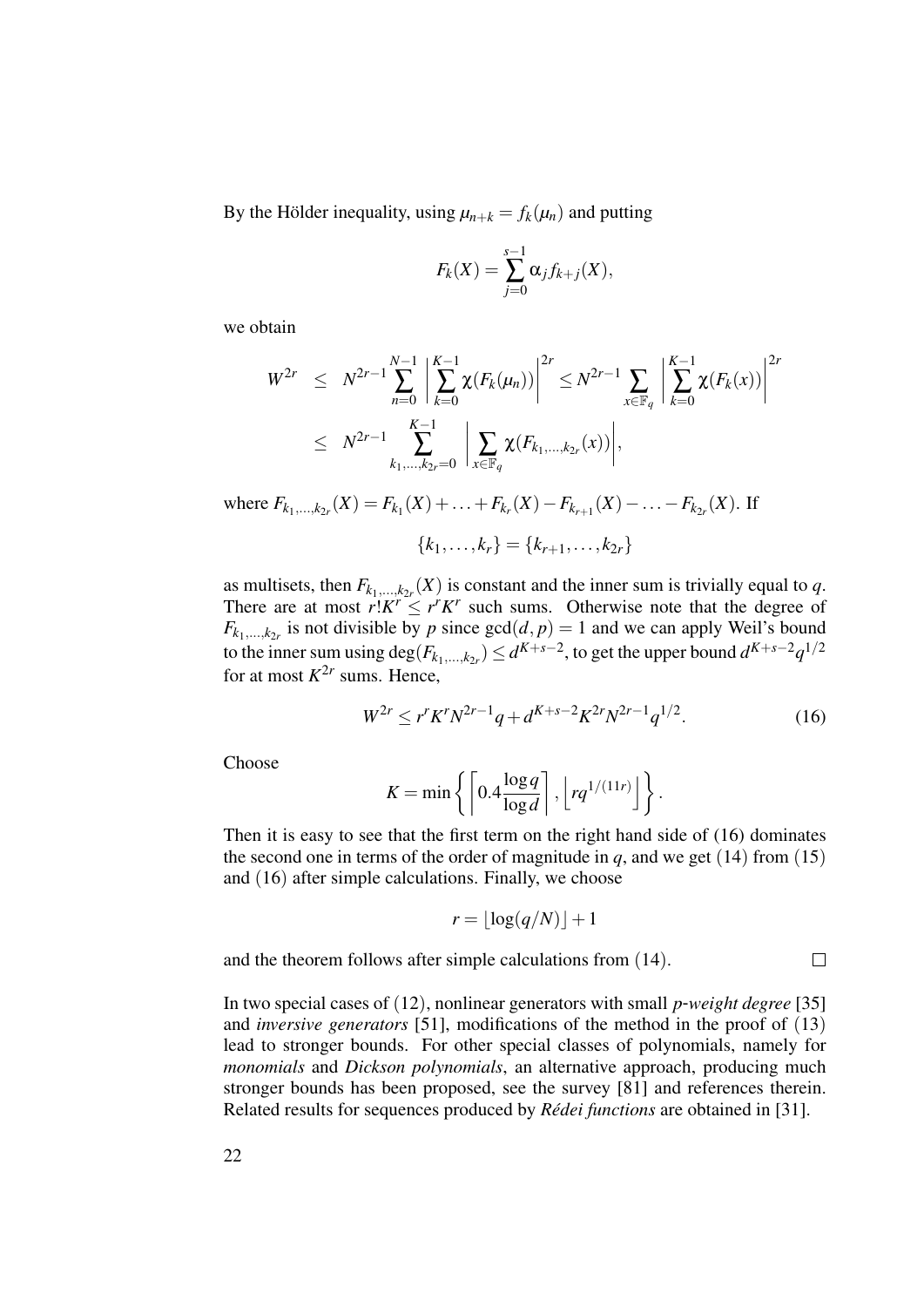By the Hölder inequality, using $\mu_{n+k} = f_k(\mu_n)$ and putting

$$F_k(X) = \sum_{j=0}^{s-1} \alpha_j f_{k+j}(X),$$

we obtain

$$\begin{aligned} W^{2r} &\leq N^{2r-1} \sum_{n=0}^{N-1} \left| \sum_{k=0}^{K-1} \chi(F_k(\mu_n)) \right|^{2r} \leq N^{2r-1} \sum_{x \in \mathbb{F}_q} \left| \sum_{k=0}^{K-1} \chi(F_k(x)) \right|^{2r} \\ &\leq N^{2r-1} \sum_{k_1,\ldots,k_{2r}=0}^{K-1} \left| \sum_{x \in \mathbb{F}_q} \chi(F_{k_1,\ldots,k_{2r}}(x)) \right|, \end{aligned}$$

where $F_{k_1,\ldots,k_{2r}}(X) = F_{k_1}(X) + \ldots + F_{k_r}(X) - F_{k_{r+1}}(X) - \ldots - F_{k_{2r}}(X)$. If

$$\{k_1, \ldots, k_r\} = \{k_{r+1}, \ldots, k_{2r}\}$$

as multisets, then $F_{k_1,\ldots,k_{2r}}(X)$ is constant and the inner sum is trivially equal to $q$. There are at most $r!K^r \leq r^r K^r$ such sums. Otherwise note that the degree of $F_{k_1,\ldots,k_{2r}}$ is not divisible by $p$ since $\gcd(d,p) = 1$ and we can apply Weil's bound to the inner sum using $\deg(F_{k_1,\ldots,k_{2r}}) \leq d^{K+s-2}$, to get the upper bound $d^{K+s-2}q^{1/2}$ for at most $K^{2r}$ sums. Hence,

$$W^{2r} \leq r^r K^r N^{2r-1} q + d^{K+s-2} K^{2r} N^{2r-1} q^{1/2}. \tag{16}$$

Choose

$$K = \min \left\{ \left\lceil 0.4 \frac{\log q}{\log d} \right\rceil, \left\lfloor r q^{1/(11r)} \right\rfloor \right\}.$$

Then it is easy to see that the first term on the right hand side of (16) dominates the second one in terms of the order of magnitude in $q$, and we get (14) from (15) and (16) after simple calculations. Finally, we choose

$$r = \lfloor \log(q/N) \rfloor + 1$$

and the theorem follows after simple calculations from (14). $\square$

In two special cases of (12), nonlinear generators with small *p-weight degree* [35] and *inversive generators* [51], modifications of the method in the proof of (13) lead to stronger bounds. For other special classes of polynomials, namely for *monomials* and *Dickson polynomials*, an alternative approach, producing much stronger bounds has been proposed, see the survey [81] and references therein. Related results for sequences produced by *Rédei functions* are obtained in [31].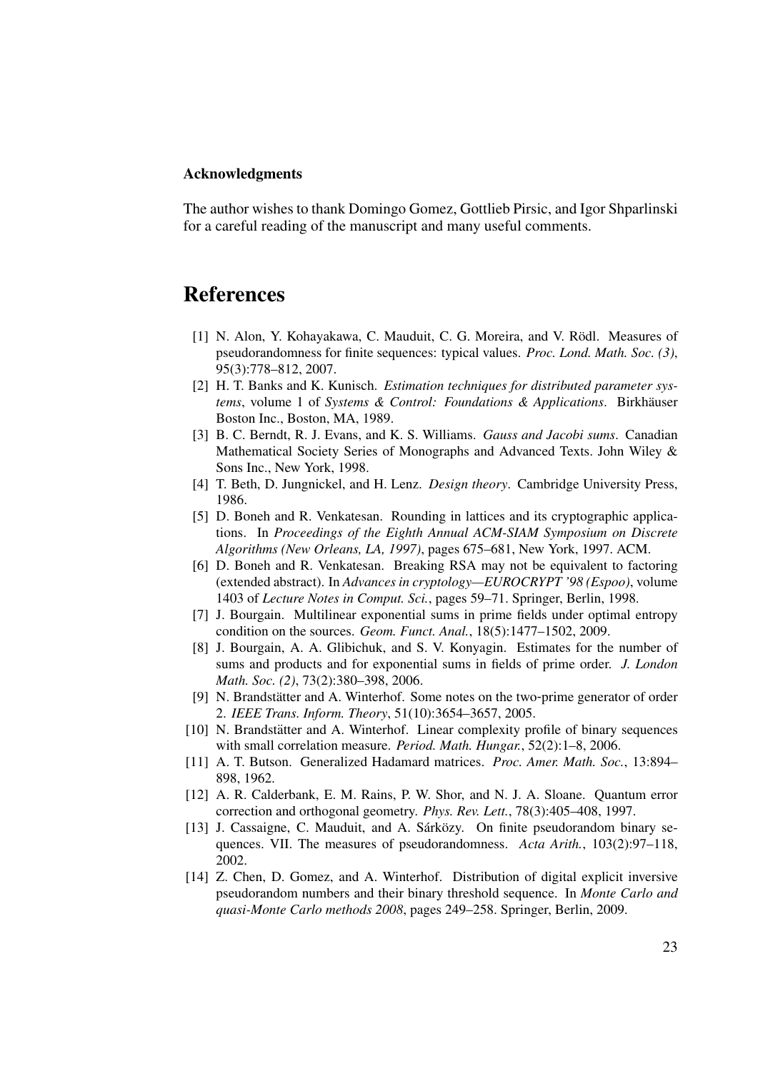### Acknowledgments

The author wishes to thank Domingo Gomez, Gottlieb Pirsic, and Igor Shparlinski for a careful reading of the manuscript and many useful comments.

# References

[1] N. Alon, Y. Kohayakawa, C. Mauduit, C. G. Moreira, and V. Rödl. Measures of pseudorandomness for finite sequences: typical values. *Proc. Lond. Math. Soc. (3)*, 95(3):778–812, 2007.

[2] H. T. Banks and K. Kunisch. *Estimation techniques for distributed parameter systems*, volume 1 of *Systems & Control: Foundations & Applications*. Birkhäuser Boston Inc., Boston, MA, 1989.

[3] B. C. Berndt, R. J. Evans, and K. S. Williams. *Gauss and Jacobi sums*. Canadian Mathematical Society Series of Monographs and Advanced Texts. John Wiley & Sons Inc., New York, 1998.

[4] T. Beth, D. Jungnickel, and H. Lenz. *Design theory*. Cambridge University Press, 1986.

[5] D. Boneh and R. Venkatesan. Rounding in lattices and its cryptographic applications. In *Proceedings of the Eighth Annual ACM-SIAM Symposium on Discrete Algorithms (New Orleans, LA, 1997)*, pages 675–681, New York, 1997. ACM.

[6] D. Boneh and R. Venkatesan. Breaking RSA may not be equivalent to factoring (extended abstract). In *Advances in cryptology—EUROCRYPT '98 (Espoo)*, volume 1403 of *Lecture Notes in Comput. Sci.*, pages 59–71. Springer, Berlin, 1998.

[7] J. Bourgain. Multilinear exponential sums in prime fields under optimal entropy condition on the sources. *Geom. Funct. Anal.*, 18(5):1477–1502, 2009.

[8] J. Bourgain, A. A. Glibichuk, and S. V. Konyagin. Estimates for the number of sums and products and for exponential sums in fields of prime order. *J. London Math. Soc. (2)*, 73(2):380–398, 2006.

[9] N. Brandstätter and A. Winterhof. Some notes on the two-prime generator of order 2. *IEEE Trans. Inform. Theory*, 51(10):3654–3657, 2005.

[10] N. Brandstätter and A. Winterhof. Linear complexity profile of binary sequences with small correlation measure. *Period. Math. Hungar.*, 52(2):1–8, 2006.

[11] A. T. Butson. Generalized Hadamard matrices. *Proc. Amer. Math. Soc.*, 13:894–898, 1962.

[12] A. R. Calderbank, E. M. Rains, P. W. Shor, and N. J. A. Sloane. Quantum error correction and orthogonal geometry. *Phys. Rev. Lett.*, 78(3):405–408, 1997.

[13] J. Cassaigne, C. Mauduit, and A. Sárközy. On finite pseudorandom binary sequences. VII. The measures of pseudorandomness. *Acta Arith.*, 103(2):97–118, 2002.

[14] Z. Chen, D. Gomez, and A. Winterhof. Distribution of digital explicit inversive pseudorandom numbers and their binary threshold sequence. In *Monte Carlo and quasi-Monte Carlo methods 2008*, pages 249–258. Springer, Berlin, 2009.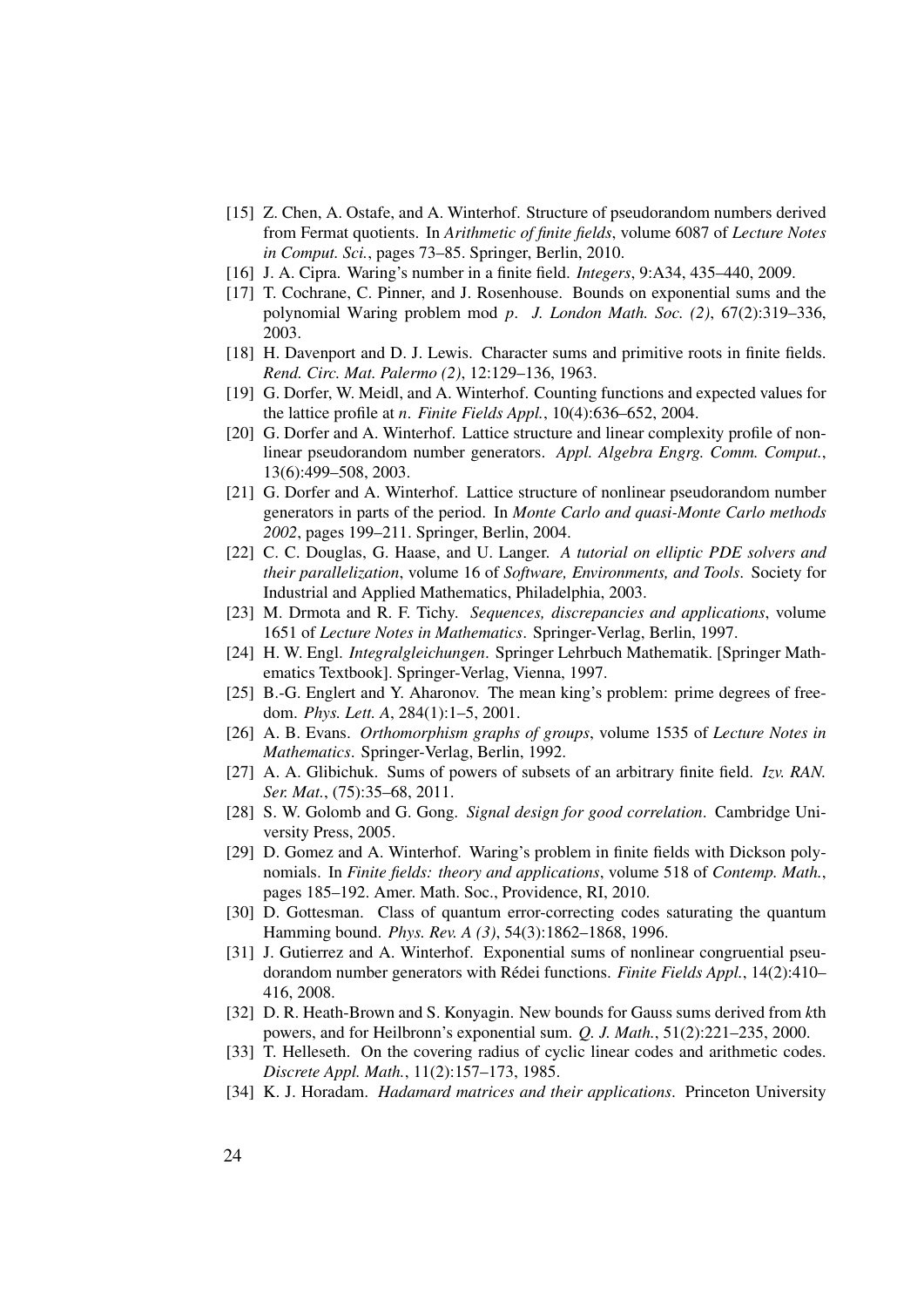[15] Z. Chen, A. Ostafe, and A. Winterhof. Structure of pseudorandom numbers derived from Fermat quotients. In *Arithmetic of finite fields*, volume 6087 of *Lecture Notes in Comput. Sci.*, pages 73–85. Springer, Berlin, 2010.

[16] J. A. Cipra. Waring's number in a finite field. *Integers*, 9:A34, 435–440, 2009.

[17] T. Cochrane, C. Pinner, and J. Rosenhouse. Bounds on exponential sums and the polynomial Waring problem mod $p$. *J. London Math. Soc. (2)*, 67(2):319–336, 2003.

[18] H. Davenport and D. J. Lewis. Character sums and primitive roots in finite fields. *Rend. Circ. Mat. Palermo (2)*, 12:129–136, 1963.

[19] G. Dorfer, W. Meidl, and A. Winterhof. Counting functions and expected values for the lattice profile at $n$. *Finite Fields Appl.*, 10(4):636–652, 2004.

[20] G. Dorfer and A. Winterhof. Lattice structure and linear complexity profile of nonlinear pseudorandom number generators. *Appl. Algebra Engrg. Comm. Comput.*, 13(6):499–508, 2003.

[21] G. Dorfer and A. Winterhof. Lattice structure of nonlinear pseudorandom number generators in parts of the period. In *Monte Carlo and quasi-Monte Carlo methods 2002*, pages 199–211. Springer, Berlin, 2004.

[22] C. C. Douglas, G. Haase, and U. Langer. *A tutorial on elliptic PDE solvers and their parallelization*, volume 16 of *Software, Environments, and Tools*. Society for Industrial and Applied Mathematics, Philadelphia, 2003.

[23] M. Drmota and R. F. Tichy. *Sequences, discrepancies and applications*, volume 1651 of *Lecture Notes in Mathematics*. Springer-Verlag, Berlin, 1997.

[24] H. W. Engl. *Integralgleichungen*. Springer Lehrbuch Mathematik. [Springer Mathematics Textbook]. Springer-Verlag, Vienna, 1997.

[25] B.-G. Englert and Y. Aharonov. The mean king's problem: prime degrees of freedom. *Phys. Lett. A*, 284(1):1–5, 2001.

[26] A. B. Evans. *Orthomorphism graphs of groups*, volume 1535 of *Lecture Notes in Mathematics*. Springer-Verlag, Berlin, 1992.

[27] A. A. Glibichuk. Sums of powers of subsets of an arbitrary finite field. *Izv. RAN. Ser. Mat.*, (75):35–68, 2011.

[28] S. W. Golomb and G. Gong. *Signal design for good correlation*. Cambridge University Press, 2005.

[29] D. Gomez and A. Winterhof. Waring's problem in finite fields with Dickson polynomials. In *Finite fields: theory and applications*, volume 518 of *Contemp. Math.*, pages 185–192. Amer. Math. Soc., Providence, RI, 2010.

[30] D. Gottesman. Class of quantum error-correcting codes saturating the quantum Hamming bound. *Phys. Rev. A (3)*, 54(3):1862–1868, 1996.

[31] J. Gutierrez and A. Winterhof. Exponential sums of nonlinear congruential pseudorandom number generators with Rédei functions. *Finite Fields Appl.*, 14(2):410–416, 2008.

[32] D. R. Heath-Brown and S. Konyagin. New bounds for Gauss sums derived from $k$th powers, and for Heilbronn's exponential sum. *Q. J. Math.*, 51(2):221–235, 2000.

[33] T. Helleseth. On the covering radius of cyclic linear codes and arithmetic codes. *Discrete Appl. Math.*, 11(2):157–173, 1985.

[34] K. J. Horadam. *Hadamard matrices and their applications*. Princeton University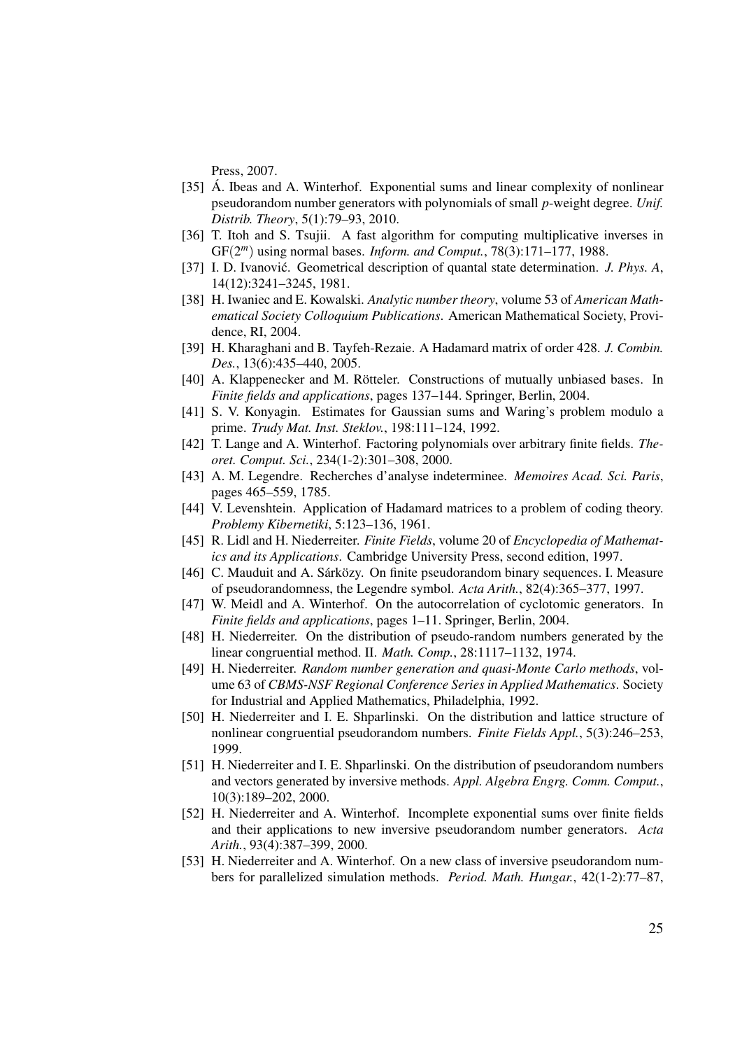Press, 2007.

[35] Á. Ibeas and A. Winterhof. Exponential sums and linear complexity of nonlinear pseudorandom number generators with polynomials of small $p$-weight degree. *Unif. Distrib. Theory*, 5(1):79–93, 2010.

[36] T. Itoh and S. Tsujii. A fast algorithm for computing multiplicative inverses in $\mathrm{GF}(2^m)$ using normal bases. *Inform. and Comput.*, 78(3):171–177, 1988.

[37] I. D. Ivanović. Geometrical description of quantal state determination. *J. Phys. A*, 14(12):3241–3245, 1981.

[38] H. Iwaniec and E. Kowalski. *Analytic number theory*, volume 53 of *American Mathematical Society Colloquium Publications*. American Mathematical Society, Providence, RI, 2004.

[39] H. Kharaghani and B. Tayfeh-Rezaie. A Hadamard matrix of order 428. *J. Combin. Des.*, 13(6):435–440, 2005.

[40] A. Klappenecker and M. Rötteler. Constructions of mutually unbiased bases. In *Finite fields and applications*, pages 137–144. Springer, Berlin, 2004.

[41] S. V. Konyagin. Estimates for Gaussian sums and Waring's problem modulo a prime. *Trudy Mat. Inst. Steklov.*, 198:111–124, 1992.

[42] T. Lange and A. Winterhof. Factoring polynomials over arbitrary finite fields. *Theoret. Comput. Sci.*, 234(1-2):301–308, 2000.

[43] A. M. Legendre. Recherches d'analyse indeterminee. *Memoires Acad. Sci. Paris*, pages 465–559, 1785.

[44] V. Levenshtein. Application of Hadamard matrices to a problem of coding theory. *Problemy Kibernetiki*, 5:123–136, 1961.

[45] R. Lidl and H. Niederreiter. *Finite Fields*, volume 20 of *Encyclopedia of Mathematics and its Applications*. Cambridge University Press, second edition, 1997.

[46] C. Mauduit and A. Sárközy. On finite pseudorandom binary sequences. I. Measure of pseudorandomness, the Legendre symbol. *Acta Arith.*, 82(4):365–377, 1997.

[47] W. Meidl and A. Winterhof. On the autocorrelation of cyclotomic generators. In *Finite fields and applications*, pages 1–11. Springer, Berlin, 2004.

[48] H. Niederreiter. On the distribution of pseudo-random numbers generated by the linear congruential method. II. *Math. Comp.*, 28:1117–1132, 1974.

[49] H. Niederreiter. *Random number generation and quasi-Monte Carlo methods*, volume 63 of *CBMS-NSF Regional Conference Series in Applied Mathematics*. Society for Industrial and Applied Mathematics, Philadelphia, 1992.

[50] H. Niederreiter and I. E. Shparlinski. On the distribution and lattice structure of nonlinear congruential pseudorandom numbers. *Finite Fields Appl.*, 5(3):246–253, 1999.

[51] H. Niederreiter and I. E. Shparlinski. On the distribution of pseudorandom numbers and vectors generated by inversive methods. *Appl. Algebra Engrg. Comm. Comput.*, 10(3):189–202, 2000.

[52] H. Niederreiter and A. Winterhof. Incomplete exponential sums over finite fields and their applications to new inversive pseudorandom number generators. *Acta Arith.*, 93(4):387–399, 2000.

[53] H. Niederreiter and A. Winterhof. On a new class of inversive pseudorandom numbers for parallelized simulation methods. *Period. Math. Hungar.*, 42(1-2):77–87,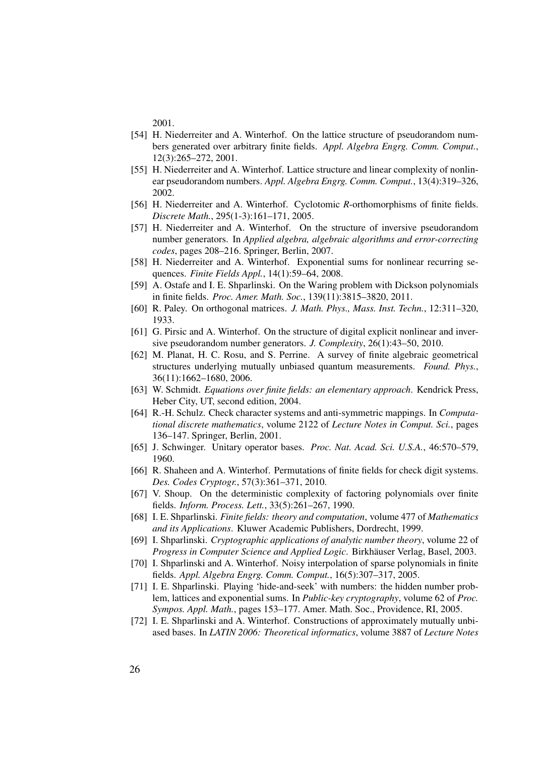2001.

[54] H. Niederreiter and A. Winterhof. On the lattice structure of pseudorandom numbers generated over arbitrary finite fields. *Appl. Algebra Engrg. Comm. Comput.*, 12(3):265–272, 2001.

[55] H. Niederreiter and A. Winterhof. Lattice structure and linear complexity of nonlinear pseudorandom numbers. *Appl. Algebra Engrg. Comm. Comput.*, 13(4):319–326, 2002.

[56] H. Niederreiter and A. Winterhof. Cyclotomic *R*-orthomorphisms of finite fields. *Discrete Math.*, 295(1-3):161–171, 2005.

[57] H. Niederreiter and A. Winterhof. On the structure of inversive pseudorandom number generators. In *Applied algebra, algebraic algorithms and error-correcting codes*, pages 208–216. Springer, Berlin, 2007.

[58] H. Niederreiter and A. Winterhof. Exponential sums for nonlinear recurring sequences. *Finite Fields Appl.*, 14(1):59–64, 2008.

[59] A. Ostafe and I. E. Shparlinski. On the Waring problem with Dickson polynomials in finite fields. *Proc. Amer. Math. Soc.*, 139(11):3815–3820, 2011.

[60] R. Paley. On orthogonal matrices. *J. Math. Phys., Mass. Inst. Techn.*, 12:311–320, 1933.

[61] G. Pirsic and A. Winterhof. On the structure of digital explicit nonlinear and inversive pseudorandom number generators. *J. Complexity*, 26(1):43–50, 2010.

[62] M. Planat, H. C. Rosu, and S. Perrine. A survey of finite algebraic geometrical structures underlying mutually unbiased quantum measurements. *Found. Phys.*, 36(11):1662–1680, 2006.

[63] W. Schmidt. *Equations over finite fields: an elementary approach*. Kendrick Press, Heber City, UT, second edition, 2004.

[64] R.-H. Schulz. Check character systems and anti-symmetric mappings. In *Computational discrete mathematics*, volume 2122 of *Lecture Notes in Comput. Sci.*, pages 136–147. Springer, Berlin, 2001.

[65] J. Schwinger. Unitary operator bases. *Proc. Nat. Acad. Sci. U.S.A.*, 46:570–579, 1960.

[66] R. Shaheen and A. Winterhof. Permutations of finite fields for check digit systems. *Des. Codes Cryptogr.*, 57(3):361–371, 2010.

[67] V. Shoup. On the deterministic complexity of factoring polynomials over finite fields. *Inform. Process. Lett.*, 33(5):261–267, 1990.

[68] I. E. Shparlinski. *Finite fields: theory and computation*, volume 477 of *Mathematics and its Applications*. Kluwer Academic Publishers, Dordrecht, 1999.

[69] I. Shparlinski. *Cryptographic applications of analytic number theory*, volume 22 of *Progress in Computer Science and Applied Logic*. Birkhäuser Verlag, Basel, 2003.

[70] I. Shparlinski and A. Winterhof. Noisy interpolation of sparse polynomials in finite fields. *Appl. Algebra Engrg. Comm. Comput.*, 16(5):307–317, 2005.

[71] I. E. Shparlinski. Playing 'hide-and-seek' with numbers: the hidden number problem, lattices and exponential sums. In *Public-key cryptography*, volume 62 of *Proc. Sympos. Appl. Math.*, pages 153–177. Amer. Math. Soc., Providence, RI, 2005.

[72] I. E. Shparlinski and A. Winterhof. Constructions of approximately mutually unbiased bases. In *LATIN 2006: Theoretical informatics*, volume 3887 of *Lecture Notes*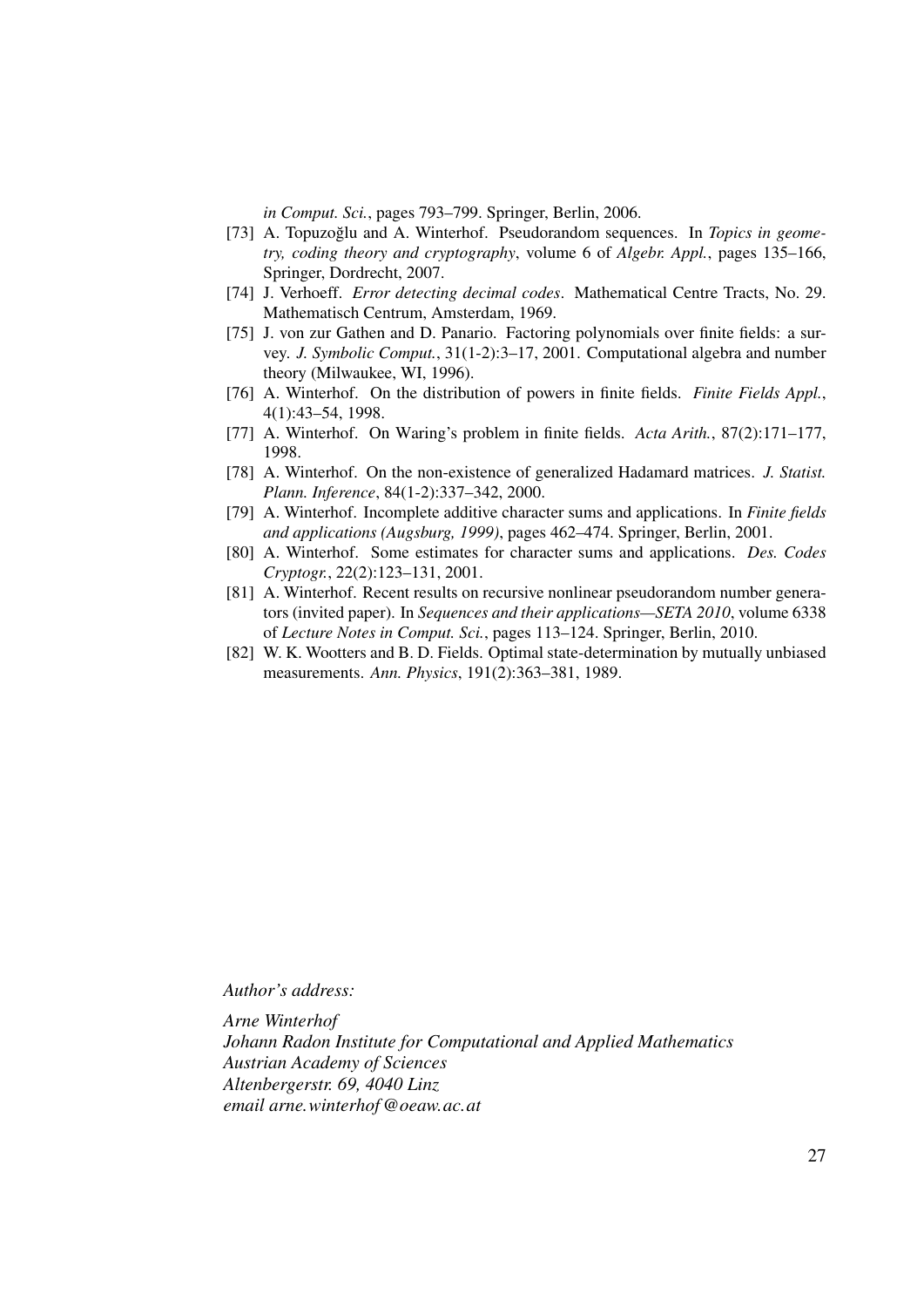*in Comput. Sci.*, pages 793–799. Springer, Berlin, 2006.

[73] A. Topuzoğlu and A. Winterhof. Pseudorandom sequences. In *Topics in geometry, coding theory and cryptography*, volume 6 of *Algebr. Appl.*, pages 135–166, Springer, Dordrecht, 2007.

[74] J. Verhoeff. *Error detecting decimal codes*. Mathematical Centre Tracts, No. 29. Mathematisch Centrum, Amsterdam, 1969.

[75] J. von zur Gathen and D. Panario. Factoring polynomials over finite fields: a survey. *J. Symbolic Comput.*, 31(1-2):3–17, 2001. Computational algebra and number theory (Milwaukee, WI, 1996).

[76] A. Winterhof. On the distribution of powers in finite fields. *Finite Fields Appl.*, 4(1):43–54, 1998.

[77] A. Winterhof. On Waring's problem in finite fields. *Acta Arith.*, 87(2):171–177, 1998.

[78] A. Winterhof. On the non-existence of generalized Hadamard matrices. *J. Statist. Plann. Inference*, 84(1-2):337–342, 2000.

[79] A. Winterhof. Incomplete additive character sums and applications. In *Finite fields and applications (Augsburg, 1999)*, pages 462–474. Springer, Berlin, 2001.

[80] A. Winterhof. Some estimates for character sums and applications. *Des. Codes Cryptogr.*, 22(2):123–131, 2001.

[81] A. Winterhof. Recent results on recursive nonlinear pseudorandom number generators (invited paper). In *Sequences and their applications—SETA 2010*, volume 6338 of *Lecture Notes in Comput. Sci.*, pages 113–124. Springer, Berlin, 2010.

[82] W. K. Wootters and B. D. Fields. Optimal state-determination by mutually unbiased measurements. *Ann. Physics*, 191(2):363–381, 1989.

*Author's address:*

*Arne Winterhof*
*Johann Radon Institute for Computational and Applied Mathematics*
*Austrian Academy of Sciences*
*Altenbergerstr. 69, 4040 Linz*
*email arne.winterhof@oeaw.ac.at*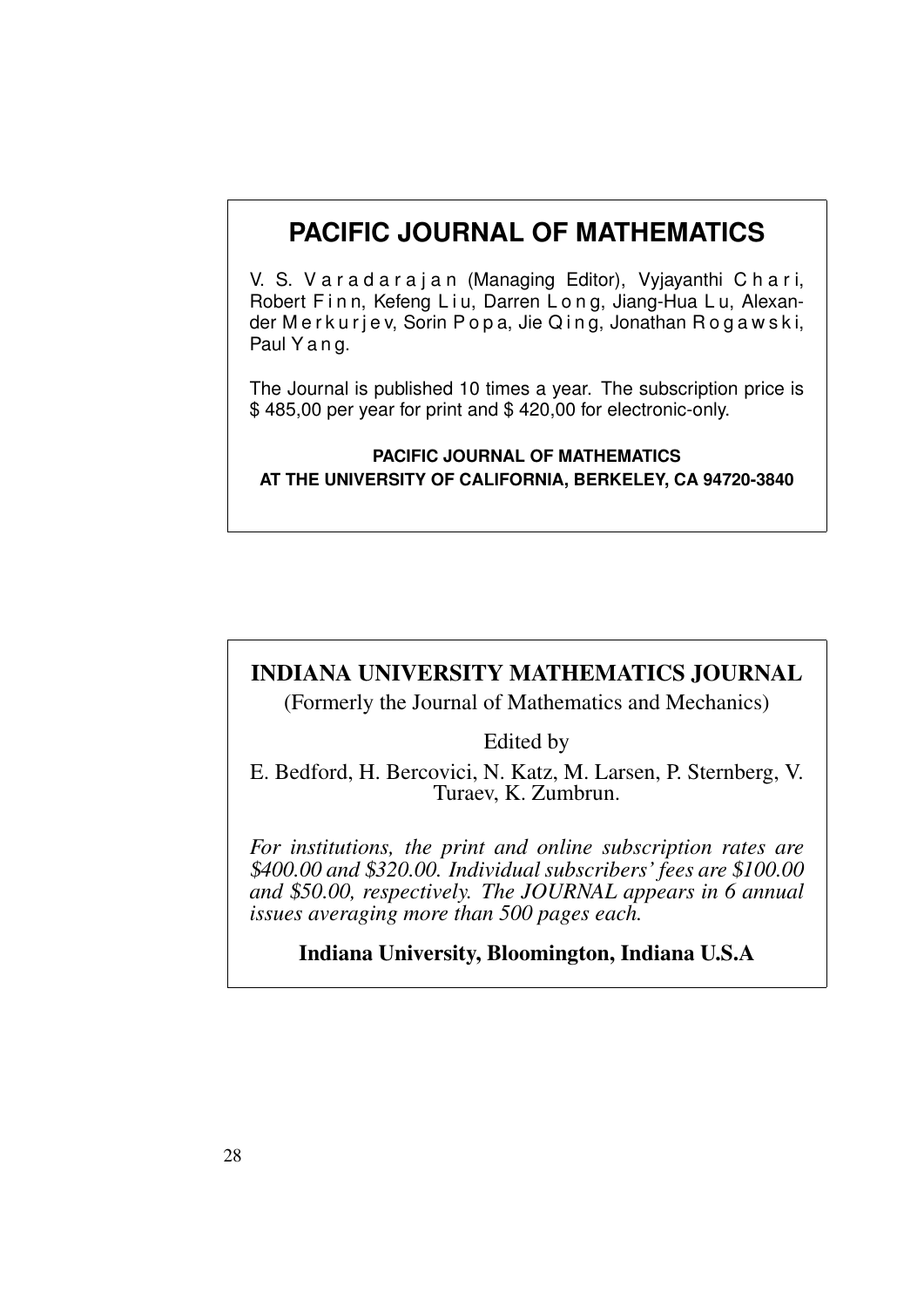## PACIFIC JOURNAL OF MATHEMATICS

V. S. Varadarajan (Managing Editor), Vyjayanthi Chari, Robert Finn, Kefeng Liu, Darren Long, Jiang-Hua Lu, Alexander Merkurjev, Sorin Popa, Jie Qing, Jonathan Rogawski, Paul Yang.

The Journal is published 10 times a year. The subscription price is $ 485,00 per year for print and $ 420,00 for electronic-only.

**PACIFIC JOURNAL OF MATHEMATICS**
**AT THE UNIVERSITY OF CALIFORNIA, BERKELEY, CA 94720-3840**

## INDIANA UNIVERSITY MATHEMATICS JOURNAL

(Formerly the Journal of Mathematics and Mechanics)

Edited by

E. Bedford, H. Bercovici, N. Katz, M. Larsen, P. Sternberg, V. Turaev, K. Zumbrun.

*For institutions, the print and online subscription rates are $400.00 and $320.00. Individual subscribers' fees are $100.00 and $50.00, respectively. The JOURNAL appears in 6 annual issues averaging more than 500 pages each.*

**Indiana University, Bloomington, Indiana U.S.A**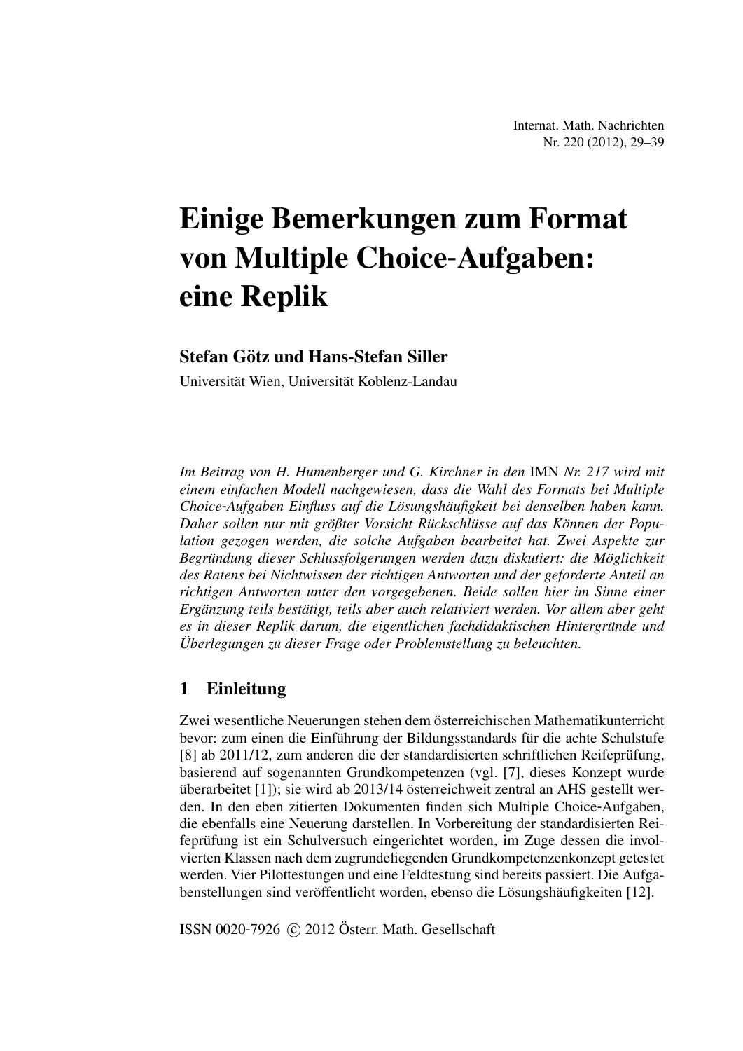# Einige Bemerkungen zum Format von Multiple Choice-Aufgaben: eine Replik

**Stefan Götz und Hans-Stefan Siller**

Universität Wien, Universität Koblenz-Landau

*Im Beitrag von H. Humenberger und G. Kirchner in den* IMN *Nr. 217 wird mit einem einfachen Modell nachgewiesen, dass die Wahl des Formats bei Multiple Choice-Aufgaben Einfluss auf die Lösungshäufigkeit bei denselben haben kann. Daher sollen nur mit größter Vorsicht Rückschlüsse auf das Können der Population gezogen werden, die solche Aufgaben bearbeitet hat. Zwei Aspekte zur Begründung dieser Schlussfolgerungen werden dazu diskutiert: die Möglichkeit des Ratens bei Nichtwissen der richtigen Antworten und der geforderte Anteil an richtigen Antworten unter den vorgegebenen. Beide sollen hier im Sinne einer Ergänzung teils bestätigt, teils aber auch relativiert werden. Vor allem aber geht es in dieser Replik darum, die eigentlichen fachdidaktischen Hintergründe und Überlegungen zu dieser Frage oder Problemstellung zu beleuchten.*

## 1 Einleitung

Zwei wesentliche Neuerungen stehen dem österreichischen Mathematikunterricht bevor: zum einen die Einführung der Bildungsstandards für die achte Schulstufe [8] ab 2011/12, zum anderen die der standardisierten schriftlichen Reifeprüfung, basierend auf sogenannten Grundkompetenzen (vgl. [7], dieses Konzept wurde überarbeitet [1]); sie wird ab 2013/14 österreichweit zentral an AHS gestellt werden. In den eben zitierten Dokumenten finden sich Multiple Choice-Aufgaben, die ebenfalls eine Neuerung darstellen. In Vorbereitung der standardisierten Reifeprüfung ist ein Schulversuch eingerichtet worden, im Zuge dessen die involvierten Klassen nach dem zugrundeliegenden Grundkompetenzenkonzept getestet werden. Vier Pilottestungen und eine Feldtestung sind bereits passiert. Die Aufgabenstellungen sind veröffentlicht worden, ebenso die Lösungshäufigkeiten [12].

ISSN 0020-7926 © 2012 Österr. Math. Gesellschaft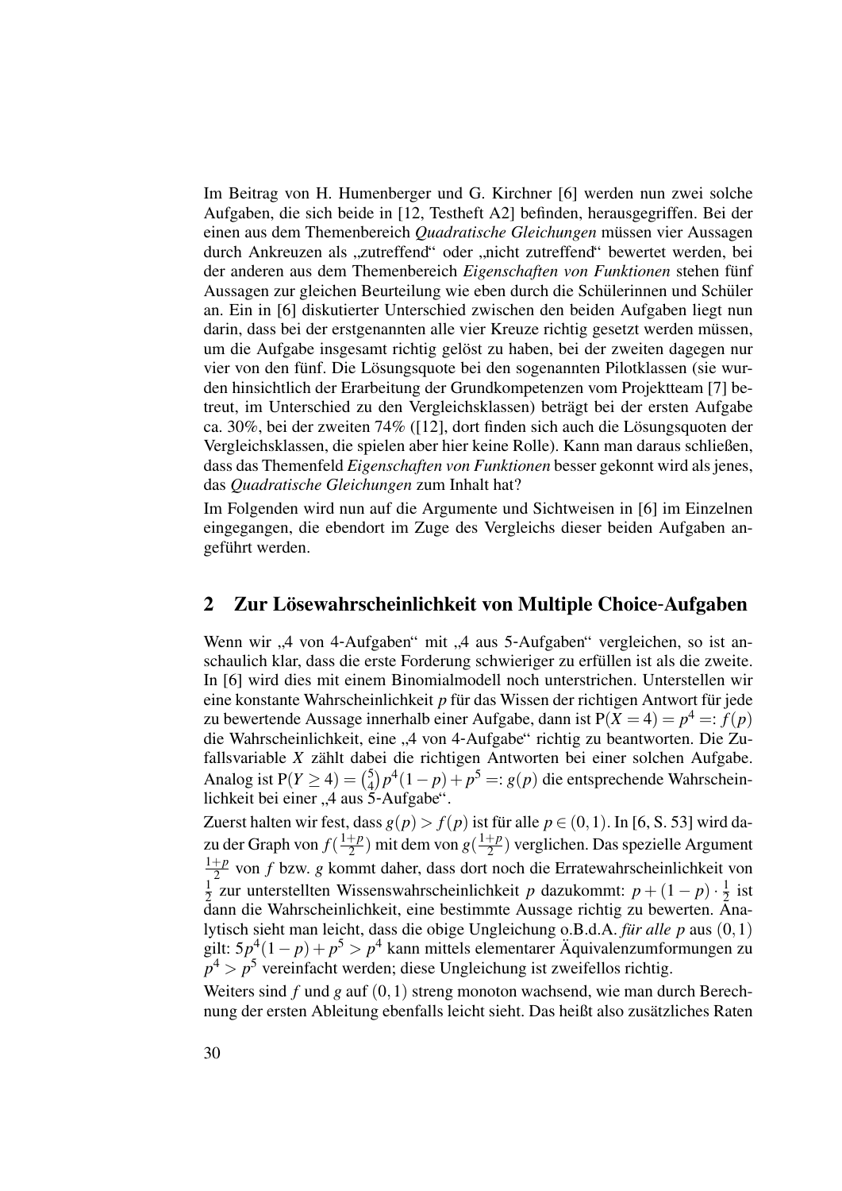Im Beitrag von H. Humenberger und G. Kirchner [6] werden nun zwei solche Aufgaben, die sich beide in [12, Testheft A2] befinden, herausgegriffen. Bei der einen aus dem Themenbereich *Quadratische Gleichungen* müssen vier Aussagen durch Ankreuzen als „zutreffend“ oder „nicht zutreffend“ bewertet werden, bei der anderen aus dem Themenbereich *Eigenschaften von Funktionen* stehen fünf Aussagen zur gleichen Beurteilung wie eben durch die Schülerinnen und Schüler an. Ein in [6] diskutierter Unterschied zwischen den beiden Aufgaben liegt nun darin, dass bei der erstgenannten alle vier Kreuze richtig gesetzt werden müssen, um die Aufgabe insgesamt richtig gelöst zu haben, bei der zweiten dagegen nur vier von den fünf. Die Lösungsquote bei den sogenannten Pilotklassen (sie wurden hinsichtlich der Erarbeitung der Grundkompetenzen vom Projektteam [7] betreut, im Unterschied zu den Vergleichsklassen) beträgt bei der ersten Aufgabe ca. 30%, bei der zweiten 74% ([12], dort finden sich auch die Lösungsquoten der Vergleichsklassen, die spielen aber hier keine Rolle). Kann man daraus schließen, dass das Themenfeld *Eigenschaften von Funktionen* besser gekonnt wird als jenes, das *Quadratische Gleichungen* zum Inhalt hat?

Im Folgenden wird nun auf die Argumente und Sichtweisen in [6] im Einzelnen eingegangen, die ebendort im Zuge des Vergleichs dieser beiden Aufgaben angeführt werden.

## 2 Zur Lösewahrscheinlichkeit von Multiple Choice-Aufgaben

Wenn wir „4 von 4-Aufgaben“ mit „4 aus 5-Aufgaben“ vergleichen, so ist anschaulich klar, dass die erste Forderung schwieriger zu erfüllen ist als die zweite. In [6] wird dies mit einem Binomialmodell noch unterstrichen. Unterstellen wir eine konstante Wahrscheinlichkeit $p$ für das Wissen der richtigen Antwort für jede zu bewertende Aussage innerhalb einer Aufgabe, dann ist $\mathrm{P}(X = 4) = p^4 =: f(p)$ die Wahrscheinlichkeit, eine „4 von 4-Aufgabe“ richtig zu beantworten. Die Zufallsvariable $X$ zählt dabei die richtigen Antworten bei einer solchen Aufgabe. Analog ist $\mathrm{P}(Y \geq 4) = \binom{5}{4} p^4(1-p) + p^5 =: g(p)$ die entsprechende Wahrscheinlichkeit bei einer „4 aus 5-Aufgabe“.

Zuerst halten wir fest, dass $g(p) > f(p)$ ist für alle $p \in (0,1)$. In [6, S. 53] wird dazu der Graph von $f(\frac{1+p}{2})$ mit dem von $g(\frac{1+p}{2})$ verglichen. Das spezielle Argument $\frac{1+p}{2}$ von $f$ bzw. $g$ kommt daher, dass dort noch die Errate­wahrscheinlichkeit von $\frac{1}{2}$ zur unterstellten Wissenswahrscheinlichkeit $p$ dazukommt: $p + (1-p) \cdot \frac{1}{2}$ ist dann die Wahrscheinlichkeit, eine bestimmte Aussage richtig zu bewerten. Analytisch sieht man leicht, dass die obige Ungleichung o.B.d.A. *für alle* $p$ aus $(0,1)$ gilt: $5p^4(1-p) + p^5 > p^4$ kann mittels elementarer Äquivalenzumformungen zu $p^4 > p^5$ vereinfacht werden; diese Ungleichung ist zweifellos richtig.

Weiters sind $f$ und $g$ auf $(0,1)$ streng monoton wachsend, wie man durch Berechnung der ersten Ableitung ebenfalls leicht sieht. Das heißt also zusätzliches Raten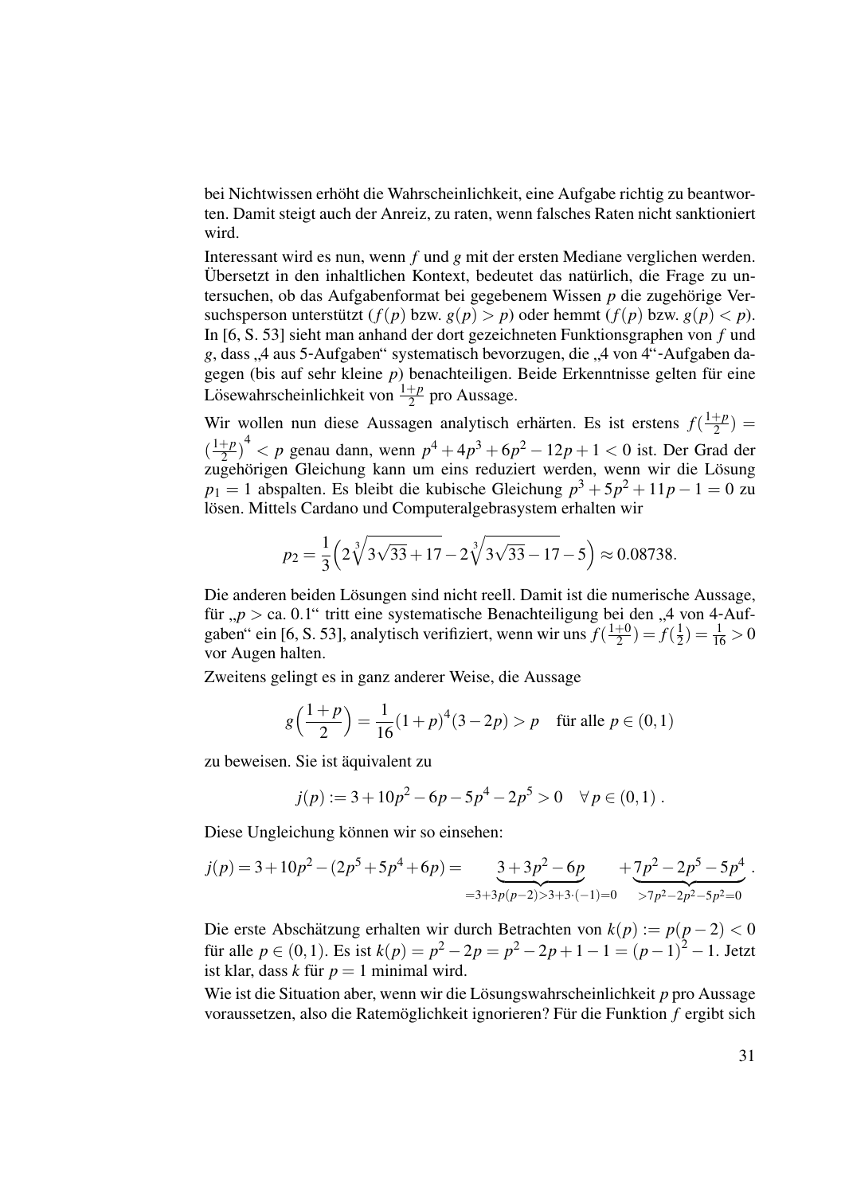bei Nichtwissen erhöht die Wahrscheinlichkeit, eine Aufgabe richtig zu beantworten. Damit steigt auch der Anreiz, zu raten, wenn falsches Raten nicht sanktioniert wird.

Interessant wird es nun, wenn $f$ und $g$ mit der ersten Mediane verglichen werden. Übersetzt in den inhaltlichen Kontext, bedeutet das natürlich, die Frage zu untersuchen, ob das Aufgabenformat bei gegebenem Wissen $p$ die zugehörige Versuchsperson unterstützt ($f(p)$ bzw. $g(p) > p$) oder hemmt ($f(p)$ bzw. $g(p) < p$). In [6, S. 53] sieht man anhand der dort gezeichneten Funktionsgraphen von $f$ und $g$, dass „4 aus 5-Aufgaben" systematisch bevorzugen, die „4 von 4"-Aufgaben dagegen (bis auf sehr kleine $p$) benachteiligen. Beide Erkenntnisse gelten für eine Lösewahrscheinlichkeit von $\frac{1+p}{2}$ pro Aussage.

Wir wollen nun diese Aussagen analytisch erhärten. Es ist erstens $f(\frac{1+p}{2}) = \left(\frac{1+p}{2}\right)^4 < p$ genau dann, wenn $p^4 + 4p^3 + 6p^2 - 12p + 1 < 0$ ist. Der Grad der zugehörigen Gleichung kann um eins reduziert werden, wenn wir die Lösung $p_1 = 1$ abspalten. Es bleibt die kubische Gleichung $p^3 + 5p^2 + 11p - 1 = 0$ zu lösen. Mittels Cardano und Computeralgebrasystem erhalten wir

$$p_2 = \frac{1}{3}\left(2\sqrt[3]{3\sqrt{33}+17} - 2\sqrt[3]{3\sqrt{33}-17} - 5\right) \approx 0.08738.$$

Die anderen beiden Lösungen sind nicht reell. Damit ist die numerische Aussage, für „$p >$ ca. 0.1" tritt eine systematische Benachteiligung bei den „4 von 4-Aufgaben" ein [6, S. 53], analytisch verifiziert, wenn wir uns $f(\frac{1+0}{2}) = f(\frac{1}{2}) = \frac{1}{16} > 0$ vor Augen halten.

Zweitens gelingt es in ganz anderer Weise, die Aussage

$$g\left(\frac{1+p}{2}\right) = \frac{1}{16}(1+p)^4(3-2p) > p \quad \text{für alle } p \in (0,1)$$

zu beweisen. Sie ist äquivalent zu

$$j(p) := 3 + 10p^2 - 6p - 5p^4 - 2p^5 > 0 \quad \forall\, p \in (0,1)\ .$$

Diese Ungleichung können wir so einsehen:

$$j(p) = 3 + 10p^2 - (2p^5 + 5p^4 + 6p) = \underbrace{3 + 3p^2 - 6p}_{=3+3p(p-2)>3+3\cdot(-1)=0} + \underbrace{7p^2 - 2p^5 - 5p^4}_{>7p^2-2p^2-5p^2=0}\ .$$

Die erste Abschätzung erhalten wir durch Betrachten von $k(p) := p(p-2) < 0$ für alle $p \in (0,1)$. Es ist $k(p) = p^2 - 2p = p^2 - 2p + 1 - 1 = (p-1)^2 - 1$. Jetzt ist klar, dass $k$ für $p = 1$ minimal wird.

Wie ist die Situation aber, wenn wir die Lösungswahrscheinlichkeit $p$ pro Aussage voraussetzen, also die Ratemöglichkeit ignorieren? Für die Funktion $f$ ergibt sich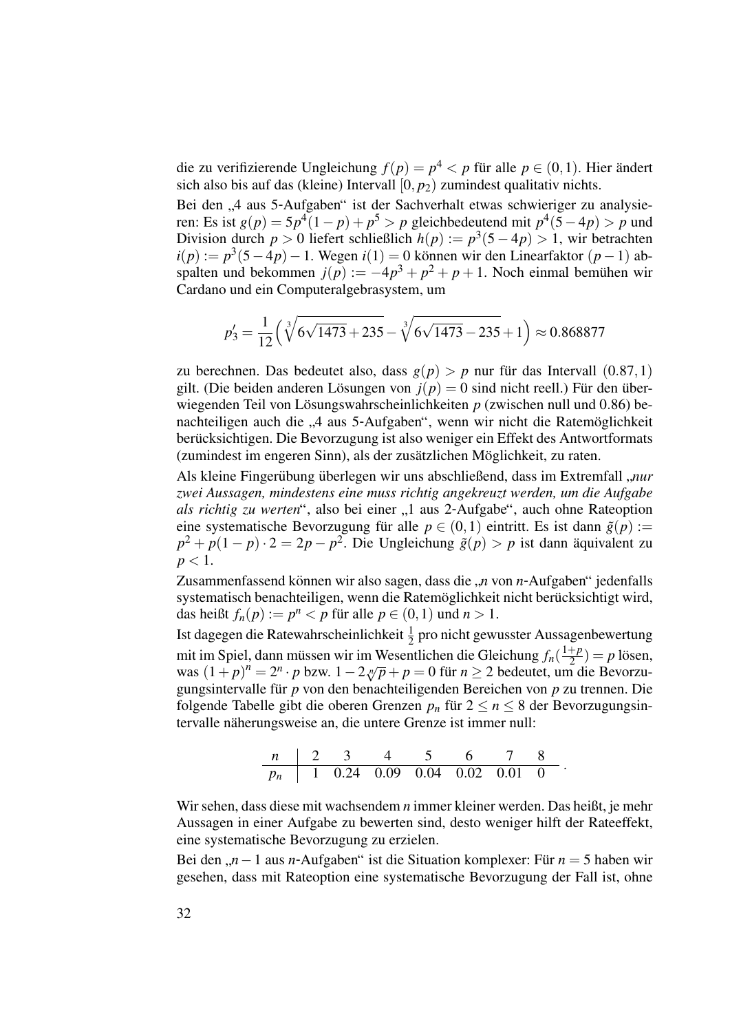die zu verifizierende Ungleichung $f(p) = p^4 < p$ für alle $p \in (0,1)$. Hier ändert sich also bis auf das (kleine) Intervall $[0, p_2)$ zumindest qualitativ nichts.

Bei den „4 aus 5-Aufgaben" ist der Sachverhalt etwas schwieriger zu analysieren: Es ist $g(p) = 5p^4(1-p) + p^5 > p$ gleichbedeutend mit $p^4(5-4p) > p$ und Division durch $p > 0$ liefert schließlich $h(p) := p^3(5-4p) > 1$, wir betrachten $i(p) := p^3(5-4p) - 1$. Wegen $i(1) = 0$ können wir den Linearfaktor $(p-1)$ abspalten und bekommen $j(p) := -4p^3 + p^2 + p + 1$. Noch einmal bemühen wir Cardano und ein Computeralgebrasystem, um

$$p_3' = \frac{1}{12}\Big(\sqrt[3]{6\sqrt{1473}+235} - \sqrt[3]{6\sqrt{1473}-235} + 1\Big) \approx 0.868877$$

zu berechnen. Das bedeutet also, dass $g(p) > p$ nur für das Intervall $(0.87, 1)$ gilt. (Die beiden anderen Lösungen von $j(p) = 0$ sind nicht reell.) Für den überwiegenden Teil von Lösungswahrscheinlichkeiten $p$ (zwischen null und 0.86) benachteiligen auch die „4 aus 5-Aufgaben", wenn wir nicht die Ratemöglichkeit berücksichtigen. Die Bevorzugung ist also weniger ein Effekt des Antwortformats (zumindest im engeren Sinn), als der zusätzlichen Möglichkeit, zu raten.

Als kleine Fingerübung überlegen wir uns abschließend, dass im Extremfall „*nur zwei Aussagen, mindestens eine muss richtig angekreuzt werden, um die Aufgabe als richtig zu werten*", also bei einer „1 aus 2-Aufgabe", auch ohne Rateoption eine systematische Bevorzugung für alle $p \in (0,1)$ eintritt. Es ist dann $\tilde{g}(p) := p^2 + p(1-p) \cdot 2 = 2p - p^2$. Die Ungleichung $\tilde{g}(p) > p$ ist dann äquivalent zu $p < 1$.

Zusammenfassend können wir also sagen, dass die „$n$ von $n$-Aufgaben" jedenfalls systematisch benachteiligen, wenn die Ratemöglichkeit nicht berücksichtigt wird, das heißt $f_n(p) := p^n < p$ für alle $p \in (0,1)$ und $n > 1$.

Ist dagegen die Ratewahrscheinlichkeit $\frac{1}{2}$ pro nicht gewusster Aussagenbewertung mit im Spiel, dann müssen wir im Wesentlichen die Gleichung $f_n(\frac{1+p}{2}) = p$ lösen, was $(1+p)^n = 2^n \cdot p$ bzw. $1 - 2\sqrt[n]{p} + p = 0$ für $n \geq 2$ bedeutet, um die Bevorzugungsintervalle für $p$ von den benachteiligenden Bereichen von $p$ zu trennen. Die folgende Tabelle gibt die oberen Grenzen $p_n$ für $2 \leq n \leq 8$ der Bevorzugungsintervalle näherungsweise an, die untere Grenze ist immer null:

| $n$ | 2 | 3 | 4 | 5 | 6 | 7 | 8 |
|---|---|---|---|---|---|---|---|
| $p_n$ | 1 | 0.24 | 0.09 | 0.04 | 0.02 | 0.01 | 0 |

Wir sehen, dass diese mit wachsendem $n$ immer kleiner werden. Das heißt, je mehr Aussagen in einer Aufgabe zu bewerten sind, desto weniger hilft der Rateeffekt, eine systematische Bevorzugung zu erzielen.

Bei den „$n-1$ aus $n$-Aufgaben" ist die Situation komplexer: Für $n = 5$ haben wir gesehen, dass mit Rateoption eine systematische Bevorzugung der Fall ist, ohne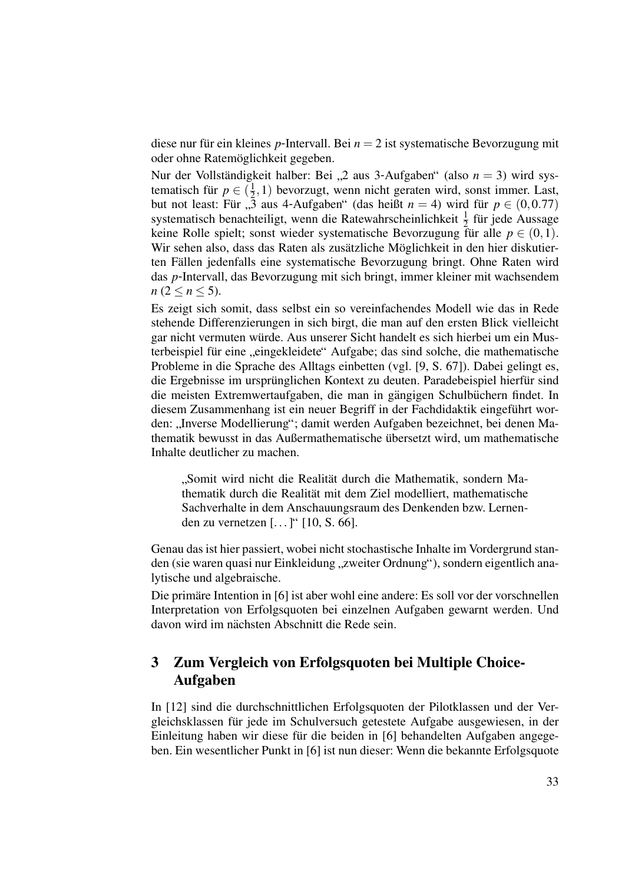diese nur für ein kleines $p$-Intervall. Bei $n = 2$ ist systematische Bevorzugung mit oder ohne Ratemöglichkeit gegeben.

Nur der Vollständigkeit halber: Bei „2 aus 3-Aufgaben" (also $n = 3$) wird systematisch für $p \in (\frac{1}{2}, 1)$ bevorzugt, wenn nicht geraten wird, sonst immer. Last, but not least: Für „3 aus 4-Aufgaben" (das heißt $n = 4$) wird für $p \in (0, 0.77)$ systematisch benachteiligt, wenn die Ratewahrscheinlichkeit $\frac{1}{2}$ für jede Aussage keine Rolle spielt; sonst wieder systematische Bevorzugung für alle $p \in (0, 1)$. Wir sehen also, dass das Raten als zusätzliche Möglichkeit in den hier diskutierten Fällen jedenfalls eine systematische Bevorzugung bringt. Ohne Raten wird das $p$-Intervall, das Bevorzugung mit sich bringt, immer kleiner mit wachsendem $n$ ($2 \leq n \leq 5$).

Es zeigt sich somit, dass selbst ein so vereinfachendes Modell wie das in Rede stehende Differenzierungen in sich birgt, die man auf den ersten Blick vielleicht gar nicht vermuten würde. Aus unserer Sicht handelt es sich hierbei um ein Musterbeispiel für eine „eingekleidete" Aufgabe; das sind solche, die mathematische Probleme in die Sprache des Alltags einbetten (vgl. [9, S. 67]). Dabei gelingt es, die Ergebnisse im ursprünglichen Kontext zu deuten. Paradebeispiel hierfür sind die meisten Extremwertaufgaben, die man in gängigen Schulbüchern findet. In diesem Zusammenhang ist ein neuer Begriff in der Fachdidaktik eingeführt worden: „Inverse Modellierung"; damit werden Aufgaben bezeichnet, bei denen Mathematik bewusst in das Außermathematische übersetzt wird, um mathematische Inhalte deutlicher zu machen.

> „Somit wird nicht die Realität durch die Mathematik, sondern Mathematik durch die Realität mit dem Ziel modelliert, mathematische Sachverhalte in dem Anschauungsraum des Denkenden bzw. Lernenden zu vernetzen [...]" [10, S. 66].

Genau das ist hier passiert, wobei nicht stochastische Inhalte im Vordergrund standen (sie waren quasi nur Einkleidung „zweiter Ordnung"), sondern eigentlich analytische und algebraische.

Die primäre Intention in [6] ist aber wohl eine andere: Es soll vor der vorschnellen Interpretation von Erfolgsquoten bei einzelnen Aufgaben gewarnt werden. Und davon wird im nächsten Abschnitt die Rede sein.

## 3 Zum Vergleich von Erfolgsquoten bei Multiple Choice-Aufgaben

In [12] sind die durchschnittlichen Erfolgsquoten der Pilotklassen und der Vergleichsklassen für jede im Schulversuch getestete Aufgabe ausgewiesen, in der Einleitung haben wir diese für die beiden in [6] behandelten Aufgaben angegeben. Ein wesentlicher Punkt in [6] ist nun dieser: Wenn die bekannte Erfolgsquote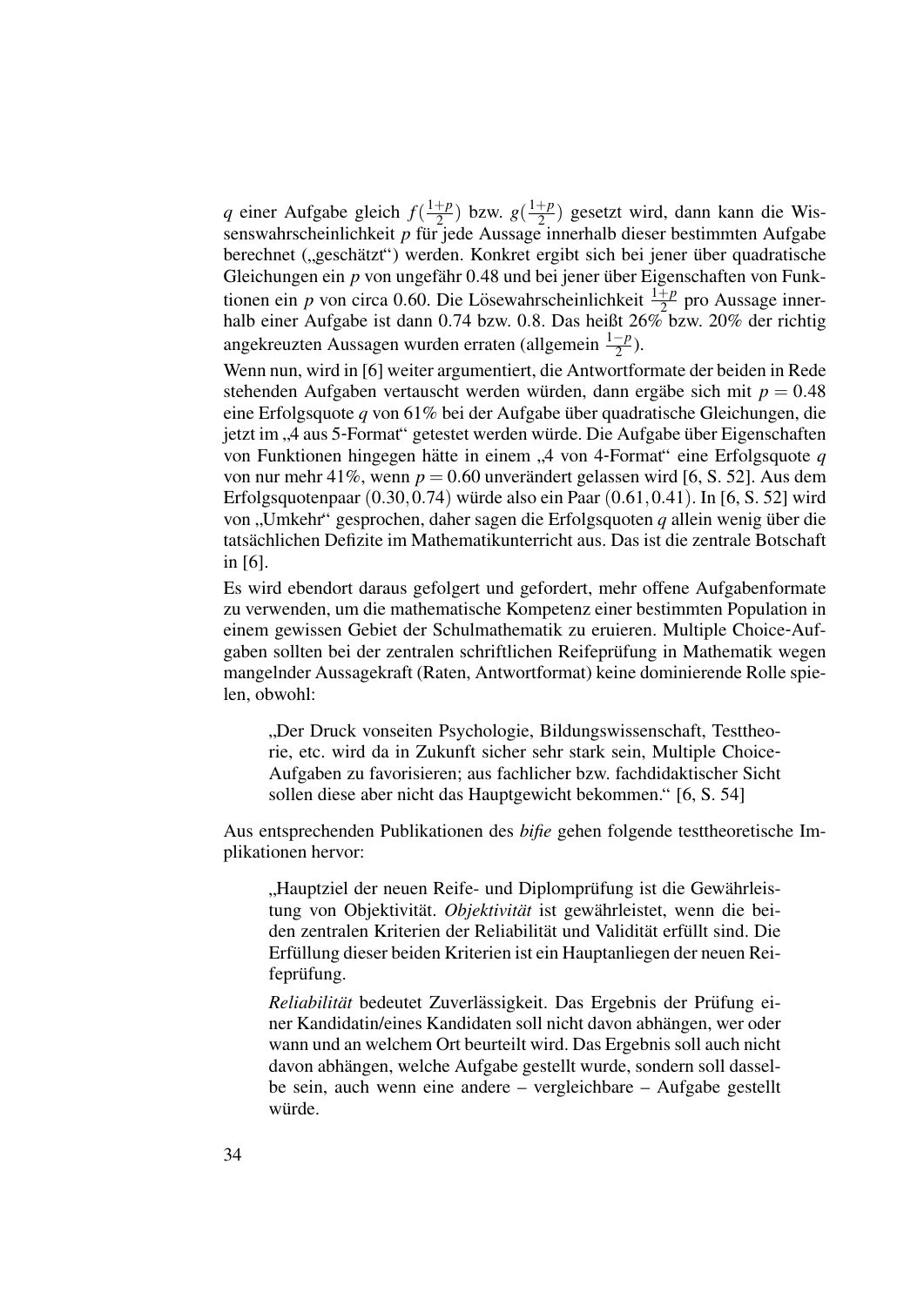$q$ einer Aufgabe gleich $f(\frac{1+p}{2})$ bzw. $g(\frac{1+p}{2})$ gesetzt wird, dann kann die Wissenswahrscheinlichkeit $p$ für jede Aussage innerhalb dieser bestimmten Aufgabe berechnet („geschätzt“) werden. Konkret ergibt sich bei jener über quadratische Gleichungen ein $p$ von ungefähr 0.48 und bei jener über Eigenschaften von Funktionen ein $p$ von circa 0.60. Die Lösewahrscheinlichkeit $\frac{1+p}{2}$ pro Aussage innerhalb einer Aufgabe ist dann 0.74 bzw. 0.8. Das heißt 26% bzw. 20% der richtig angekreuzten Aussagen wurden erraten (allgemein $\frac{1-p}{2}$).

Wenn nun, wird in [6] weiter argumentiert, die Antwortformate der beiden in Rede stehenden Aufgaben vertauscht werden würden, dann ergäbe sich mit $p = 0.48$ eine Erfolgsquote $q$ von 61% bei der Aufgabe über quadratische Gleichungen, die jetzt im „4 aus 5-Format“ getestet werden würde. Die Aufgabe über Eigenschaften von Funktionen hingegen hätte in einem „4 von 4-Format“ eine Erfolgsquote $q$ von nur mehr 41%, wenn $p = 0.60$ unverändert gelassen wird [6, S. 52]. Aus dem Erfolgsquotenpaar $(0.30, 0.74)$ würde also ein Paar $(0.61, 0.41)$. In [6, S. 52] wird von „Umkehr“ gesprochen, daher sagen die Erfolgsquoten $q$ allein wenig über die tatsächlichen Defizite im Mathematikunterricht aus. Das ist die zentrale Botschaft in [6].

Es wird ebendort daraus gefolgert und gefordert, mehr offene Aufgabenformate zu verwenden, um die mathematische Kompetenz einer bestimmten Population in einem gewissen Gebiet der Schulmathematik zu eruieren. Multiple Choice-Aufgaben sollten bei der zentralen schriftlichen Reifeprüfung in Mathematik wegen mangelnder Aussagekraft (Raten, Antwortformat) keine dominierende Rolle spielen, obwohl:

> „Der Druck vonseiten Psychologie, Bildungswissenschaft, Testtheorie, etc. wird da in Zukunft sicher sehr stark sein, Multiple Choice-Aufgaben zu favorisieren; aus fachlicher bzw. fachdidaktischer Sicht sollen diese aber nicht das Hauptgewicht bekommen.“ [6, S. 54]

Aus entsprechenden Publikationen des *bifie* gehen folgende testtheoretische Implikationen hervor:

> „Hauptziel der neuen Reife- und Diplomprüfung ist die Gewährleistung von Objektivität. *Objektivität* ist gewährleistet, wenn die beiden zentralen Kriterien der Reliabilität und Validität erfüllt sind. Die Erfüllung dieser beiden Kriterien ist ein Hauptanliegen der neuen Reifeprüfung.
>
> *Reliabilität* bedeutet Zuverlässigkeit. Das Ergebnis der Prüfung einer Kandidatin/eines Kandidaten soll nicht davon abhängen, wer oder wann und an welchem Ort beurteilt wird. Das Ergebnis soll auch nicht davon abhängen, welche Aufgabe gestellt wurde, sondern soll dasselbe sein, auch wenn eine andere – vergleichbare – Aufgabe gestellt würde.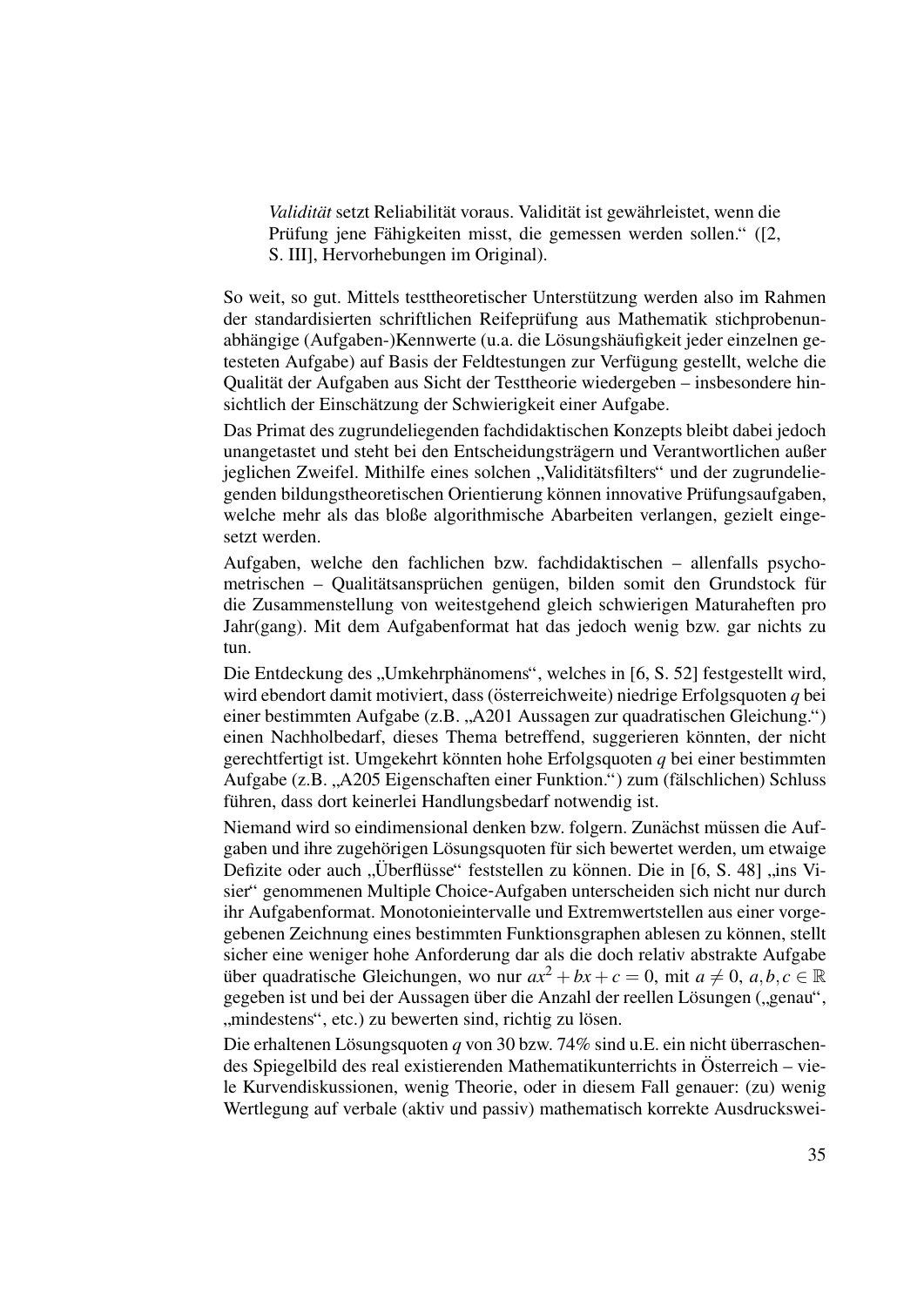> *Validität* setzt Reliabilität voraus. Validität ist gewährleistet, wenn die Prüfung jene Fähigkeiten misst, die gemessen werden sollen." ([2, S. III], Hervorhebungen im Original).

So weit, so gut. Mittels testtheoretischer Unterstützung werden also im Rahmen der standardisierten schriftlichen Reifeprüfung aus Mathematik stichprobenunabhängige (Aufgaben-)Kennwerte (u.a. die Lösungshäufigkeit jeder einzelnen getesteten Aufgabe) auf Basis der Feldtestungen zur Verfügung gestellt, welche die Qualität der Aufgaben aus Sicht der Testtheorie wiedergeben – insbesondere hinsichtlich der Einschätzung der Schwierigkeit einer Aufgabe.

Das Primat des zugrundeliegenden fachdidaktischen Konzepts bleibt dabei jedoch unangetastet und steht bei den Entscheidungsträgern und Verantwortlichen außer jeglichen Zweifel. Mithilfe eines solchen „Validitätsfilters" und der zugrundeliegenden bildungstheoretischen Orientierung können innovative Prüfungsaufgaben, welche mehr als das bloße algorithmische Abarbeiten verlangen, gezielt eingesetzt werden.

Aufgaben, welche den fachlichen bzw. fachdidaktischen – allenfalls psychometrischen – Qualitätsansprüchen genügen, bilden somit den Grundstock für die Zusammenstellung von weitestgehend gleich schwierigen Maturaheften pro Jahr(gang). Mit dem Aufgabenformat hat das jedoch wenig bzw. gar nichts zu tun.

Die Entdeckung des „Umkehrphänomens", welches in [6, S. 52] festgestellt wird, wird ebendort damit motiviert, dass (österreichweite) niedrige Erfolgsquoten $q$ bei einer bestimmten Aufgabe (z.B. „A201 Aussagen zur quadratischen Gleichung.") einen Nachholbedarf, dieses Thema betreffend, suggerieren könnten, der nicht gerechtfertigt ist. Umgekehrt könnten hohe Erfolgsquoten $q$ bei einer bestimmten Aufgabe (z.B. „A205 Eigenschaften einer Funktion.") zum (fälschlichen) Schluss führen, dass dort keinerlei Handlungsbedarf notwendig ist.

Niemand wird so eindimensional denken bzw. folgern. Zunächst müssen die Aufgaben und ihre zugehörigen Lösungsquoten für sich bewertet werden, um etwaige Defizite oder auch „Überflüsse" feststellen zu können. Die in [6, S. 48] „ins Visier" genommenen Multiple Choice-Aufgaben unterscheiden sich nicht nur durch ihr Aufgabenformat. Monotonieintervalle und Extremwertstellen aus einer vorgegebenen Zeichnung eines bestimmten Funktionsgraphen ablesen zu können, stellt sicher eine weniger hohe Anforderung dar als die doch relativ abstrakte Aufgabe über quadratische Gleichungen, wo nur $ax^2 + bx + c = 0$, mit $a \neq 0$, $a, b, c \in \mathbb{R}$ gegeben ist und bei der Aussagen über die Anzahl der reellen Lösungen („genau", „mindestens", etc.) zu bewerten sind, richtig zu lösen.

Die erhaltenen Lösungsquoten $q$ von 30 bzw. 74% sind u.E. ein nicht überraschendes Spiegelbild des real existierenden Mathematikunterrichts in Österreich – viele Kurvendiskussionen, wenig Theorie, oder in diesem Fall genauer: (zu) wenig Wertlegung auf verbale (aktiv und passiv) mathematisch korrekte Ausdruckswei-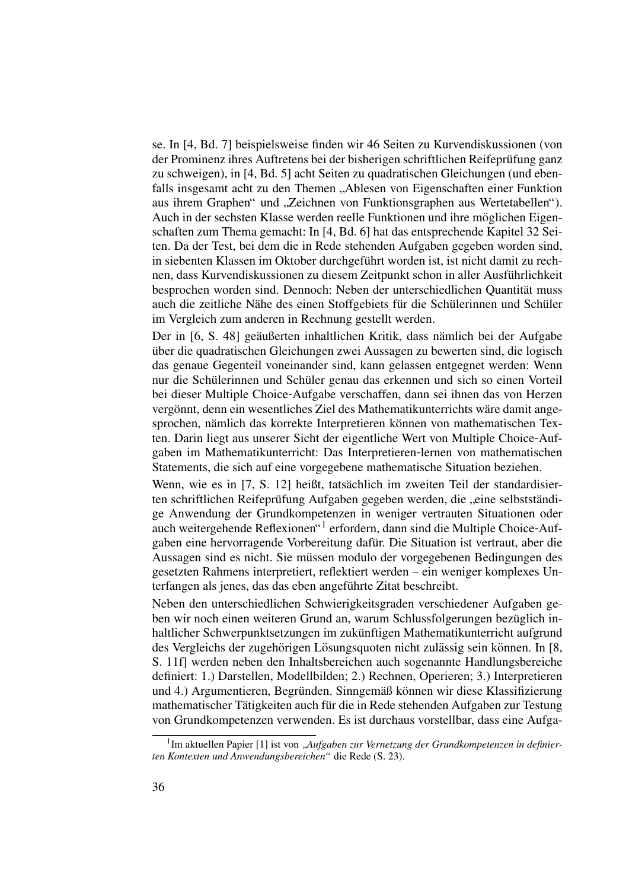se. In [4, Bd. 7] beispielsweise finden wir 46 Seiten zu Kurvendiskussionen (von der Prominenz ihres Auftretens bei der bisherigen schriftlichen Reifeprüfung ganz zu schweigen), in [4, Bd. 5] acht Seiten zu quadratischen Gleichungen (und ebenfalls insgesamt acht zu den Themen „Ablesen von Eigenschaften einer Funktion aus ihrem Graphen" und „Zeichnen von Funktionsgraphen aus Wertetabellen"). Auch in der sechsten Klasse werden reelle Funktionen und ihre möglichen Eigenschaften zum Thema gemacht: In [4, Bd. 6] hat das entsprechende Kapitel 32 Seiten. Da der Test, bei dem die in Rede stehenden Aufgaben gegeben worden sind, in siebenten Klassen im Oktober durchgeführt worden ist, ist nicht damit zu rechnen, dass Kurvendiskussionen zu diesem Zeitpunkt schon in aller Ausführlichkeit besprochen worden sind. Dennoch: Neben der unterschiedlichen Quantität muss auch die zeitliche Nähe des einen Stoffgebiets für die Schülerinnen und Schüler im Vergleich zum anderen in Rechnung gestellt werden.

Der in [6, S. 48] geäußerten inhaltlichen Kritik, dass nämlich bei der Aufgabe über die quadratischen Gleichungen zwei Aussagen zu bewerten sind, die logisch das genaue Gegenteil voneinander sind, kann gelassen entgegnet werden: Wenn nur die Schülerinnen und Schüler genau das erkennen und sich so einen Vorteil bei dieser Multiple Choice-Aufgabe verschaffen, dann sei ihnen das von Herzen vergönnt, denn ein wesentliches Ziel des Mathematikunterrichts wäre damit angesprochen, nämlich das korrekte Interpretieren können von mathematischen Texten. Darin liegt aus unserer Sicht der eigentliche Wert von Multiple Choice-Aufgaben im Mathematikunterricht: Das Interpretieren-lernen von mathematischen Statements, die sich auf eine vorgegebene mathematische Situation beziehen.

Wenn, wie es in [7, S. 12] heißt, tatsächlich im zweiten Teil der standardisierten schriftlichen Reifeprüfung Aufgaben gegeben werden, die „eine selbstständige Anwendung der Grundkompetenzen in weniger vertrauten Situationen oder auch weitergehende Reflexionen"[1] erfordern, dann sind die Multiple Choice-Aufgaben eine hervorragende Vorbereitung dafür. Die Situation ist vertraut, aber die Aussagen sind es nicht. Sie müssen modulo der vorgegebenen Bedingungen des gesetzten Rahmens interpretiert, reflektiert werden – ein weniger komplexes Unterfangen als jenes, das das eben angeführte Zitat beschreibt.

Neben den unterschiedlichen Schwierigkeitsgraden verschiedener Aufgaben geben wir noch einen weiteren Grund an, warum Schlussfolgerungen bezüglich inhaltlicher Schwerpunktsetzungen im zukünftigen Mathematikunterricht aufgrund des Vergleichs der zugehörigen Lösungsquoten nicht zulässig sein können. In [8, S. 11f] werden neben den Inhaltsbereichen auch sogenannte Handlungsbereiche definiert: 1.) Darstellen, Modellbilden; 2.) Rechnen, Operieren; 3.) Interpretieren und 4.) Argumentieren, Begründen. Sinngemäß können wir diese Klassifizierung mathematischer Tätigkeiten auch für die in Rede stehenden Aufgaben zur Testung von Grundkompetenzen verwenden. Es ist durchaus vorstellbar, dass eine Aufga-

[1] Im aktuellen Papier [1] ist von *„Aufgaben zur Vernetzung der Grundkompetenzen in definierten Kontexten und Anwendungsbereichen"* die Rede (S. 23).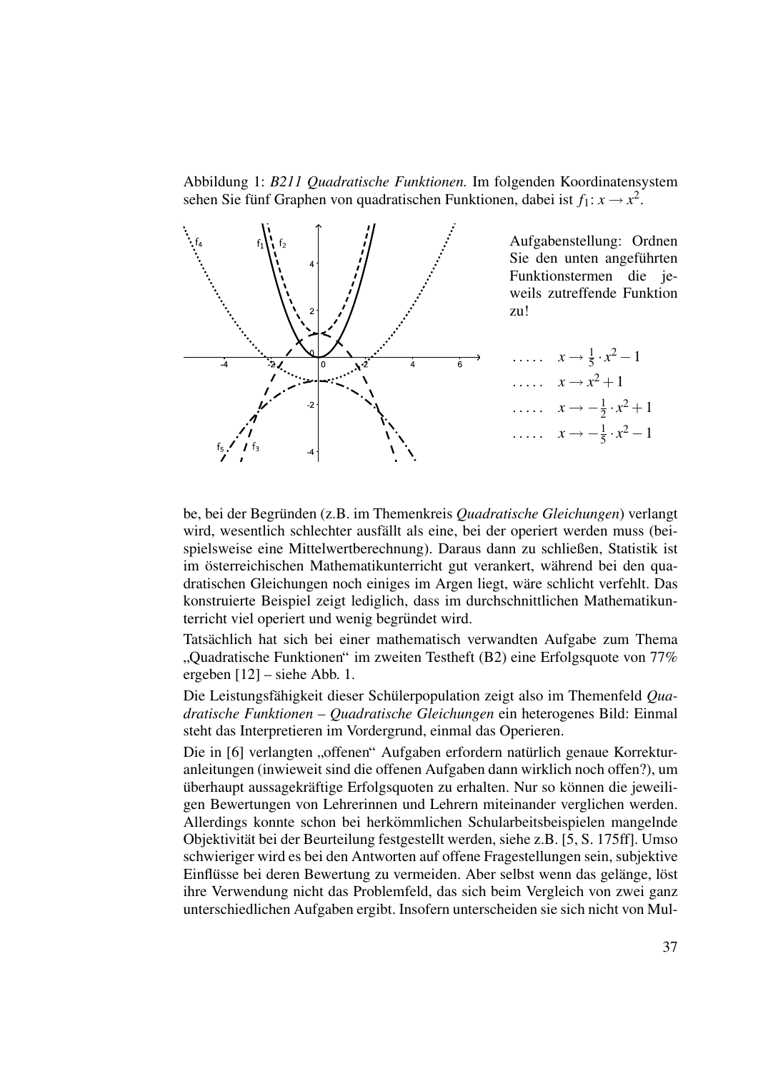Abbildung 1: *B211 Quadratische Funktionen.* Im folgenden Koordinatensystem sehen Sie fünf Graphen von quadratischen Funktionen, dabei ist $f_1\colon x \to x^2$.

Aufgabenstellung: Ordnen Sie den unten angeführten Funktionstermen die jeweils zutreffende Funktion zu!

..... $x \to \frac{1}{5} \cdot x^2 - 1$

..... $x \to x^2 + 1$

..... $x \to -\frac{1}{2} \cdot x^2 + 1$

..... $x \to -\frac{1}{5} \cdot x^2 - 1$

be, bei der Begründen (z.B. im Themenkreis *Quadratische Gleichungen*) verlangt wird, wesentlich schlechter ausfällt als eine, bei der operiert werden muss (beispielsweise eine Mittelwertberechnung). Daraus dann zu schließen, Statistik ist im österreichischen Mathematikunterricht gut verankert, während bei den quadratischen Gleichungen noch einiges im Argen liegt, wäre schlicht verfehlt. Das konstruierte Beispiel zeigt lediglich, dass im durchschnittlichen Mathematikunterricht viel operiert und wenig begründet wird.

Tatsächlich hat sich bei einer mathematisch verwandten Aufgabe zum Thema „Quadratische Funktionen“ im zweiten Testheft (B2) eine Erfolgsquote von 77% ergeben [12] – siehe Abb. 1.

Die Leistungsfähigkeit dieser Schülerpopulation zeigt also im Themenfeld *Quadratische Funktionen – Quadratische Gleichungen* ein heterogenes Bild: Einmal steht das Interpretieren im Vordergrund, einmal das Operieren.

Die in [6] verlangten „offenen“ Aufgaben erfordern natürlich genaue Korrekturanleitungen (inwieweit sind die offenen Aufgaben dann wirklich noch offen?), um überhaupt aussagekräftige Erfolgsquoten zu erhalten. Nur so können die jeweiligen Bewertungen von Lehrerinnen und Lehrern miteinander verglichen werden. Allerdings konnte schon bei herkömmlichen Schularbeitsbeispielen mangelnde Objektivität bei der Beurteilung festgestellt werden, siehe z.B. [5, S. 175ff]. Umso schwieriger wird es bei den Antworten auf offene Fragestellungen sein, subjektive Einflüsse bei deren Bewertung zu vermeiden. Aber selbst wenn das gelänge, löst ihre Verwendung nicht das Problemfeld, das sich beim Vergleich von zwei ganz unterschiedlichen Aufgaben ergibt. Insofern unterscheiden sie sich nicht von Mul-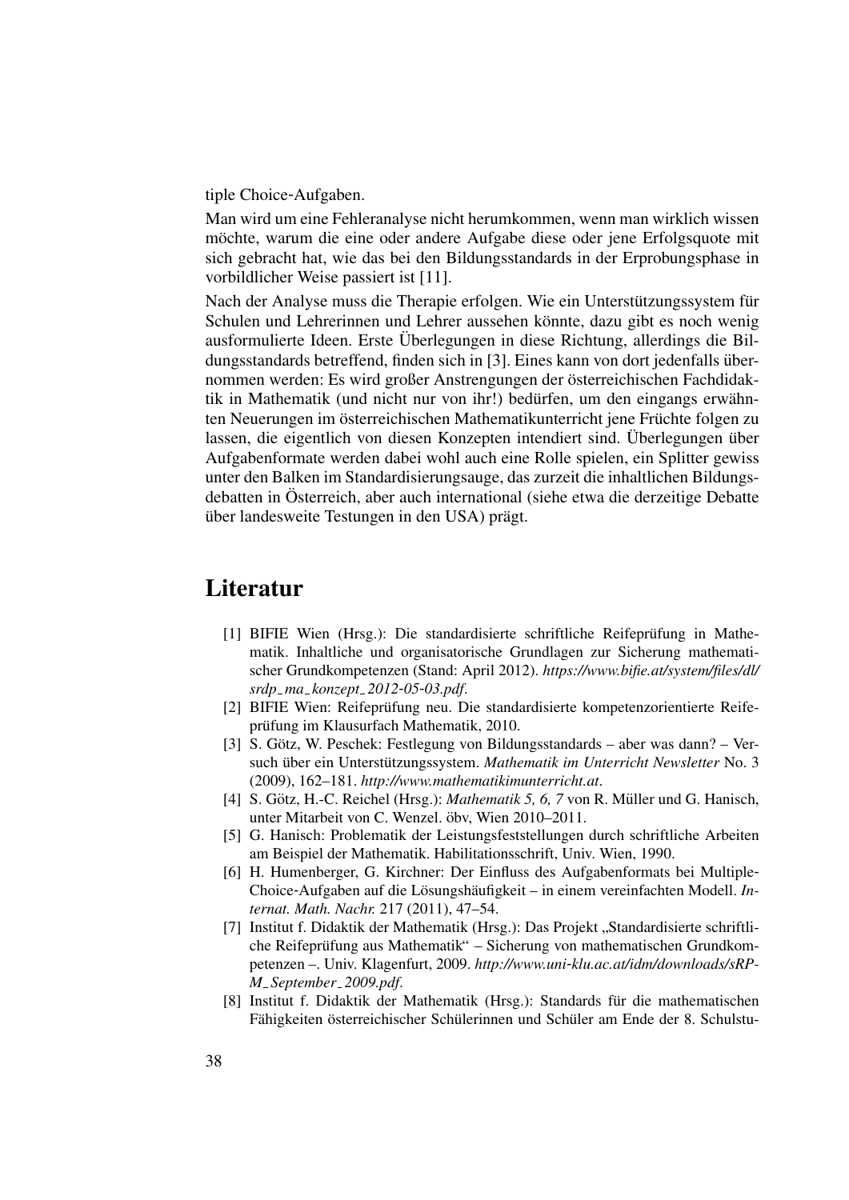tiple Choice-Aufgaben.

Man wird um eine Fehleranalyse nicht herumkommen, wenn man wirklich wissen möchte, warum die eine oder andere Aufgabe diese oder jene Erfolgsquote mit sich gebracht hat, wie das bei den Bildungsstandards in der Erprobungsphase in vorbildlicher Weise passiert ist [11].

Nach der Analyse muss die Therapie erfolgen. Wie ein Unterstützungssystem für Schulen und Lehrerinnen und Lehrer aussehen könnte, dazu gibt es noch wenig ausformulierte Ideen. Erste Überlegungen in diese Richtung, allerdings die Bildungsstandards betreffend, finden sich in [3]. Eines kann von dort jedenfalls übernommen werden: Es wird großer Anstrengungen der österreichischen Fachdidaktik in Mathematik (und nicht nur von ihr!) bedürfen, um den eingangs erwähnten Neuerungen im österreichischen Mathematikunterricht jene Früchte folgen zu lassen, die eigentlich von diesen Konzepten intendiert sind. Überlegungen über Aufgabenformate werden dabei wohl auch eine Rolle spielen, ein Splitter gewiss unter den Balken im Standardisierungsauge, das zurzeit die inhaltlichen Bildungsdebatten in Österreich, aber auch international (siehe etwa die derzeitige Debatte über landesweite Testungen in den USA) prägt.

# Literatur

[1] BIFIE Wien (Hrsg.): Die standardisierte schriftliche Reifeprüfung in Mathematik. Inhaltliche und organisatorische Grundlagen zur Sicherung mathematischer Grundkompetenzen (Stand: April 2012). *https://www.bifie.at/system/files/dl/srdp_ma_konzept_2012-05-03.pdf*.

[2] BIFIE Wien: Reifeprüfung neu. Die standardisierte kompetenzorientierte Reifeprüfung im Klausurfach Mathematik, 2010.

[3] S. Götz, W. Peschek: Festlegung von Bildungsstandards – aber was dann? – Versuch über ein Unterstützungssystem. *Mathematik im Unterricht Newsletter* No. 3 (2009), 162–181. *http://www.mathematikimunterricht.at*.

[4] S. Götz, H.-C. Reichel (Hrsg.): *Mathematik 5, 6, 7* von R. Müller und G. Hanisch, unter Mitarbeit von C. Wenzel. öbv, Wien 2010–2011.

[5] G. Hanisch: Problematik der Leistungsfeststellungen durch schriftliche Arbeiten am Beispiel der Mathematik. Habilitationsschrift, Univ. Wien, 1990.

[6] H. Humenberger, G. Kirchner: Der Einfluss des Aufgabenformats bei Multiple-Choice-Aufgaben auf die Lösungshäufigkeit – in einem vereinfachten Modell. *Internat. Math. Nachr.* 217 (2011), 47–54.

[7] Institut f. Didaktik der Mathematik (Hrsg.): Das Projekt „Standardisierte schriftliche Reifeprüfung aus Mathematik" – Sicherung von mathematischen Grundkompetenzen –. Univ. Klagenfurt, 2009. *http://www.uni-klu.ac.at/idm/downloads/sRP-M_September_2009.pdf*.

[8] Institut f. Didaktik der Mathematik (Hrsg.): Standards für die mathematischen Fähigkeiten österreichischer Schülerinnen und Schüler am Ende der 8. Schulstu-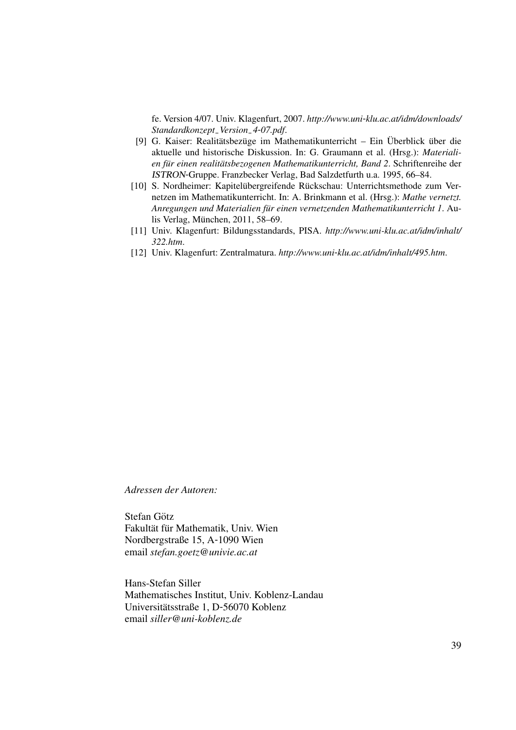fe. Version 4/07. Univ. Klagenfurt, 2007. *http://www.uni-klu.ac.at/idm/downloads/Standardkonzept_Version_4-07.pdf*.

[9] G. Kaiser: Realitätsbezüge im Mathematikunterricht – Ein Überblick über die aktuelle und historische Diskussion. In: G. Graumann et al. (Hrsg.): *Materialien für einen realitätsbezogenen Mathematikunterricht, Band 2*. Schriftenreihe der *ISTRON*-Gruppe. Franzbecker Verlag, Bad Salzdetfurth u.a. 1995, 66–84.

[10] S. Nordheimer: Kapitelübergreifende Rückschau: Unterrichtsmethode zum Vernetzen im Mathematikunterricht. In: A. Brinkmann et al. (Hrsg.): *Mathe vernetzt. Anregungen und Materialien für einen vernetzenden Mathematikunterricht 1*. Aulis Verlag, München, 2011, 58–69.

[11] Univ. Klagenfurt: Bildungsstandards, PISA. *http://www.uni-klu.ac.at/idm/inhalt/322.htm*.

[12] Univ. Klagenfurt: Zentralmatura. *http://www.uni-klu.ac.at/idm/inhalt/495.htm*.

*Adressen der Autoren:*

Stefan Götz
Fakultät für Mathematik, Univ. Wien
Nordbergstraße 15, A-1090 Wien
email *stefan.goetz@univie.ac.at*

Hans-Stefan Siller
Mathematisches Institut, Univ. Koblenz-Landau
Universitätsstraße 1, D-56070 Koblenz
email *siller@uni-koblenz.de*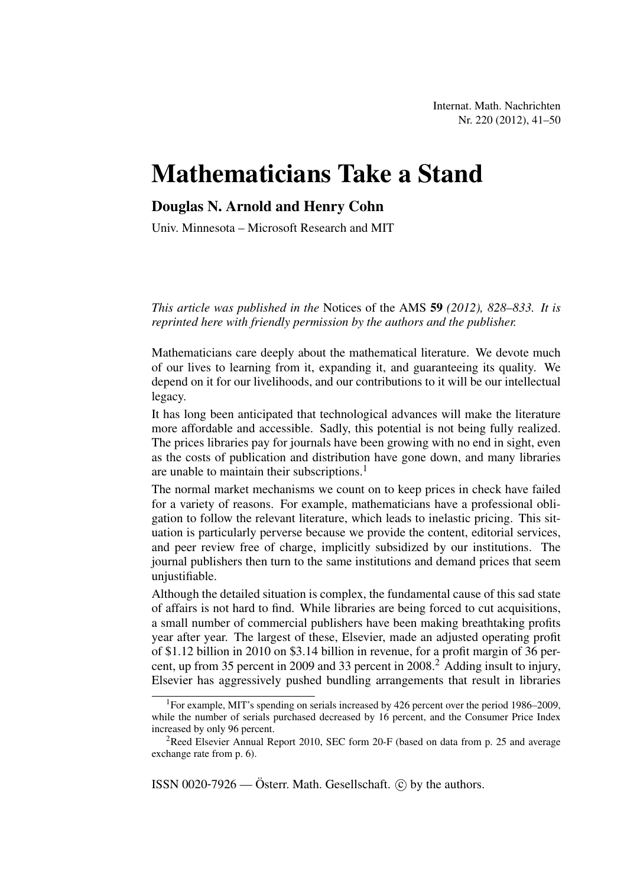# Mathematicians Take a Stand

**Douglas N. Arnold and Henry Cohn**

Univ. Minnesota – Microsoft Research and MIT

*This article was published in the* Notices of the AMS **59** *(2012), 828–833. It is reprinted here with friendly permission by the authors and the publisher.*

Mathematicians care deeply about the mathematical literature. We devote much of our lives to learning from it, expanding it, and guaranteeing its quality. We depend on it for our livelihoods, and our contributions to it will be our intellectual legacy.

It has long been anticipated that technological advances will make the literature more affordable and accessible. Sadly, this potential is not being fully realized. The prices libraries pay for journals have been growing with no end in sight, even as the costs of publication and distribution have gone down, and many libraries are unable to maintain their subscriptions.[1]

The normal market mechanisms we count on to keep prices in check have failed for a variety of reasons. For example, mathematicians have a professional obligation to follow the relevant literature, which leads to inelastic pricing. This situation is particularly perverse because we provide the content, editorial services, and peer review free of charge, implicitly subsidized by our institutions. The journal publishers then turn to the same institutions and demand prices that seem unjustifiable.

Although the detailed situation is complex, the fundamental cause of this sad state of affairs is not hard to find. While libraries are being forced to cut acquisitions, a small number of commercial publishers have been making breathtaking profits year after year. The largest of these, Elsevier, made an adjusted operating profit of $1.12 billion in 2010 on $3.14 billion in revenue, for a profit margin of 36 percent, up from 35 percent in 2009 and 33 percent in 2008.[2] Adding insult to injury, Elsevier has aggressively pushed bundling arrangements that result in libraries

---

[1] For example, MIT's spending on serials increased by 426 percent over the period 1986–2009, while the number of serials purchased decreased by 16 percent, and the Consumer Price Index increased by only 96 percent.

[2] Reed Elsevier Annual Report 2010, SEC form 20-F (based on data from p. 25 and average exchange rate from p. 6).

ISSN 0020-7926 — Österr. Math. Gesellschaft. © by the authors.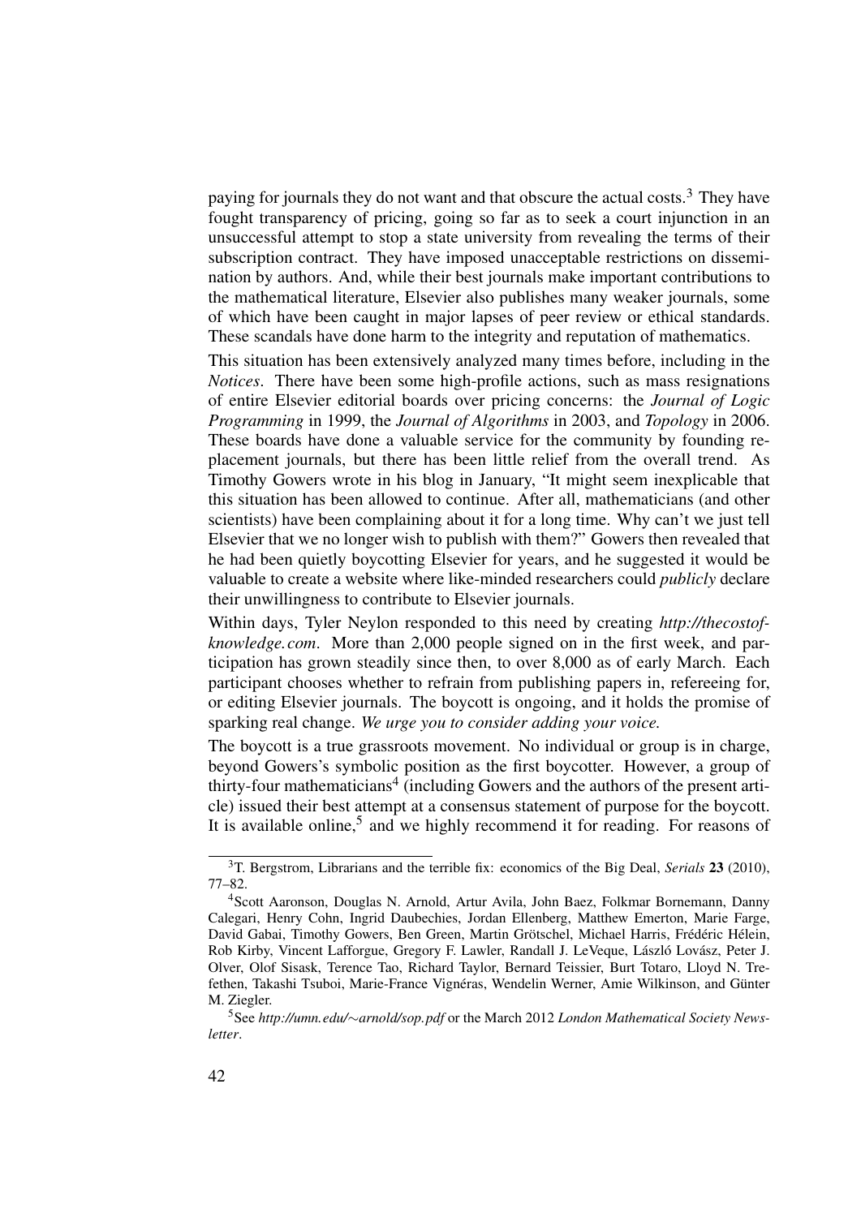paying for journals they do not want and that obscure the actual costs.[3] They have fought transparency of pricing, going so far as to seek a court injunction in an unsuccessful attempt to stop a state university from revealing the terms of their subscription contract. They have imposed unacceptable restrictions on dissemination by authors. And, while their best journals make important contributions to the mathematical literature, Elsevier also publishes many weaker journals, some of which have been caught in major lapses of peer review or ethical standards. These scandals have done harm to the integrity and reputation of mathematics.

This situation has been extensively analyzed many times before, including in the *Notices*. There have been some high-profile actions, such as mass resignations of entire Elsevier editorial boards over pricing concerns: the *Journal of Logic Programming* in 1999, the *Journal of Algorithms* in 2003, and *Topology* in 2006. These boards have done a valuable service for the community by founding replacement journals, but there has been little relief from the overall trend. As Timothy Gowers wrote in his blog in January, "It might seem inexplicable that this situation has been allowed to continue. After all, mathematicians (and other scientists) have been complaining about it for a long time. Why can't we just tell Elsevier that we no longer wish to publish with them?" Gowers then revealed that he had been quietly boycotting Elsevier for years, and he suggested it would be valuable to create a website where like-minded researchers could *publicly* declare their unwillingness to contribute to Elsevier journals.

Within days, Tyler Neylon responded to this need by creating *http://thecostofknowledge.com*. More than 2,000 people signed on in the first week, and participation has grown steadily since then, to over 8,000 as of early March. Each participant chooses whether to refrain from publishing papers in, refereeing for, or editing Elsevier journals. The boycott is ongoing, and it holds the promise of sparking real change. *We urge you to consider adding your voice.*

The boycott is a true grassroots movement. No individual or group is in charge, beyond Gowers's symbolic position as the first boycotter. However, a group of thirty-four mathematicians[4] (including Gowers and the authors of the present article) issued their best attempt at a consensus statement of purpose for the boycott. It is available online,[5] and we highly recommend it for reading. For reasons of

---

[3] T. Bergstrom, Librarians and the terrible fix: economics of the Big Deal, *Serials* **23** (2010), 77–82.

[4] Scott Aaronson, Douglas N. Arnold, Artur Avila, John Baez, Folkmar Bornemann, Danny Calegari, Henry Cohn, Ingrid Daubechies, Jordan Ellenberg, Matthew Emerton, Marie Farge, David Gabai, Timothy Gowers, Ben Green, Martin Grötschel, Michael Harris, Frédéric Hélein, Rob Kirby, Vincent Lafforgue, Gregory F. Lawler, Randall J. LeVeque, László Lovász, Peter J. Olver, Olof Sisask, Terence Tao, Richard Taylor, Bernard Teissier, Burt Totaro, Lloyd N. Trefethen, Takashi Tsuboi, Marie-France Vignéras, Wendelin Werner, Amie Wilkinson, and Günter M. Ziegler.

[5] See *http://umn.edu/∼arnold/sop.pdf* or the March 2012 *London Mathematical Society Newsletter*.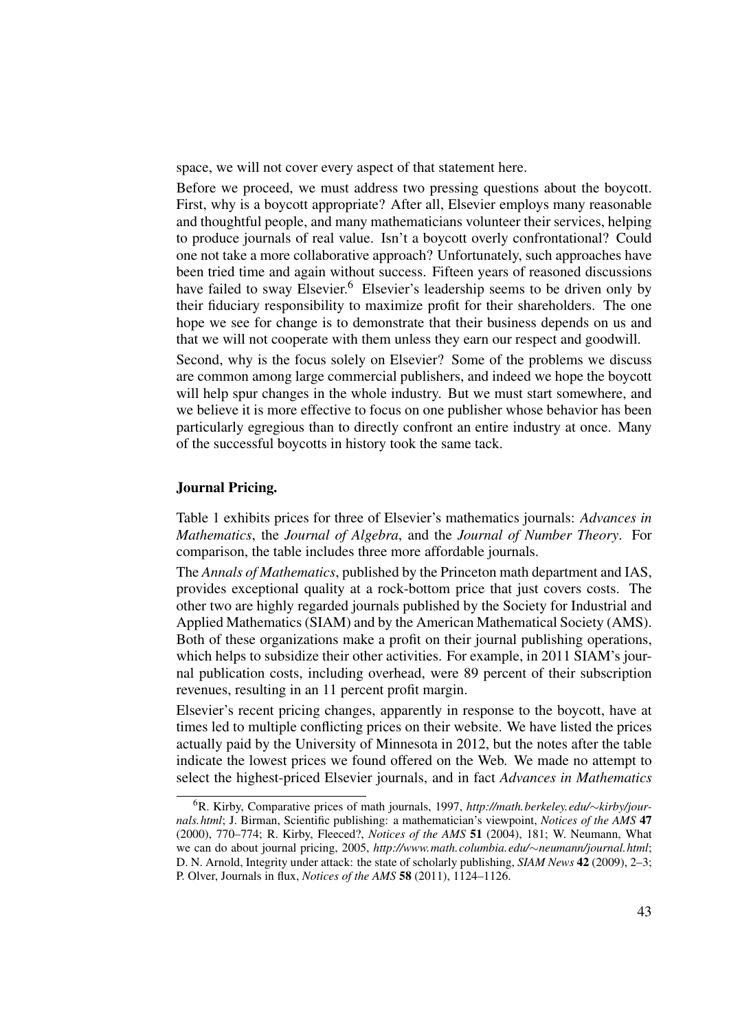space, we will not cover every aspect of that statement here.

Before we proceed, we must address two pressing questions about the boycott. First, why is a boycott appropriate? After all, Elsevier employs many reasonable and thoughtful people, and many mathematicians volunteer their services, helping to produce journals of real value. Isn't a boycott overly confrontational? Could one not take a more collaborative approach? Unfortunately, such approaches have been tried time and again without success. Fifteen years of reasoned discussions have failed to sway Elsevier.[6] Elsevier's leadership seems to be driven only by their fiduciary responsibility to maximize profit for their shareholders. The one hope we see for change is to demonstrate that their business depends on us and that we will not cooperate with them unless they earn our respect and goodwill.

Second, why is the focus solely on Elsevier? Some of the problems we discuss are common among large commercial publishers, and indeed we hope the boycott will help spur changes in the whole industry. But we must start somewhere, and we believe it is more effective to focus on one publisher whose behavior has been particularly egregious than to directly confront an entire industry at once. Many of the successful boycotts in history took the same tack.

**Journal Pricing.**

Table 1 exhibits prices for three of Elsevier's mathematics journals: *Advances in Mathematics*, the *Journal of Algebra*, and the *Journal of Number Theory*. For comparison, the table includes three more affordable journals.

The *Annals of Mathematics*, published by the Princeton math department and IAS, provides exceptional quality at a rock-bottom price that just covers costs. The other two are highly regarded journals published by the Society for Industrial and Applied Mathematics (SIAM) and by the American Mathematical Society (AMS). Both of these organizations make a profit on their journal publishing operations, which helps to subsidize their other activities. For example, in 2011 SIAM's journal publication costs, including overhead, were 89 percent of their subscription revenues, resulting in an 11 percent profit margin.

Elsevier's recent pricing changes, apparently in response to the boycott, have at times led to multiple conflicting prices on their website. We have listed the prices actually paid by the University of Minnesota in 2012, but the notes after the table indicate the lowest prices we found offered on the Web. We made no attempt to select the highest-priced Elsevier journals, and in fact *Advances in Mathematics*

[6] R. Kirby, Comparative prices of math journals, 1997, *http://math.berkeley.edu/~kirby/journals.html*; J. Birman, Scientific publishing: a mathematician's viewpoint, *Notices of the AMS* **47** (2000), 770–774; R. Kirby, Fleeced?, *Notices of the AMS* **51** (2004), 181; W. Neumann, What we can do about journal pricing, 2005, *http://www.math.columbia.edu/~neumann/journal.html*; D. N. Arnold, Integrity under attack: the state of scholarly publishing, *SIAM News* **42** (2009), 2–3; P. Olver, Journals in flux, *Notices of the AMS* **58** (2011), 1124–1126.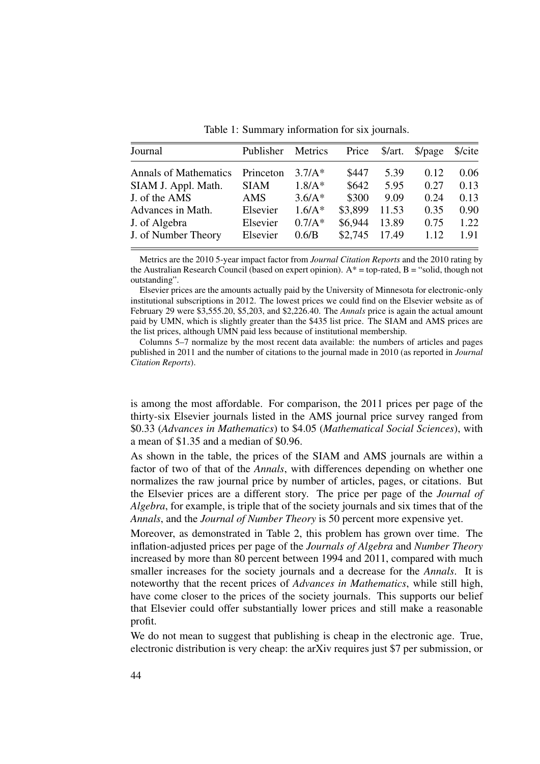Table 1: Summary information for six journals.

| Journal | Publisher | Metrics | Price | $/art. | $/page | $/cite |
|---|---|---|---|---|---|---|
| Annals of Mathematics | Princeton | 3.7/A* | $447 | 5.39 | 0.12 | 0.06 |
| SIAM J. Appl. Math. | SIAM | 1.8/A* | $642 | 5.95 | 0.27 | 0.13 |
| J. of the AMS | AMS | 3.6/A* | $300 | 9.09 | 0.24 | 0.13 |
| Advances in Math. | Elsevier | 1.6/A* | $3,899 | 11.53 | 0.35 | 0.90 |
| J. of Algebra | Elsevier | 0.7/A* | $6,944 | 13.89 | 0.75 | 1.22 |
| J. of Number Theory | Elsevier | 0.6/B | $2,745 | 17.49 | 1.12 | 1.91 |

Metrics are the 2010 5-year impact factor from *Journal Citation Reports* and the 2010 rating by the Australian Research Council (based on expert opinion). A* = top-rated, B = "solid, though not outstanding".

Elsevier prices are the amounts actually paid by the University of Minnesota for electronic-only institutional subscriptions in 2012. The lowest prices we could find on the Elsevier website as of February 29 were $3,555.20, $5,203, and $2,226.40. The *Annals* price is again the actual amount paid by UMN, which is slightly greater than the $435 list price. The SIAM and AMS prices are the list prices, although UMN paid less because of institutional membership.

Columns 5–7 normalize by the most recent data available: the numbers of articles and pages published in 2011 and the number of citations to the journal made in 2010 (as reported in *Journal Citation Reports*).

is among the most affordable. For comparison, the 2011 prices per page of the thirty-six Elsevier journals listed in the AMS journal price survey ranged from $0.33 (*Advances in Mathematics*) to $4.05 (*Mathematical Social Sciences*), with a mean of $1.35 and a median of $0.96.

As shown in the table, the prices of the SIAM and AMS journals are within a factor of two of that of the *Annals*, with differences depending on whether one normalizes the raw journal price by number of articles, pages, or citations. But the Elsevier prices are a different story. The price per page of the *Journal of Algebra*, for example, is triple that of the society journals and six times that of the *Annals*, and the *Journal of Number Theory* is 50 percent more expensive yet.

Moreover, as demonstrated in Table 2, this problem has grown over time. The inflation-adjusted prices per page of the *Journals of Algebra* and *Number Theory* increased by more than 80 percent between 1994 and 2011, compared with much smaller increases for the society journals and a decrease for the *Annals*. It is noteworthy that the recent prices of *Advances in Mathematics*, while still high, have come closer to the prices of the society journals. This supports our belief that Elsevier could offer substantially lower prices and still make a reasonable profit.

We do not mean to suggest that publishing is cheap in the electronic age. True, electronic distribution is very cheap: the arXiv requires just $7 per submission, or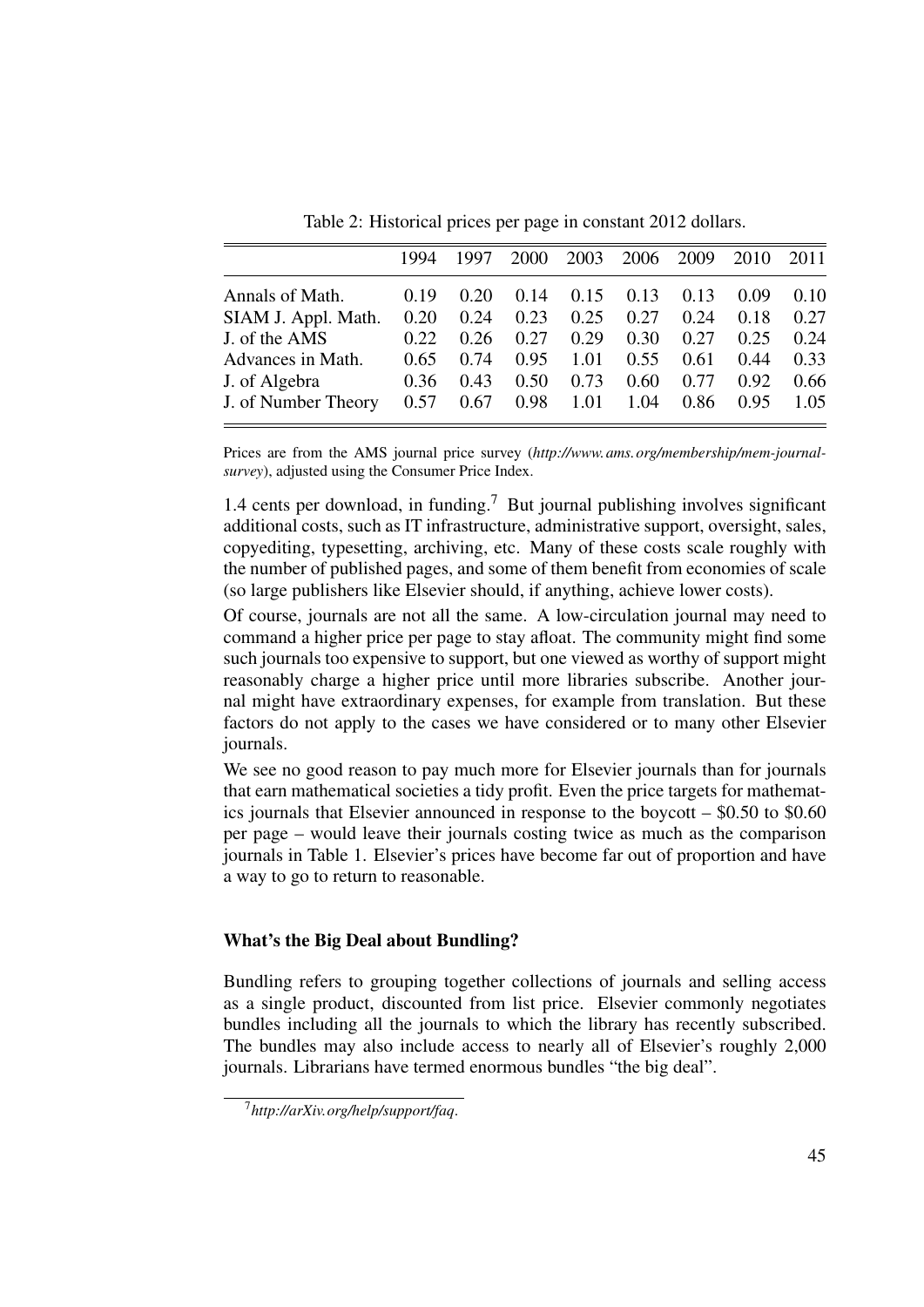Table 2: Historical prices per page in constant 2012 dollars.

| | 1994 | 1997 | 2000 | 2003 | 2006 | 2009 | 2010 | 2011 |
|---|---|---|---|---|---|---|---|---|
| Annals of Math. | 0.19 | 0.20 | 0.14 | 0.15 | 0.13 | 0.13 | 0.09 | 0.10 |
| SIAM J. Appl. Math. | 0.20 | 0.24 | 0.23 | 0.25 | 0.27 | 0.24 | 0.18 | 0.27 |
| J. of the AMS | 0.22 | 0.26 | 0.27 | 0.29 | 0.30 | 0.27 | 0.25 | 0.24 |
| Advances in Math. | 0.65 | 0.74 | 0.95 | 1.01 | 0.55 | 0.61 | 0.44 | 0.33 |
| J. of Algebra | 0.36 | 0.43 | 0.50 | 0.73 | 0.60 | 0.77 | 0.92 | 0.66 |
| J. of Number Theory | 0.57 | 0.67 | 0.98 | 1.01 | 1.04 | 0.86 | 0.95 | 1.05 |

Prices are from the AMS journal price survey (*http://www.ams.org/membership/mem-journal-survey*), adjusted using the Consumer Price Index.

1.4 cents per download, in funding.[7] But journal publishing involves significant additional costs, such as IT infrastructure, administrative support, oversight, sales, copyediting, typesetting, archiving, etc. Many of these costs scale roughly with the number of published pages, and some of them benefit from economies of scale (so large publishers like Elsevier should, if anything, achieve lower costs).

Of course, journals are not all the same. A low-circulation journal may need to command a higher price per page to stay afloat. The community might find some such journals too expensive to support, but one viewed as worthy of support might reasonably charge a higher price until more libraries subscribe. Another journal might have extraordinary expenses, for example from translation. But these factors do not apply to the cases we have considered or to many other Elsevier journals.

We see no good reason to pay much more for Elsevier journals than for journals that earn mathematical societies a tidy profit. Even the price targets for mathematics journals that Elsevier announced in response to the boycott – \$0.50 to \$0.60 per page – would leave their journals costing twice as much as the comparison journals in Table 1. Elsevier's prices have become far out of proportion and have a way to go to return to reasonable.

### What's the Big Deal about Bundling?

Bundling refers to grouping together collections of journals and selling access as a single product, discounted from list price. Elsevier commonly negotiates bundles including all the journals to which the library has recently subscribed. The bundles may also include access to nearly all of Elsevier's roughly 2,000 journals. Librarians have termed enormous bundles "the big deal".

[7] *http://arXiv.org/help/support/faq*.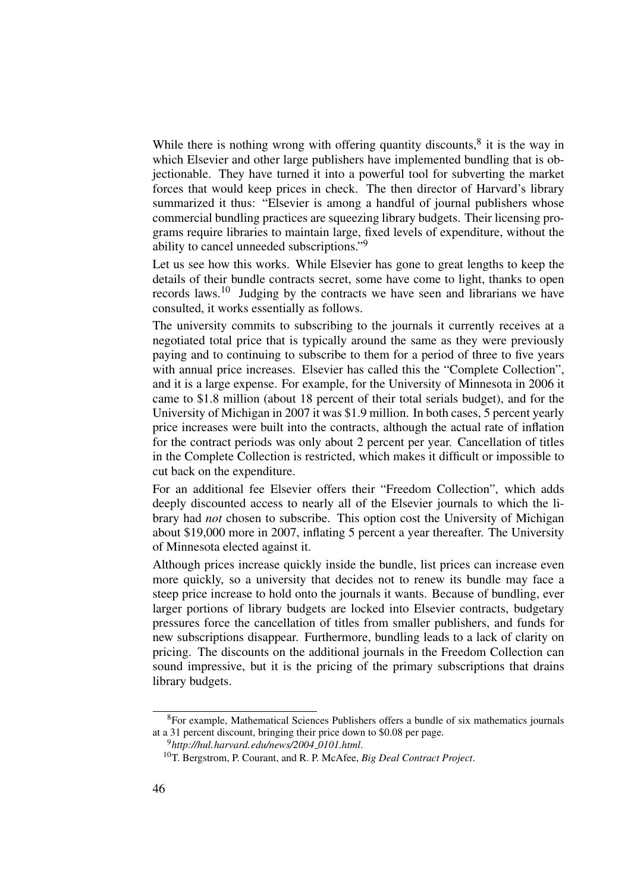While there is nothing wrong with offering quantity discounts,[8] it is the way in which Elsevier and other large publishers have implemented bundling that is objectionable. They have turned it into a powerful tool for subverting the market forces that would keep prices in check. The then director of Harvard's library summarized it thus: "Elsevier is among a handful of journal publishers whose commercial bundling practices are squeezing library budgets. Their licensing programs require libraries to maintain large, fixed levels of expenditure, without the ability to cancel unneeded subscriptions."[9]

Let us see how this works. While Elsevier has gone to great lengths to keep the details of their bundle contracts secret, some have come to light, thanks to open records laws.[10] Judging by the contracts we have seen and librarians we have consulted, it works essentially as follows.

The university commits to subscribing to the journals it currently receives at a negotiated total price that is typically around the same as they were previously paying and to continuing to subscribe to them for a period of three to five years with annual price increases. Elsevier has called this the "Complete Collection", and it is a large expense. For example, for the University of Minnesota in 2006 it came to $1.8 million (about 18 percent of their total serials budget), and for the University of Michigan in 2007 it was $1.9 million. In both cases, 5 percent yearly price increases were built into the contracts, although the actual rate of inflation for the contract periods was only about 2 percent per year. Cancellation of titles in the Complete Collection is restricted, which makes it difficult or impossible to cut back on the expenditure.

For an additional fee Elsevier offers their "Freedom Collection", which adds deeply discounted access to nearly all of the Elsevier journals to which the library had *not* chosen to subscribe. This option cost the University of Michigan about $19,000 more in 2007, inflating 5 percent a year thereafter. The University of Minnesota elected against it.

Although prices increase quickly inside the bundle, list prices can increase even more quickly, so a university that decides not to renew its bundle may face a steep price increase to hold onto the journals it wants. Because of bundling, ever larger portions of library budgets are locked into Elsevier contracts, budgetary pressures force the cancellation of titles from smaller publishers, and funds for new subscriptions disappear. Furthermore, bundling leads to a lack of clarity on pricing. The discounts on the additional journals in the Freedom Collection can sound impressive, but it is the pricing of the primary subscriptions that drains library budgets.

---

[8] For example, Mathematical Sciences Publishers offers a bundle of six mathematics journals at a 31 percent discount, bringing their price down to $0.08 per page.

[9] *http://hul.harvard.edu/news/2004_0101.html*.

[10] T. Bergstrom, P. Courant, and R. P. McAfee, *Big Deal Contract Project*.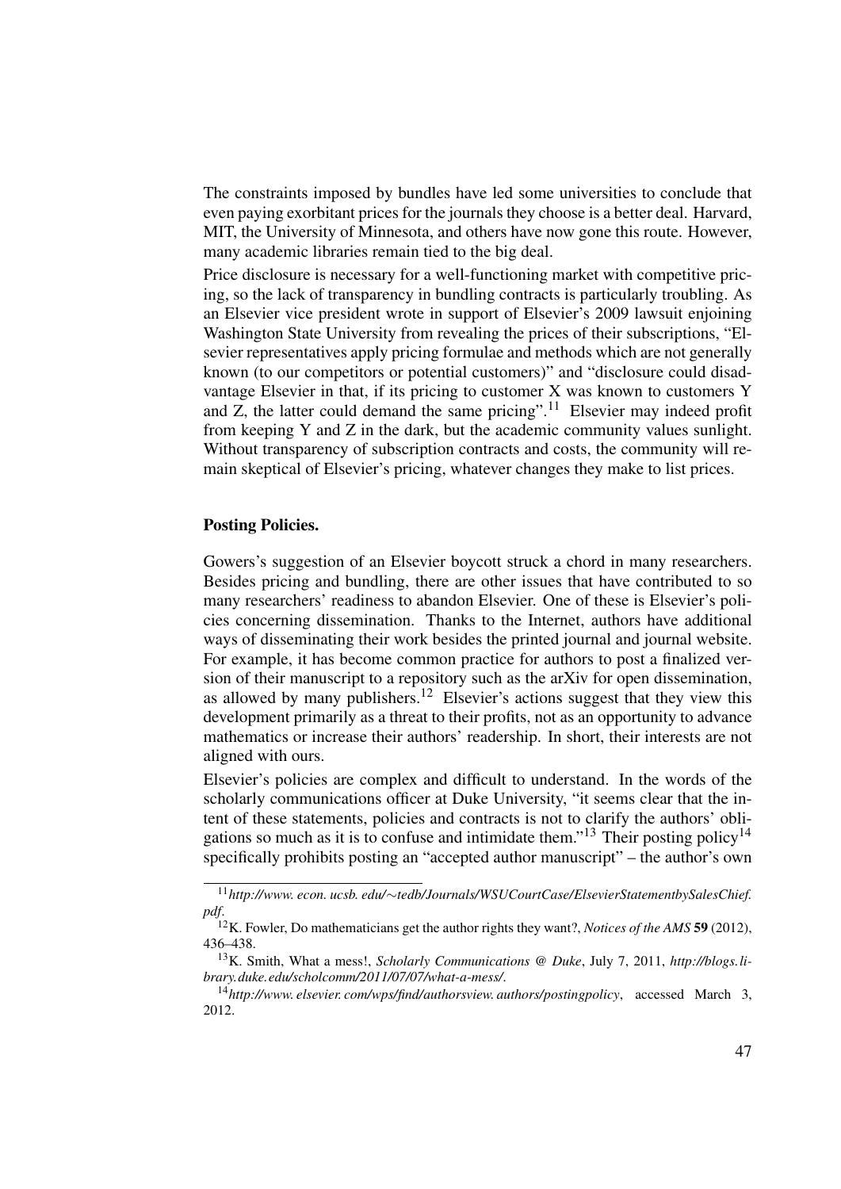The constraints imposed by bundles have led some universities to conclude that even paying exorbitant prices for the journals they choose is a better deal. Harvard, MIT, the University of Minnesota, and others have now gone this route. However, many academic libraries remain tied to the big deal.

Price disclosure is necessary for a well-functioning market with competitive pricing, so the lack of transparency in bundling contracts is particularly troubling. As an Elsevier vice president wrote in support of Elsevier's 2009 lawsuit enjoining Washington State University from revealing the prices of their subscriptions, "Elsevier representatives apply pricing formulae and methods which are not generally known (to our competitors or potential customers)" and "disclosure could disadvantage Elsevier in that, if its pricing to customer X was known to customers Y and Z, the latter could demand the same pricing".[11] Elsevier may indeed profit from keeping Y and Z in the dark, but the academic community values sunlight. Without transparency of subscription contracts and costs, the community will remain skeptical of Elsevier's pricing, whatever changes they make to list prices.

### Posting Policies.

Gowers's suggestion of an Elsevier boycott struck a chord in many researchers. Besides pricing and bundling, there are other issues that have contributed to so many researchers' readiness to abandon Elsevier. One of these is Elsevier's policies concerning dissemination. Thanks to the Internet, authors have additional ways of disseminating their work besides the printed journal and journal website. For example, it has become common practice for authors to post a finalized version of their manuscript to a repository such as the arXiv for open dissemination, as allowed by many publishers.[12] Elsevier's actions suggest that they view this development primarily as a threat to their profits, not as an opportunity to advance mathematics or increase their authors' readership. In short, their interests are not aligned with ours.

Elsevier's policies are complex and difficult to understand. In the words of the scholarly communications officer at Duke University, "it seems clear that the intent of these statements, policies and contracts is not to clarify the authors' obligations so much as it is to confuse and intimidate them."[13] Their posting policy[14] specifically prohibits posting an "accepted author manuscript" – the author's own

---

[11] *http://www.econ.ucsb.edu/~tedb/Journals/WSUCourtCase/ElsevierStatementbySalesChief.pdf*.

[12] K. Fowler, Do mathematicians get the author rights they want?, *Notices of the AMS* **59** (2012), 436–438.

[13] K. Smith, What a mess!, *Scholarly Communications @ Duke*, July 7, 2011, *http://blogs.library.duke.edu/scholcomm/2011/07/07/what-a-mess/*.

[14] *http://www.elsevier.com/wps/find/authorsview.authors/postingpolicy*, accessed March 3, 2012.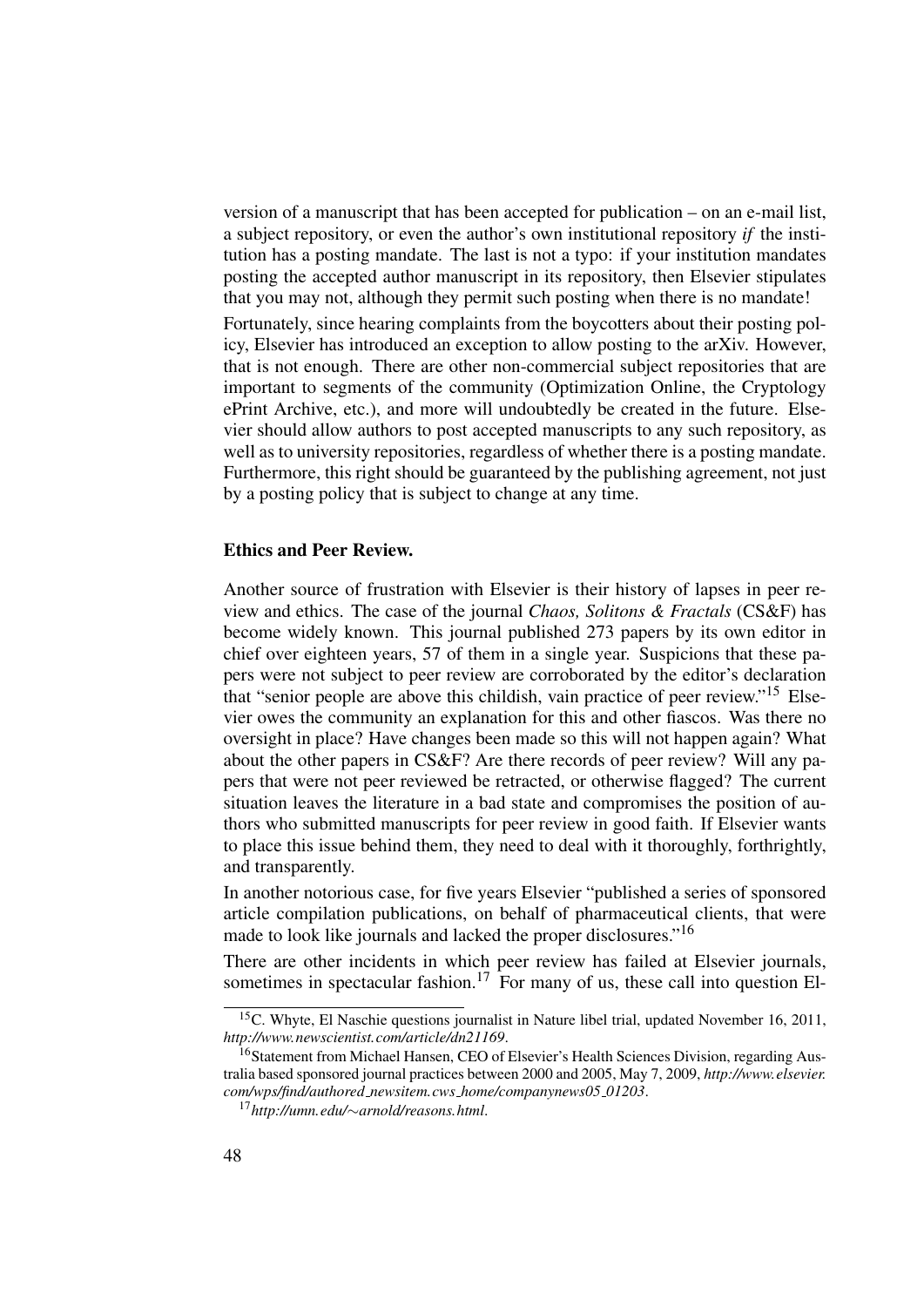version of a manuscript that has been accepted for publication – on an e-mail list, a subject repository, or even the author's own institutional repository *if* the institution has a posting mandate. The last is not a typo: if your institution mandates posting the accepted author manuscript in its repository, then Elsevier stipulates that you may not, although they permit such posting when there is no mandate!

Fortunately, since hearing complaints from the boycotters about their posting policy, Elsevier has introduced an exception to allow posting to the arXiv. However, that is not enough. There are other non-commercial subject repositories that are important to segments of the community (Optimization Online, the Cryptology ePrint Archive, etc.), and more will undoubtedly be created in the future. Elsevier should allow authors to post accepted manuscripts to any such repository, as well as to university repositories, regardless of whether there is a posting mandate. Furthermore, this right should be guaranteed by the publishing agreement, not just by a posting policy that is subject to change at any time.

**Ethics and Peer Review.**

Another source of frustration with Elsevier is their history of lapses in peer review and ethics. The case of the journal *Chaos, Solitons & Fractals* (CS&F) has become widely known. This journal published 273 papers by its own editor in chief over eighteen years, 57 of them in a single year. Suspicions that these papers were not subject to peer review are corroborated by the editor's declaration that "senior people are above this childish, vain practice of peer review."[15] Elsevier owes the community an explanation for this and other fiascos. Was there no oversight in place? Have changes been made so this will not happen again? What about the other papers in CS&F? Are there records of peer review? Will any papers that were not peer reviewed be retracted, or otherwise flagged? The current situation leaves the literature in a bad state and compromises the position of authors who submitted manuscripts for peer review in good faith. If Elsevier wants to place this issue behind them, they need to deal with it thoroughly, forthrightly, and transparently.

In another notorious case, for five years Elsevier "published a series of sponsored article compilation publications, on behalf of pharmaceutical clients, that were made to look like journals and lacked the proper disclosures."[16]

There are other incidents in which peer review has failed at Elsevier journals, sometimes in spectacular fashion.[17] For many of us, these call into question El-

---

[15] C. Whyte, El Naschie questions journalist in Nature libel trial, updated November 16, 2011, *http://www.newscientist.com/article/dn21169*.

[16] Statement from Michael Hansen, CEO of Elsevier's Health Sciences Division, regarding Australia based sponsored journal practices between 2000 and 2005, May 7, 2009, *http://www.elsevier.com/wps/find/authored_newsitem.cws_home/companynews05_01203*.

[17] *http://umn.edu/~arnold/reasons.html*.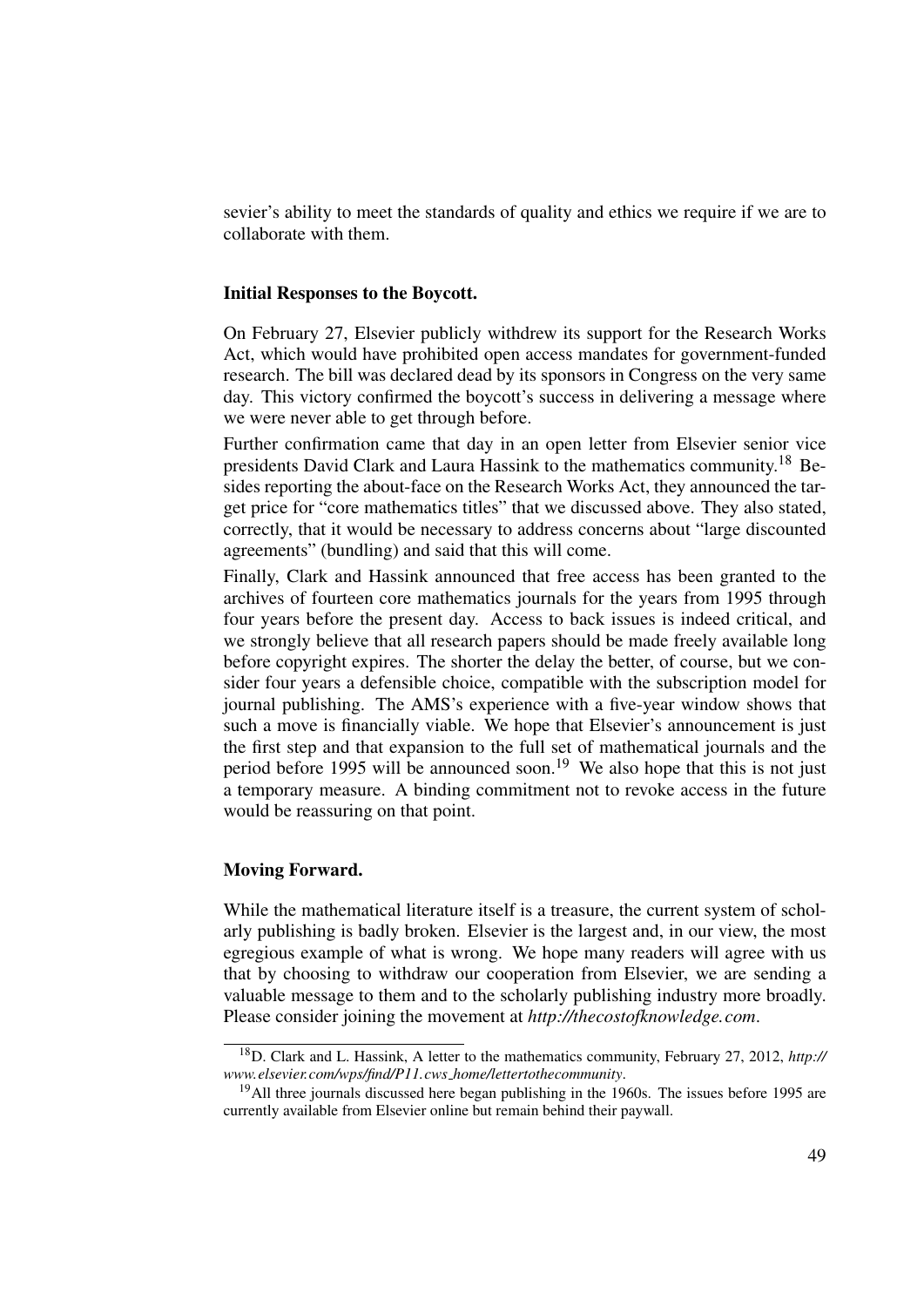sevier's ability to meet the standards of quality and ethics we require if we are to collaborate with them.

**Initial Responses to the Boycott.**

On February 27, Elsevier publicly withdrew its support for the Research Works Act, which would have prohibited open access mandates for government-funded research. The bill was declared dead by its sponsors in Congress on the very same day. This victory confirmed the boycott's success in delivering a message where we were never able to get through before.

Further confirmation came that day in an open letter from Elsevier senior vice presidents David Clark and Laura Hassink to the mathematics community.[18] Besides reporting the about-face on the Research Works Act, they announced the target price for "core mathematics titles" that we discussed above. They also stated, correctly, that it would be necessary to address concerns about "large discounted agreements" (bundling) and said that this will come.

Finally, Clark and Hassink announced that free access has been granted to the archives of fourteen core mathematics journals for the years from 1995 through four years before the present day. Access to back issues is indeed critical, and we strongly believe that all research papers should be made freely available long before copyright expires. The shorter the delay the better, of course, but we consider four years a defensible choice, compatible with the subscription model for journal publishing. The AMS's experience with a five-year window shows that such a move is financially viable. We hope that Elsevier's announcement is just the first step and that expansion to the full set of mathematical journals and the period before 1995 will be announced soon.[19] We also hope that this is not just a temporary measure. A binding commitment not to revoke access in the future would be reassuring on that point.

**Moving Forward.**

While the mathematical literature itself is a treasure, the current system of scholarly publishing is badly broken. Elsevier is the largest and, in our view, the most egregious example of what is wrong. We hope many readers will agree with us that by choosing to withdraw our cooperation from Elsevier, we are sending a valuable message to them and to the scholarly publishing industry more broadly. Please consider joining the movement at *http://thecostofknowledge.com*.

---

[18] D. Clark and L. Hassink, A letter to the mathematics community, February 27, 2012, *http://www.elsevier.com/wps/find/P11.cws_home/lettertothecommunity*.

[19] All three journals discussed here began publishing in the 1960s. The issues before 1995 are currently available from Elsevier online but remain behind their paywall.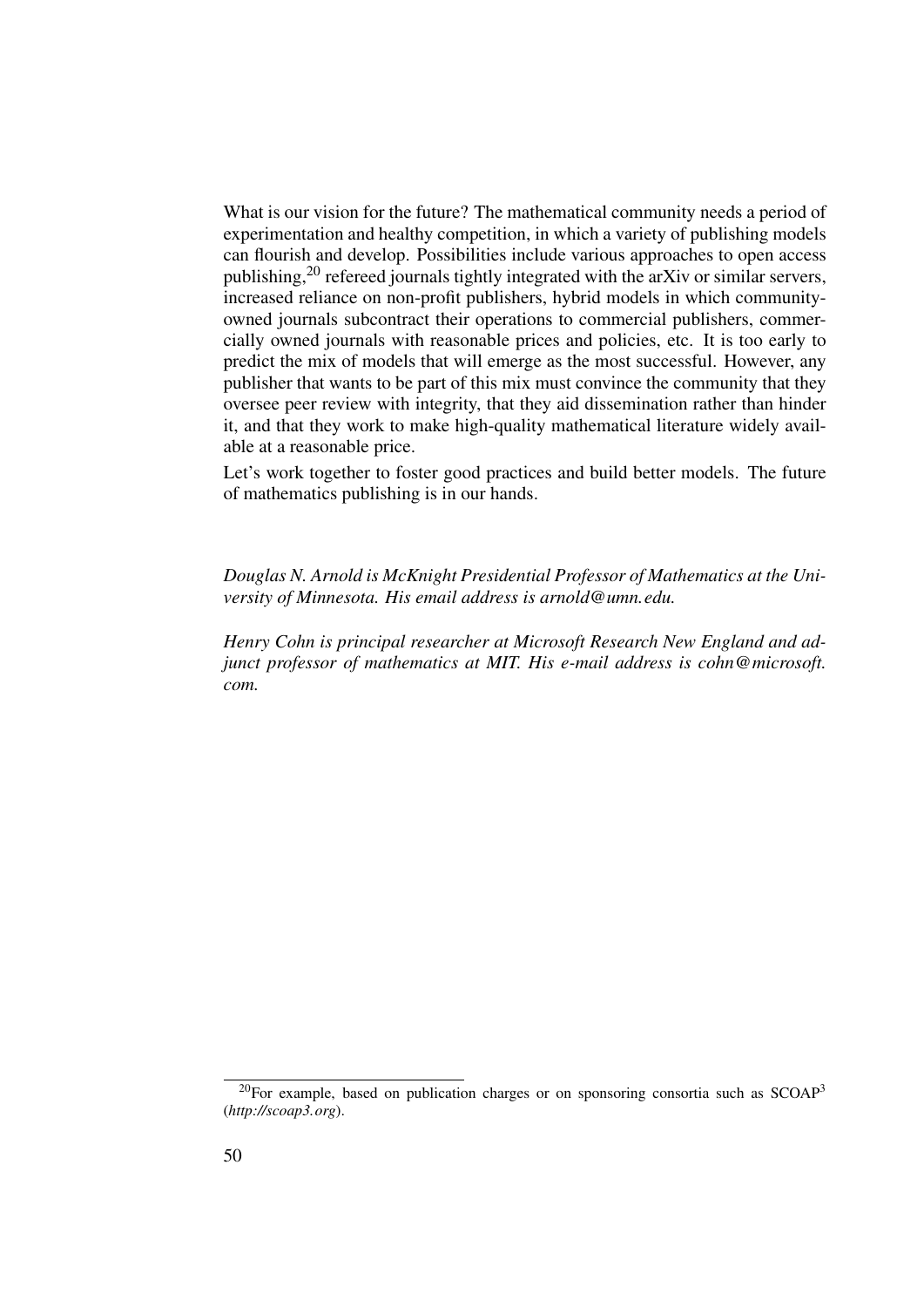What is our vision for the future? The mathematical community needs a period of experimentation and healthy competition, in which a variety of publishing models can flourish and develop. Possibilities include various approaches to open access publishing,[20] refereed journals tightly integrated with the arXiv or similar servers, increased reliance on non-profit publishers, hybrid models in which community-owned journals subcontract their operations to commercial publishers, commercially owned journals with reasonable prices and policies, etc. It is too early to predict the mix of models that will emerge as the most successful. However, any publisher that wants to be part of this mix must convince the community that they oversee peer review with integrity, that they aid dissemination rather than hinder it, and that they work to make high-quality mathematical literature widely available at a reasonable price.

Let's work together to foster good practices and build better models. The future of mathematics publishing is in our hands.

*Douglas N. Arnold is McKnight Presidential Professor of Mathematics at the University of Minnesota. His email address is arnold@umn.edu.*

*Henry Cohn is principal researcher at Microsoft Research New England and adjunct professor of mathematics at MIT. His e-mail address is cohn@microsoft.com.*

[20] For example, based on publication charges or on sponsoring consortia such as SCOAP$^3$ (*http://scoap3.org*).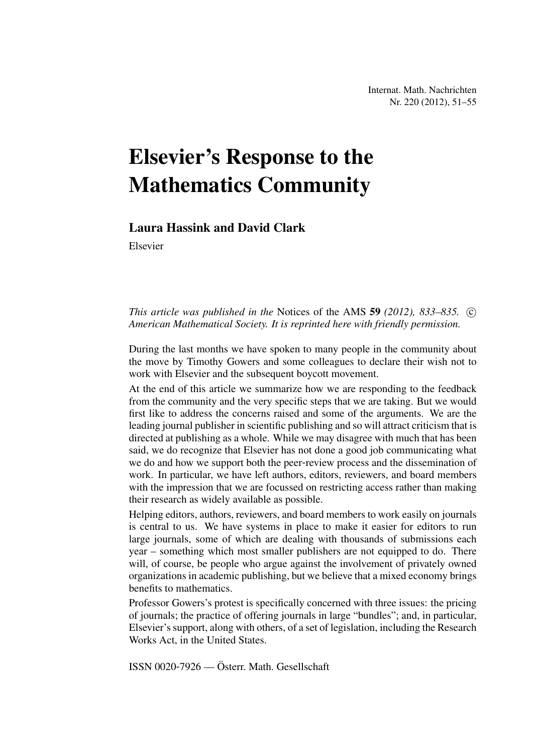# Elsevier's Response to the Mathematics Community

**Laura Hassink and David Clark**

Elsevier

*This article was published in the* Notices of the AMS **59** *(2012), 833–835.* © *American Mathematical Society. It is reprinted here with friendly permission.*

During the last months we have spoken to many people in the community about the move by Timothy Gowers and some colleagues to declare their wish not to work with Elsevier and the subsequent boycott movement.

At the end of this article we summarize how we are responding to the feedback from the community and the very specific steps that we are taking. But we would first like to address the concerns raised and some of the arguments. We are the leading journal publisher in scientific publishing and so will attract criticism that is directed at publishing as a whole. While we may disagree with much that has been said, we do recognize that Elsevier has not done a good job communicating what we do and how we support both the peer-review process and the dissemination of work. In particular, we have left authors, editors, reviewers, and board members with the impression that we are focussed on restricting access rather than making their research as widely available as possible.

Helping editors, authors, reviewers, and board members to work easily on journals is central to us. We have systems in place to make it easier for editors to run large journals, some of which are dealing with thousands of submissions each year – something which most smaller publishers are not equipped to do. There will, of course, be people who argue against the involvement of privately owned organizations in academic publishing, but we believe that a mixed economy brings benefits to mathematics.

Professor Gowers's protest is specifically concerned with three issues: the pricing of journals; the practice of offering journals in large "bundles"; and, in particular, Elsevier's support, along with others, of a set of legislation, including the Research Works Act, in the United States.

ISSN 0020-7926 — Österr. Math. Gesellschaft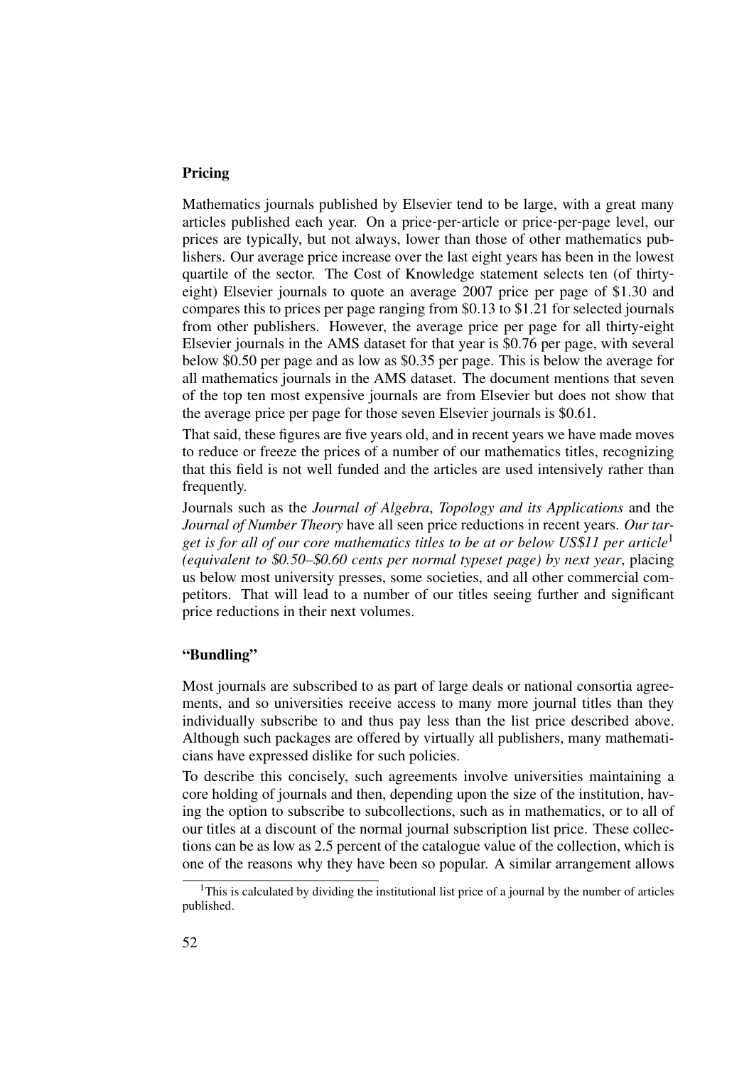## Pricing

Mathematics journals published by Elsevier tend to be large, with a great many articles published each year. On a price-per-article or price-per-page level, our prices are typically, but not always, lower than those of other mathematics publishers. Our average price increase over the last eight years has been in the lowest quartile of the sector. The Cost of Knowledge statement selects ten (of thirty-eight) Elsevier journals to quote an average 2007 price per page of \$1.30 and compares this to prices per page ranging from \$0.13 to \$1.21 for selected journals from other publishers. However, the average price per page for all thirty-eight Elsevier journals in the AMS dataset for that year is \$0.76 per page, with several below \$0.50 per page and as low as \$0.35 per page. This is below the average for all mathematics journals in the AMS dataset. The document mentions that seven of the top ten most expensive journals are from Elsevier but does not show that the average price per page for those seven Elsevier journals is \$0.61.

That said, these figures are five years old, and in recent years we have made moves to reduce or freeze the prices of a number of our mathematics titles, recognizing that this field is not well funded and the articles are used intensively rather than frequently.

Journals such as the *Journal of Algebra*, *Topology and its Applications* and the *Journal of Number Theory* have all seen price reductions in recent years. *Our target is for all of our core mathematics titles to be at or below US\$11 per article*[1] *(equivalent to \$0.50–\$0.60 cents per normal typeset page) by next year*, placing us below most university presses, some societies, and all other commercial competitors. That will lead to a number of our titles seeing further and significant price reductions in their next volumes.

## "Bundling"

Most journals are subscribed to as part of large deals or national consortia agreements, and so universities receive access to many more journal titles than they individually subscribe to and thus pay less than the list price described above. Although such packages are offered by virtually all publishers, many mathematicians have expressed dislike for such policies.

To describe this concisely, such agreements involve universities maintaining a core holding of journals and then, depending upon the size of the institution, having the option to subscribe to subcollections, such as in mathematics, or to all of our titles at a discount of the normal journal subscription list price. These collections can be as low as 2.5 percent of the catalogue value of the collection, which is one of the reasons why they have been so popular. A similar arrangement allows

[1] This is calculated by dividing the institutional list price of a journal by the number of articles published.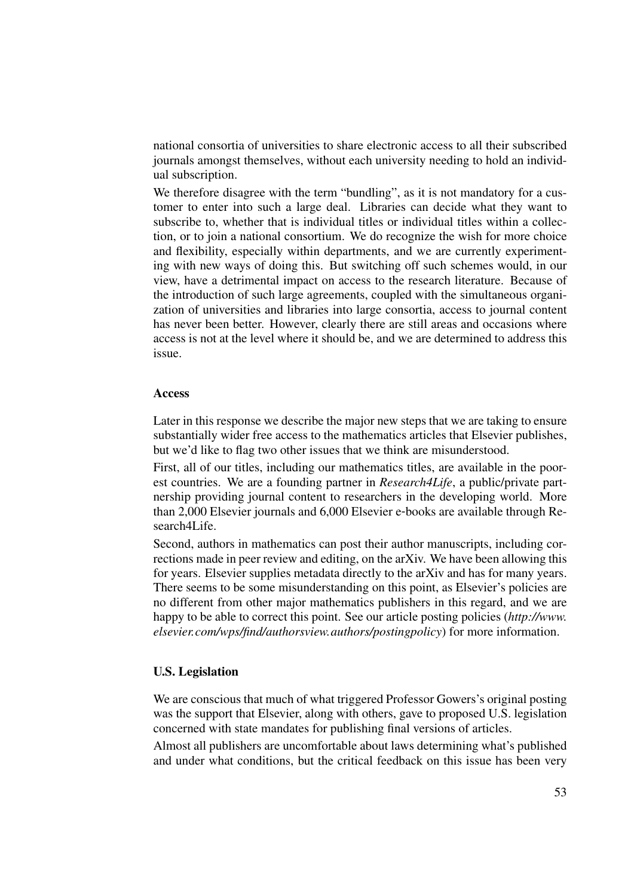national consortia of universities to share electronic access to all their subscribed journals amongst themselves, without each university needing to hold an individual subscription.

We therefore disagree with the term "bundling", as it is not mandatory for a customer to enter into such a large deal. Libraries can decide what they want to subscribe to, whether that is individual titles or individual titles within a collection, or to join a national consortium. We do recognize the wish for more choice and flexibility, especially within departments, and we are currently experimenting with new ways of doing this. But switching off such schemes would, in our view, have a detrimental impact on access to the research literature. Because of the introduction of such large agreements, coupled with the simultaneous organization of universities and libraries into large consortia, access to journal content has never been better. However, clearly there are still areas and occasions where access is not at the level where it should be, and we are determined to address this issue.

#### Access

Later in this response we describe the major new steps that we are taking to ensure substantially wider free access to the mathematics articles that Elsevier publishes, but we'd like to flag two other issues that we think are misunderstood.

First, all of our titles, including our mathematics titles, are available in the poorest countries. We are a founding partner in *Research4Life*, a public/private partnership providing journal content to researchers in the developing world. More than 2,000 Elsevier journals and 6,000 Elsevier e-books are available through Research4Life.

Second, authors in mathematics can post their author manuscripts, including corrections made in peer review and editing, on the arXiv. We have been allowing this for years. Elsevier supplies metadata directly to the arXiv and has for many years. There seems to be some misunderstanding on this point, as Elsevier's policies are no different from other major mathematics publishers in this regard, and we are happy to be able to correct this point. See our article posting policies (*http://www.elsevier.com/wps/find/authorsview.authors/postingpolicy*) for more information.

#### U.S. Legislation

We are conscious that much of what triggered Professor Gowers's original posting was the support that Elsevier, along with others, gave to proposed U.S. legislation concerned with state mandates for publishing final versions of articles.

Almost all publishers are uncomfortable about laws determining what's published and under what conditions, but the critical feedback on this issue has been very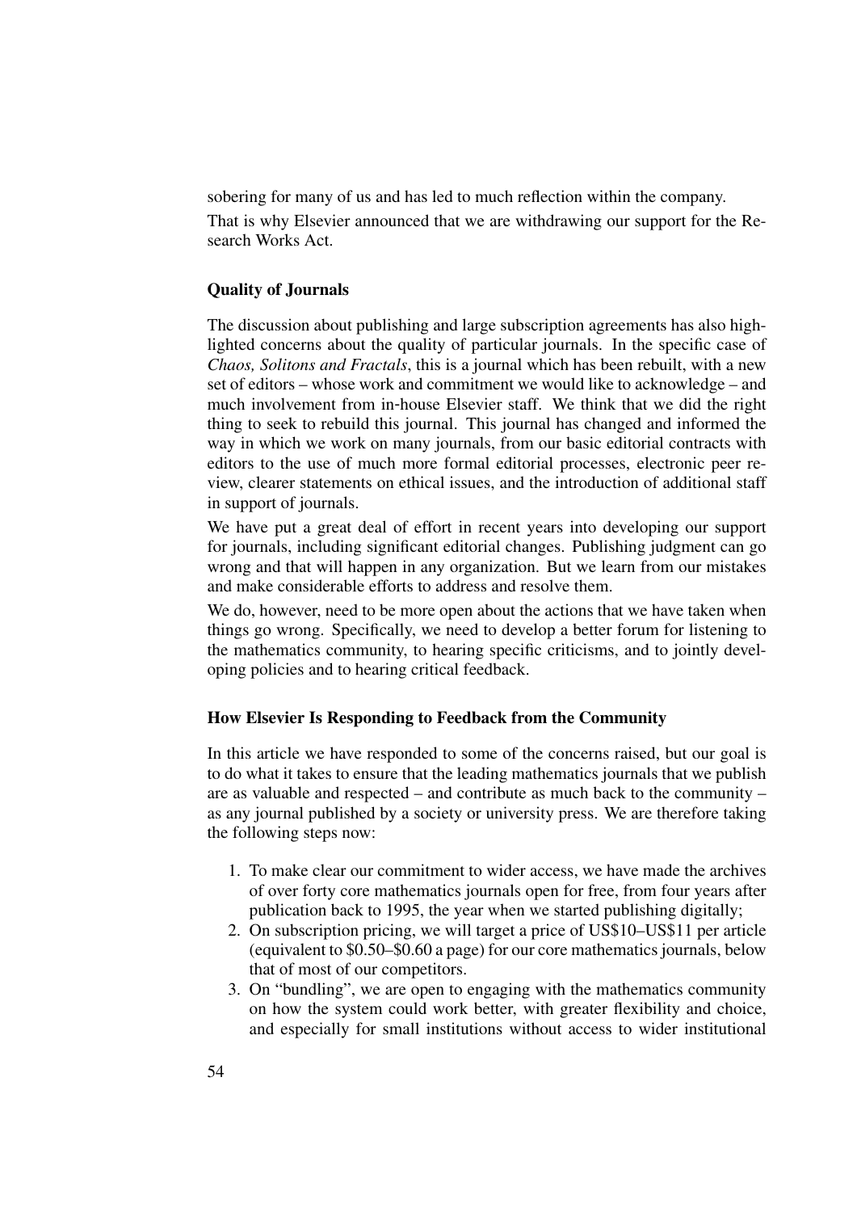sobering for many of us and has led to much reflection within the company.

That is why Elsevier announced that we are withdrawing our support for the Research Works Act.

### Quality of Journals

The discussion about publishing and large subscription agreements has also highlighted concerns about the quality of particular journals. In the specific case of *Chaos, Solitons and Fractals*, this is a journal which has been rebuilt, with a new set of editors – whose work and commitment we would like to acknowledge – and much involvement from in-house Elsevier staff. We think that we did the right thing to seek to rebuild this journal. This journal has changed and informed the way in which we work on many journals, from our basic editorial contracts with editors to the use of much more formal editorial processes, electronic peer review, clearer statements on ethical issues, and the introduction of additional staff in support of journals.

We have put a great deal of effort in recent years into developing our support for journals, including significant editorial changes. Publishing judgment can go wrong and that will happen in any organization. But we learn from our mistakes and make considerable efforts to address and resolve them.

We do, however, need to be more open about the actions that we have taken when things go wrong. Specifically, we need to develop a better forum for listening to the mathematics community, to hearing specific criticisms, and to jointly developing policies and to hearing critical feedback.

### How Elsevier Is Responding to Feedback from the Community

In this article we have responded to some of the concerns raised, but our goal is to do what it takes to ensure that the leading mathematics journals that we publish are as valuable and respected – and contribute as much back to the community – as any journal published by a society or university press. We are therefore taking the following steps now:

1. To make clear our commitment to wider access, we have made the archives of over forty core mathematics journals open for free, from four years after publication back to 1995, the year when we started publishing digitally;
2. On subscription pricing, we will target a price of US$10–US$11 per article (equivalent to $0.50–$0.60 a page) for our core mathematics journals, below that of most of our competitors.
3. On "bundling", we are open to engaging with the mathematics community on how the system could work better, with greater flexibility and choice, and especially for small institutions without access to wider institutional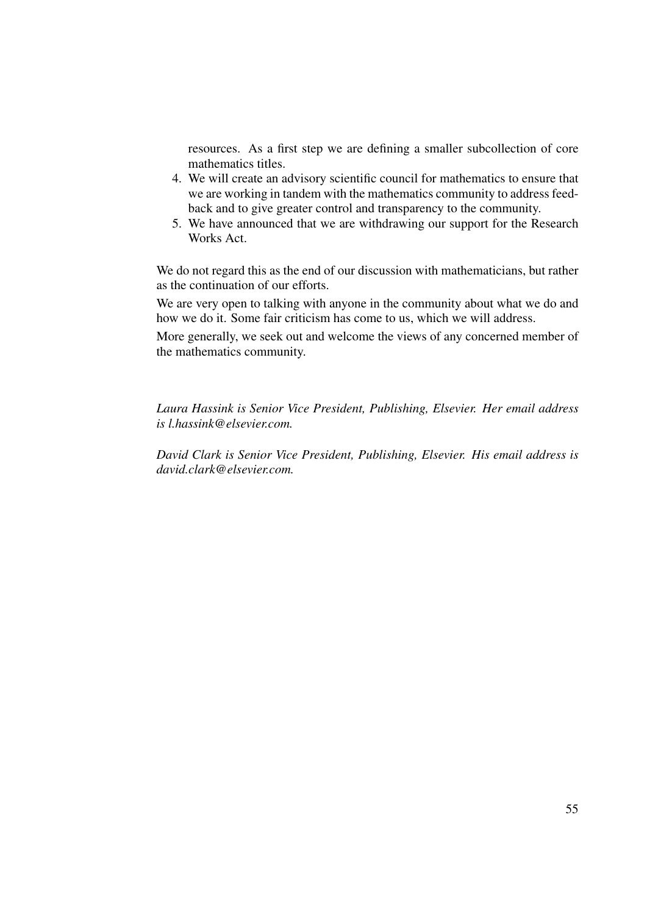resources. As a first step we are defining a smaller subcollection of core mathematics titles.

4. We will create an advisory scientific council for mathematics to ensure that we are working in tandem with the mathematics community to address feedback and to give greater control and transparency to the community.
5. We have announced that we are withdrawing our support for the Research Works Act.

We do not regard this as the end of our discussion with mathematicians, but rather as the continuation of our efforts.

We are very open to talking with anyone in the community about what we do and how we do it. Some fair criticism has come to us, which we will address.

More generally, we seek out and welcome the views of any concerned member of the mathematics community.

*Laura Hassink is Senior Vice President, Publishing, Elsevier. Her email address is l.hassink@elsevier.com.*

*David Clark is Senior Vice President, Publishing, Elsevier. His email address is david.clark@elsevier.com.*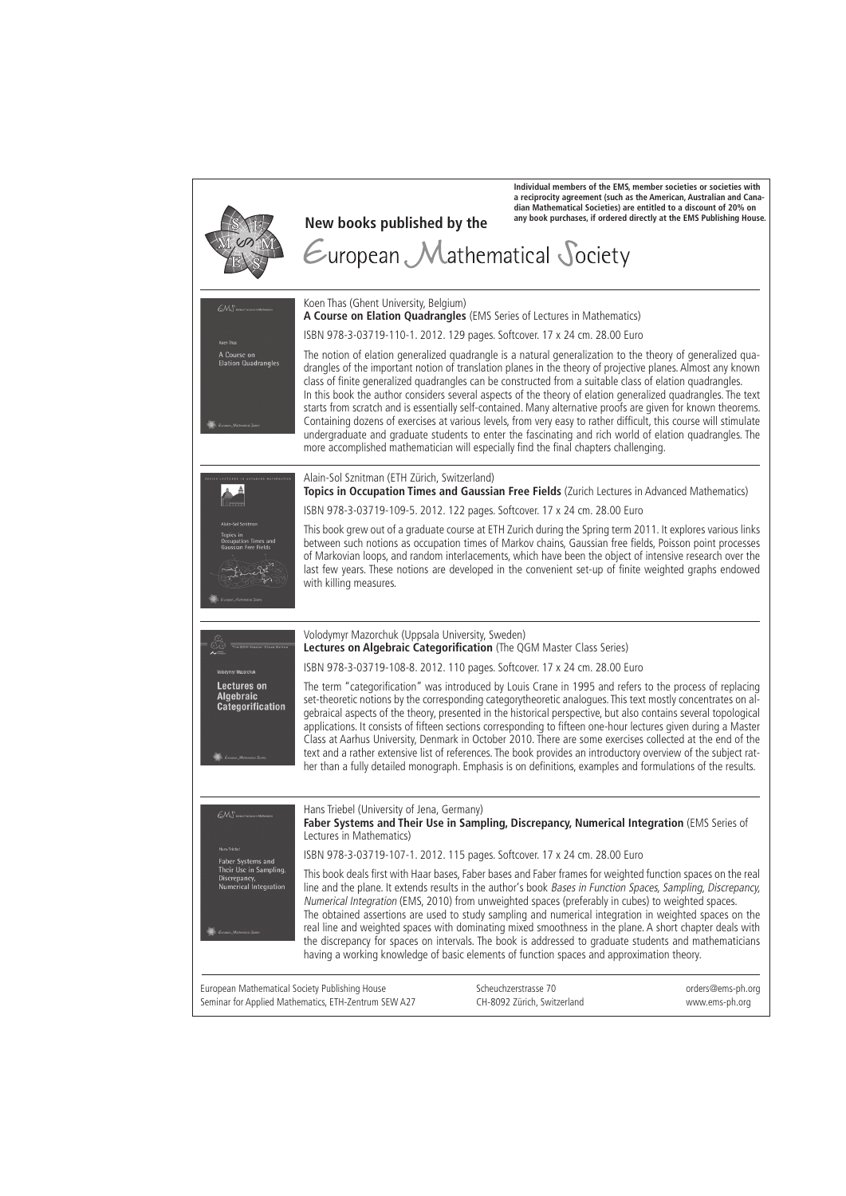Individual members of the EMS, member societies or societies with a reciprocity agreement (such as the American, Australian and Canadian Mathematical Societies) are entitled to a discount of 20% on any book purchases, if ordered directly at the EMS Publishing House.

# New books published by the European Mathematical Society

Koen Thas (Ghent University, Belgium)
**A Course on Elation Quadrangles** (EMS Series of Lectures in Mathematics)

ISBN 978-3-03719-110-1. 2012. 129 pages. Softcover. 17 x 24 cm. 28.00 Euro

The notion of elation generalized quadrangle is a natural generalization to the theory of generalized quadrangles of the important notion of translation planes in the theory of projective planes. Almost any known class of finite generalized quadrangles can be constructed from a suitable class of elation quadrangles. In this book the author considers several aspects of the theory of elation generalized quadrangles. The text starts from scratch and is essentially self-contained. Many alternative proofs are given for known theorems. Containing dozens of exercises at various levels, from very easy to rather difficult, this course will stimulate undergraduate and graduate students to enter the fascinating and rich world of elation quadrangles. The more accomplished mathematician will especially find the final chapters challenging.

Alain-Sol Sznitman (ETH Zürich, Switzerland)
**Topics in Occupation Times and Gaussian Free Fields** (Zurich Lectures in Advanced Mathematics)

ISBN 978-3-03719-109-5. 2012. 122 pages. Softcover. 17 x 24 cm. 28.00 Euro

This book grew out of a graduate course at ETH Zurich during the Spring term 2011. It explores various links between such notions as occupation times of Markov chains, Gaussian free fields, Poisson point processes of Markovian loops, and random interlacements, which have been the object of intensive research over the last few years. These notions are developed in the convenient set-up of finite weighted graphs endowed with killing measures.

Volodymyr Mazorchuk (Uppsala University, Sweden)
**Lectures on Algebraic Categorification** (The QGM Master Class Series)

ISBN 978-3-03719-108-8. 2012. 110 pages. Softcover. 17 x 24 cm. 28.00 Euro

The term "categorification" was introduced by Louis Crane in 1995 and refers to the process of replacing set-theoretic notions by the corresponding categorytheoretic analogues. This text mostly concentrates on algebraical aspects of the theory, presented in the historical perspective, but also contains several topological applications. It consists of fifteen sections corresponding to fifteen one-hour lectures given during a Master Class at Aarhus University, Denmark in October 2010. There are some exercises collected at the end of the text and a rather extensive list of references. The book provides an introductory overview of the subject rather than a fully detailed monograph. Emphasis is on definitions, examples and formulations of the results.

Hans Triebel (University of Jena, Germany)
**Faber Systems and Their Use in Sampling, Discrepancy, Numerical Integration** (EMS Series of Lectures in Mathematics)

ISBN 978-3-03719-107-1. 2012. 115 pages. Softcover. 17 x 24 cm. 28.00 Euro

This book deals first with Haar bases, Faber bases and Faber frames for weighted function spaces on the real line and the plane. It extends results in the author's book *Bases in Function Spaces, Sampling, Discrepancy, Numerical Integration* (EMS, 2010) from unweighted spaces (preferably in cubes) to weighted spaces. The obtained assertions are used to study sampling and numerical integration in weighted spaces on the real line and weighted spaces with dominating mixed smoothness in the plane. A short chapter deals with the discrepancy for spaces on intervals. The book is addressed to graduate students and mathematicians having a working knowledge of basic elements of function spaces and approximation theory.

European Mathematical Society Publishing House
Seminar for Applied Mathematics, ETH-Zentrum SEW A27
Scheuchzerstrasse 70
CH-8092 Zürich, Switzerland
orders@ems-ph.org
www.ems-ph.org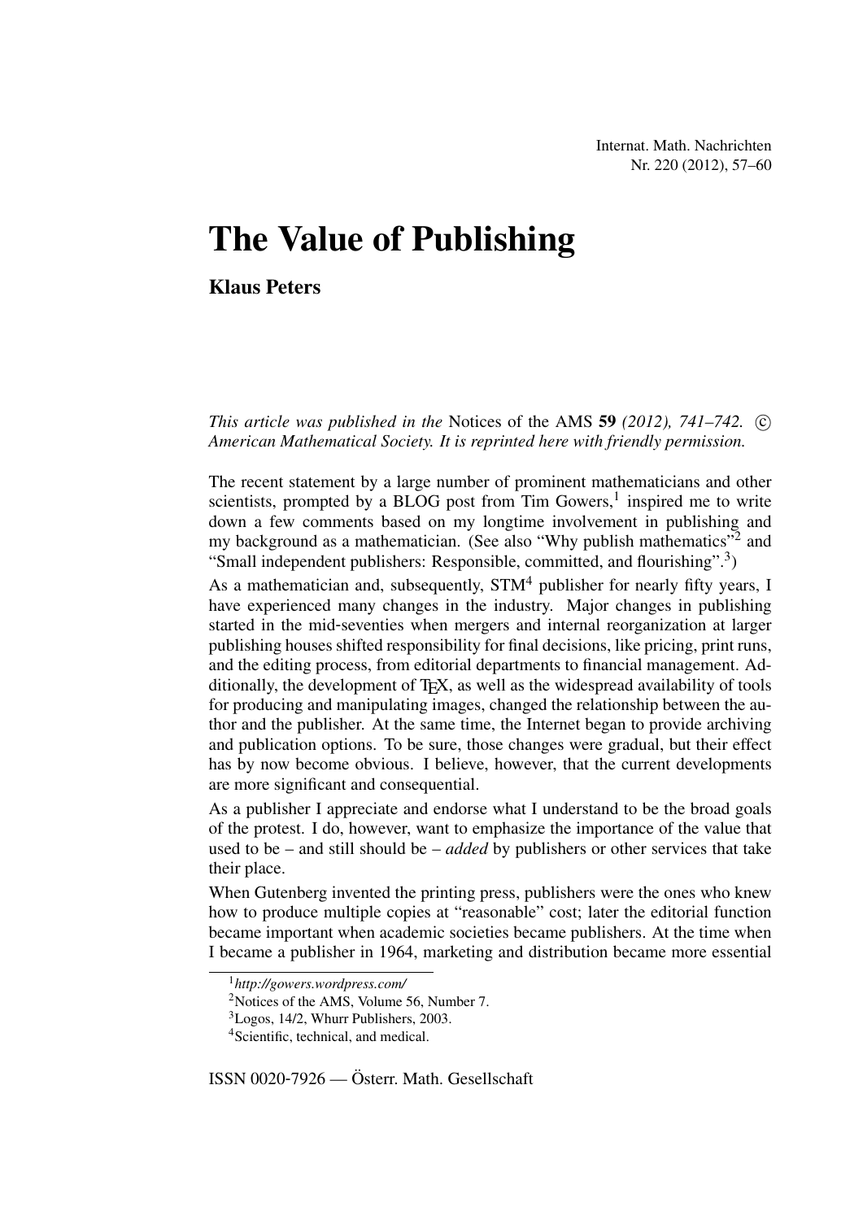# The Value of Publishing

**Klaus Peters**

*This article was published in the* Notices of the AMS **59** *(2012), 741–742.* © *American Mathematical Society. It is reprinted here with friendly permission.*

The recent statement by a large number of prominent mathematicians and other scientists, prompted by a BLOG post from Tim Gowers,[1] inspired me to write down a few comments based on my longtime involvement in publishing and my background as a mathematician. (See also "Why publish mathematics"[2] and "Small independent publishers: Responsible, committed, and flourishing".[3])

As a mathematician and, subsequently, STM[4] publisher for nearly fifty years, I have experienced many changes in the industry. Major changes in publishing started in the mid-seventies when mergers and internal reorganization at larger publishing houses shifted responsibility for final decisions, like pricing, print runs, and the editing process, from editorial departments to financial management. Additionally, the development of TeX, as well as the widespread availability of tools for producing and manipulating images, changed the relationship between the author and the publisher. At the same time, the Internet began to provide archiving and publication options. To be sure, those changes were gradual, but their effect has by now become obvious. I believe, however, that the current developments are more significant and consequential.

As a publisher I appreciate and endorse what I understand to be the broad goals of the protest. I do, however, want to emphasize the importance of the value that used to be – and still should be – *added* by publishers or other services that take their place.

When Gutenberg invented the printing press, publishers were the ones who knew how to produce multiple copies at "reasonable" cost; later the editorial function became important when academic societies became publishers. At the time when I became a publisher in 1964, marketing and distribution became more essential

---

[1] *http://gowers.wordpress.com/*

[2] Notices of the AMS, Volume 56, Number 7.

[3] Logos, 14/2, Whurr Publishers, 2003.

[4] Scientific, technical, and medical.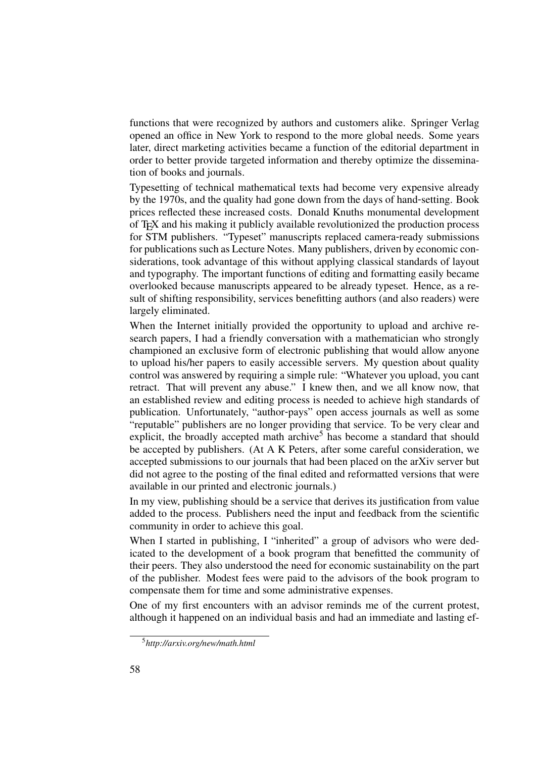functions that were recognized by authors and customers alike. Springer Verlag opened an office in New York to respond to the more global needs. Some years later, direct marketing activities became a function of the editorial department in order to better provide targeted information and thereby optimize the dissemination of books and journals.

Typesetting of technical mathematical texts had become very expensive already by the 1970s, and the quality had gone down from the days of hand-setting. Book prices reflected these increased costs. Donald Knuths monumental development of TEX and his making it publicly available revolutionized the production process for STM publishers. "Typeset" manuscripts replaced camera-ready submissions for publications such as Lecture Notes. Many publishers, driven by economic considerations, took advantage of this without applying classical standards of layout and typography. The important functions of editing and formatting easily became overlooked because manuscripts appeared to be already typeset. Hence, as a result of shifting responsibility, services benefitting authors (and also readers) were largely eliminated.

When the Internet initially provided the opportunity to upload and archive research papers, I had a friendly conversation with a mathematician who strongly championed an exclusive form of electronic publishing that would allow anyone to upload his/her papers to easily accessible servers. My question about quality control was answered by requiring a simple rule: "Whatever you upload, you cant retract. That will prevent any abuse." I knew then, and we all know now, that an established review and editing process is needed to achieve high standards of publication. Unfortunately, "author-pays" open access journals as well as some "reputable" publishers are no longer providing that service. To be very clear and explicit, the broadly accepted math archive[5] has become a standard that should be accepted by publishers. (At A K Peters, after some careful consideration, we accepted submissions to our journals that had been placed on the arXiv server but did not agree to the posting of the final edited and reformatted versions that were available in our printed and electronic journals.)

In my view, publishing should be a service that derives its justification from value added to the process. Publishers need the input and feedback from the scientific community in order to achieve this goal.

When I started in publishing, I "inherited" a group of advisors who were dedicated to the development of a book program that benefitted the community of their peers. They also understood the need for economic sustainability on the part of the publisher. Modest fees were paid to the advisors of the book program to compensate them for time and some administrative expenses.

One of my first encounters with an advisor reminds me of the current protest, although it happened on an individual basis and had an immediate and lasting ef-

[5] *http://arxiv.org/new/math.html*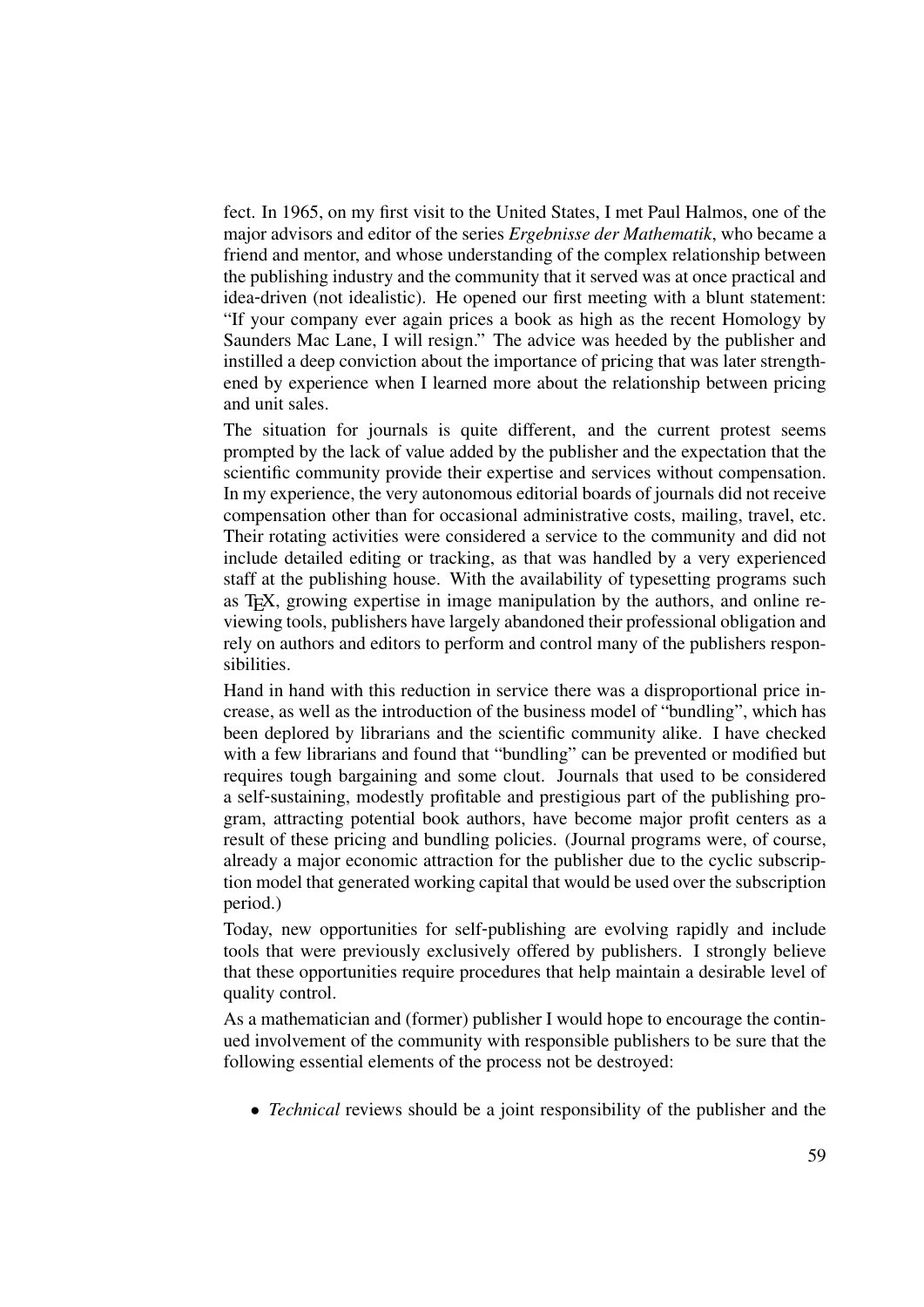fect. In 1965, on my first visit to the United States, I met Paul Halmos, one of the major advisors and editor of the series *Ergebnisse der Mathematik*, who became a friend and mentor, and whose understanding of the complex relationship between the publishing industry and the community that it served was at once practical and idea-driven (not idealistic). He opened our first meeting with a blunt statement: "If your company ever again prices a book as high as the recent Homology by Saunders Mac Lane, I will resign." The advice was heeded by the publisher and instilled a deep conviction about the importance of pricing that was later strengthened by experience when I learned more about the relationship between pricing and unit sales.

The situation for journals is quite different, and the current protest seems prompted by the lack of value added by the publisher and the expectation that the scientific community provide their expertise and services without compensation. In my experience, the very autonomous editorial boards of journals did not receive compensation other than for occasional administrative costs, mailing, travel, etc. Their rotating activities were considered a service to the community and did not include detailed editing or tracking, as that was handled by a very experienced staff at the publishing house. With the availability of typesetting programs such as TEX, growing expertise in image manipulation by the authors, and online reviewing tools, publishers have largely abandoned their professional obligation and rely on authors and editors to perform and control many of the publishers responsibilities.

Hand in hand with this reduction in service there was a disproportional price increase, as well as the introduction of the business model of "bundling", which has been deplored by librarians and the scientific community alike. I have checked with a few librarians and found that "bundling" can be prevented or modified but requires tough bargaining and some clout. Journals that used to be considered a self-sustaining, modestly profitable and prestigious part of the publishing program, attracting potential book authors, have become major profit centers as a result of these pricing and bundling policies. (Journal programs were, of course, already a major economic attraction for the publisher due to the cyclic subscription model that generated working capital that would be used over the subscription period.)

Today, new opportunities for self-publishing are evolving rapidly and include tools that were previously exclusively offered by publishers. I strongly believe that these opportunities require procedures that help maintain a desirable level of quality control.

As a mathematician and (former) publisher I would hope to encourage the continued involvement of the community with responsible publishers to be sure that the following essential elements of the process not be destroyed:

- *Technical* reviews should be a joint responsibility of the publisher and the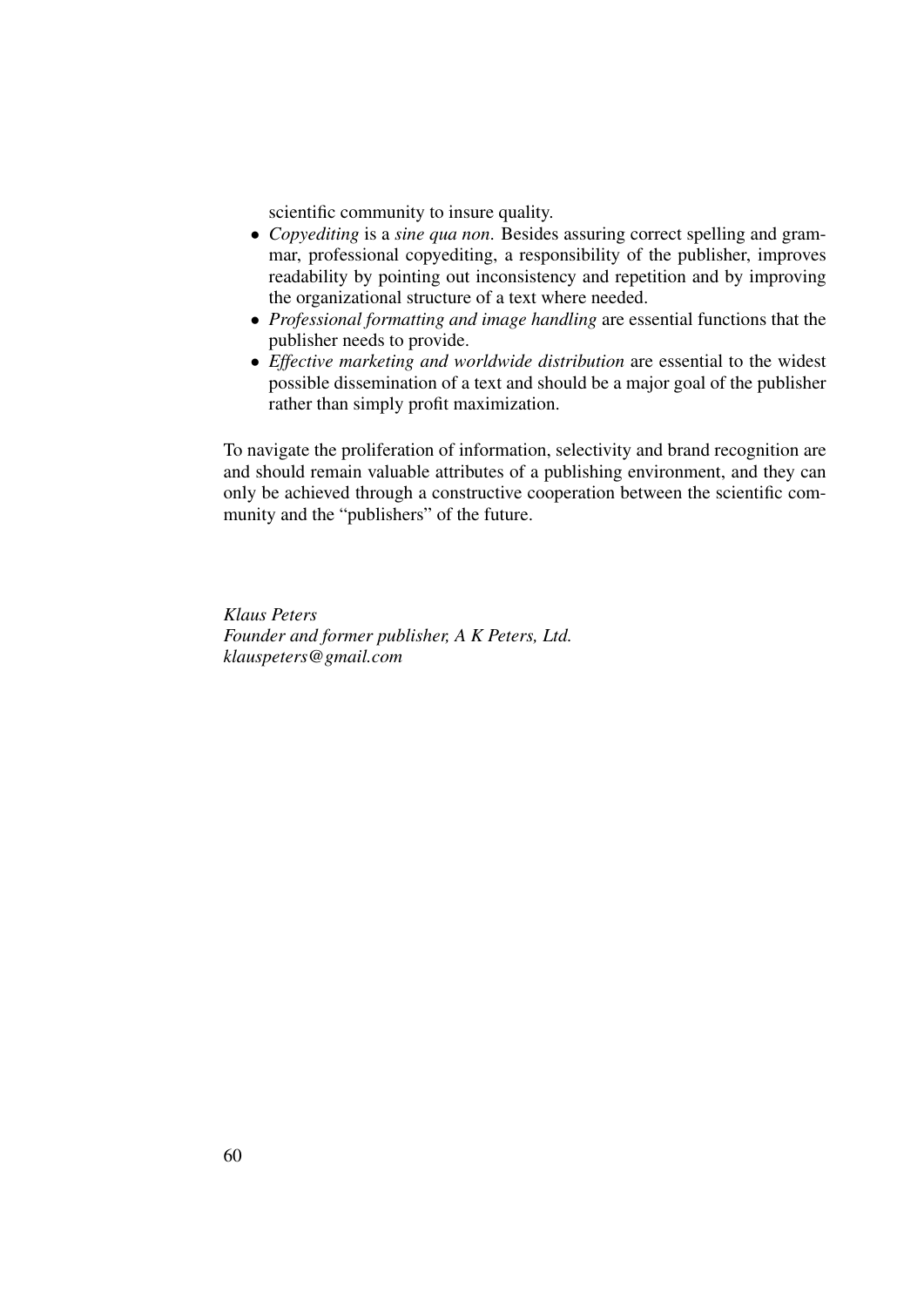scientific community to insure quality.

- *Copyediting* is a *sine qua non*. Besides assuring correct spelling and grammar, professional copyediting, a responsibility of the publisher, improves readability by pointing out inconsistency and repetition and by improving the organizational structure of a text where needed.
- *Professional formatting and image handling* are essential functions that the publisher needs to provide.
- *Effective marketing and worldwide distribution* are essential to the widest possible dissemination of a text and should be a major goal of the publisher rather than simply profit maximization.

To navigate the proliferation of information, selectivity and brand recognition are and should remain valuable attributes of a publishing environment, and they can only be achieved through a constructive cooperation between the scientific community and the "publishers" of the future.

*Klaus Peters*
*Founder and former publisher, A K Peters, Ltd.*
*klauspeters@gmail.com*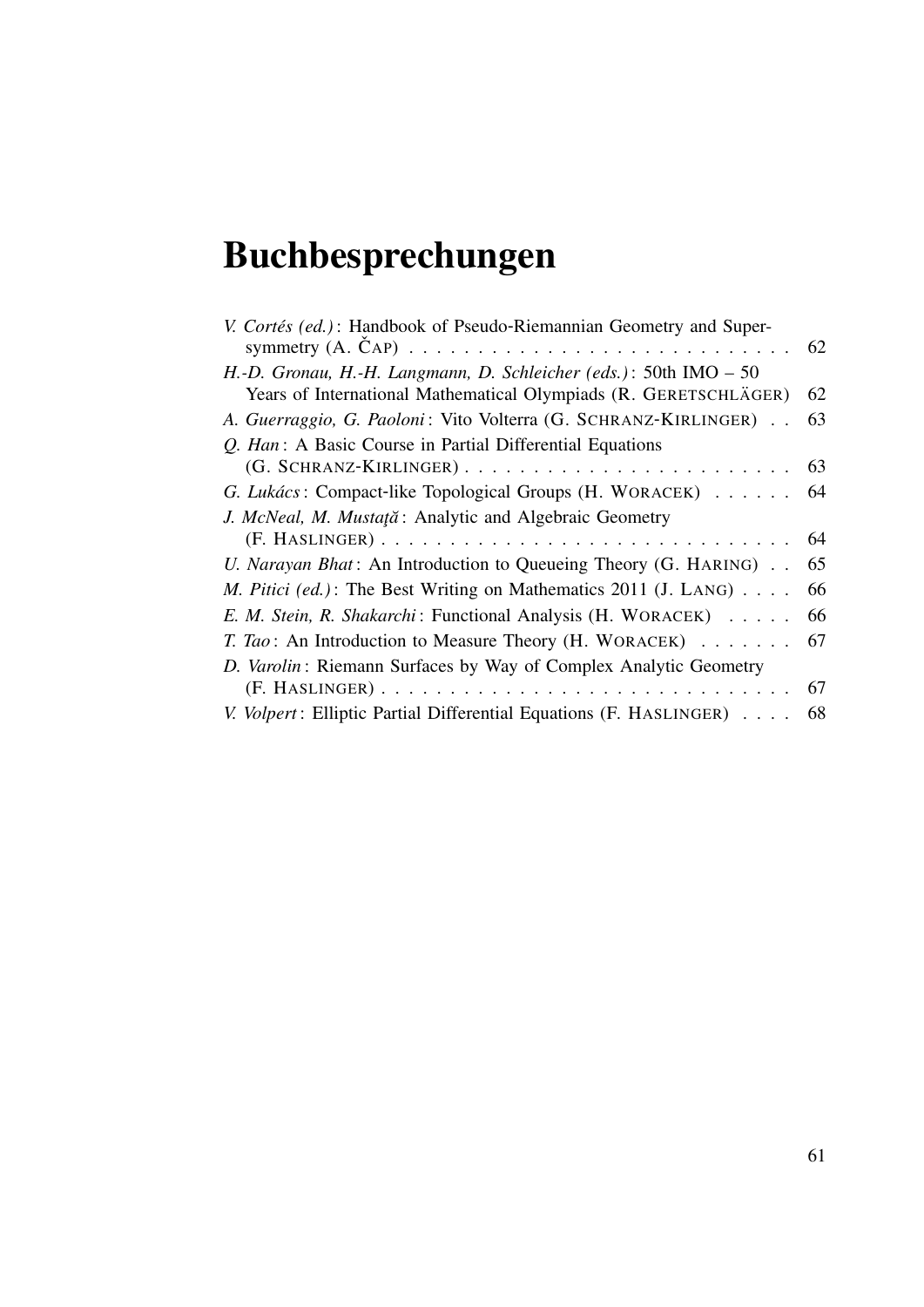# Buchbesprechungen

*V. Cortés (ed.)*: Handbook of Pseudo-Riemannian Geometry and Supersymmetry (A. ČAP) . . . 62

*H.-D. Gronau, H.-H. Langmann, D. Schleicher (eds.)*: 50th IMO – 50 Years of International Mathematical Olympiads (R. GERETSCHLÄGER) 62

*A. Guerraggio, G. Paoloni*: Vito Volterra (G. SCHRANZ-KIRLINGER) . . 63

*Q. Han*: A Basic Course in Partial Differential Equations (G. SCHRANZ-KIRLINGER) . . . 63

*G. Lukács*: Compact-like Topological Groups (H. WORACEK) . . . 64

*J. McNeal, M. Mustaţă*: Analytic and Algebraic Geometry (F. HASLINGER) . . . 64

*U. Narayan Bhat*: An Introduction to Queueing Theory (G. HARING) . . 65

*M. Pitici (ed.)*: The Best Writing on Mathematics 2011 (J. LANG) . . . 66

*E. M. Stein, R. Shakarchi*: Functional Analysis (H. WORACEK) . . . 66

*T. Tao*: An Introduction to Measure Theory (H. WORACEK) . . . 67

*D. Varolin*: Riemann Surfaces by Way of Complex Analytic Geometry (F. HASLINGER) . . . 67

*V. Volpert*: Elliptic Partial Differential Equations (F. HASLINGER) . . . 68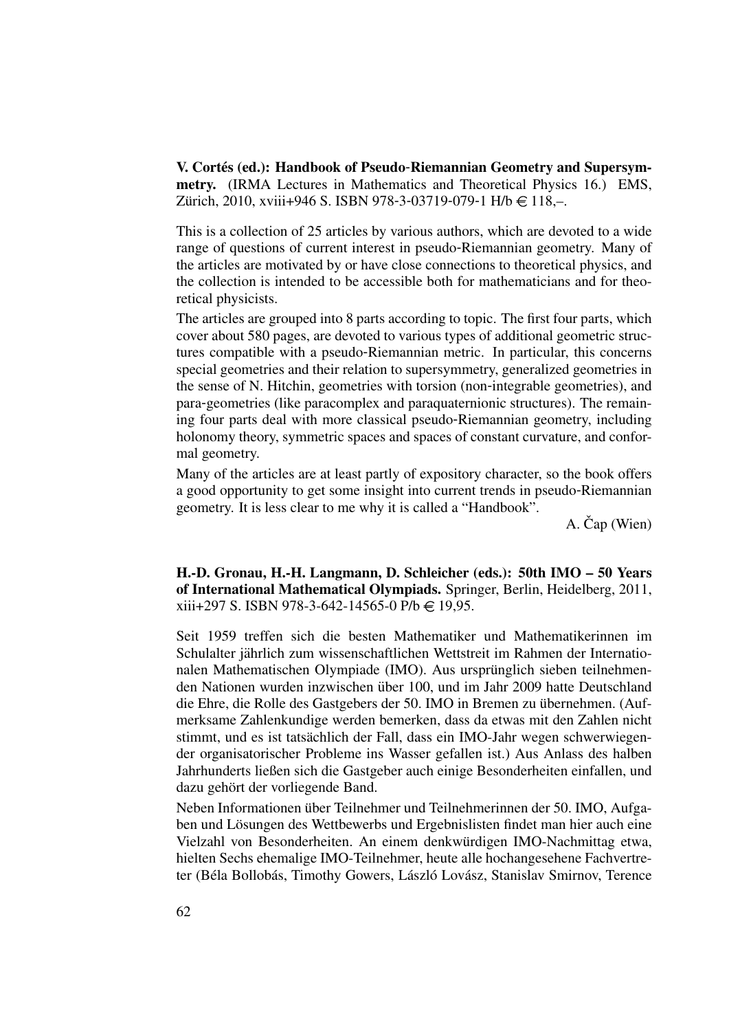**V. Cortés (ed.): Handbook of Pseudo-Riemannian Geometry and Supersymmetry.** (IRMA Lectures in Mathematics and Theoretical Physics 16.) EMS, Zürich, 2010, xviii+946 S. ISBN 978-3-03719-079-1 H/b € 118,–.

This is a collection of 25 articles by various authors, which are devoted to a wide range of questions of current interest in pseudo-Riemannian geometry. Many of the articles are motivated by or have close connections to theoretical physics, and the collection is intended to be accessible both for mathematicians and for theoretical physicists.

The articles are grouped into 8 parts according to topic. The first four parts, which cover about 580 pages, are devoted to various types of additional geometric structures compatible with a pseudo-Riemannian metric. In particular, this concerns special geometries and their relation to supersymmetry, generalized geometries in the sense of N. Hitchin, geometries with torsion (non-integrable geometries), and para-geometries (like paracomplex and paraquaternionic structures). The remaining four parts deal with more classical pseudo-Riemannian geometry, including holonomy theory, symmetric spaces and spaces of constant curvature, and conformal geometry.

Many of the articles are at least partly of expository character, so the book offers a good opportunity to get some insight into current trends in pseudo-Riemannian geometry. It is less clear to me why it is called a "Handbook".

A. Čap (Wien)

**H.-D. Gronau, H.-H. Langmann, D. Schleicher (eds.): 50th IMO – 50 Years of International Mathematical Olympiads.** Springer, Berlin, Heidelberg, 2011, xiii+297 S. ISBN 978-3-642-14565-0 P/b € 19,95.

Seit 1959 treffen sich die besten Mathematiker und Mathematikerinnen im Schulalter jährlich zum wissenschaftlichen Wettstreit im Rahmen der Internationalen Mathematischen Olympiade (IMO). Aus ursprünglich sieben teilnehmenden Nationen wurden inzwischen über 100, und im Jahr 2009 hatte Deutschland die Ehre, die Rolle des Gastgebers der 50. IMO in Bremen zu übernehmen. (Aufmerksame Zahlenkundige werden bemerken, dass da etwas mit den Zahlen nicht stimmt, und es ist tatsächlich der Fall, dass ein IMO-Jahr wegen schwerwiegender organisatorischer Probleme ins Wasser gefallen ist.) Aus Anlass des halben Jahrhunderts ließen sich die Gastgeber auch einige Besonderheiten einfallen, und dazu gehört der vorliegende Band.

Neben Informationen über Teilnehmer und Teilnehmerinnen der 50. IMO, Aufgaben und Lösungen des Wettbewerbs und Ergebnislisten findet man hier auch eine Vielzahl von Besonderheiten. An einem denkwürdigen IMO-Nachmittag etwa, hielten Sechs ehemalige IMO-Teilnehmer, heute alle hochangesehene Fachvertreter (Béla Bollobás, Timothy Gowers, László Lovász, Stanislav Smirnov, Terence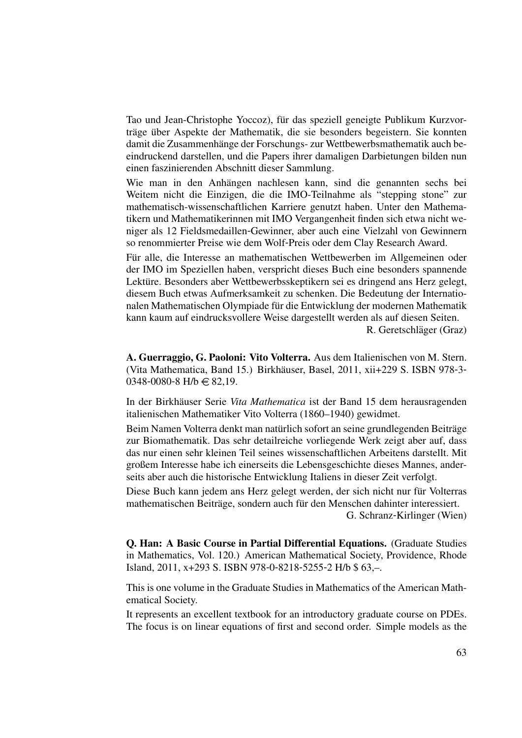Tao und Jean-Christophe Yoccoz), für das speziell geneigte Publikum Kurzvorträge über Aspekte der Mathematik, die sie besonders begeistern. Sie konnten damit die Zusammenhänge der Forschungs- zur Wettbewerbsmathematik auch beeindruckend darstellen, und die Papers ihrer damaligen Darbietungen bilden nun einen faszinierenden Abschnitt dieser Sammlung.

Wie man in den Anhängen nachlesen kann, sind die genannten sechs bei Weitem nicht die Einzigen, die die IMO-Teilnahme als "stepping stone" zur mathematisch-wissenschaftlichen Karriere genutzt haben. Unter den Mathematikern und Mathematikerinnen mit IMO Vergangenheit finden sich etwa nicht weniger als 12 Fieldsmedaillen-Gewinner, aber auch eine Vielzahl von Gewinnern so renommierter Preise wie dem Wolf-Preis oder dem Clay Research Award.

Für alle, die Interesse an mathematischen Wettbewerben im Allgemeinen oder der IMO im Speziellen haben, verspricht dieses Buch eine besonders spannende Lektüre. Besonders aber Wettbewerbsskeptikern sei es dringend ans Herz gelegt, diesem Buch etwas Aufmerksamkeit zu schenken. Die Bedeutung der Internationalen Mathematischen Olympiade für die Entwicklung der modernen Mathematik kann kaum auf eindrucksvollere Weise dargestellt werden als auf diesen Seiten.

R. Geretschläger (Graz)

**A. Guerraggio, G. Paoloni: Vito Volterra.** Aus dem Italienischen von M. Stern. (Vita Mathematica, Band 15.) Birkhäuser, Basel, 2011, xii+229 S. ISBN 978-3-0348-0080-8 H/b € 82,19.

In der Birkhäuser Serie *Vita Mathematica* ist der Band 15 dem herausragenden italienischen Mathematiker Vito Volterra (1860–1940) gewidmet.

Beim Namen Volterra denkt man natürlich sofort an seine grundlegenden Beiträge zur Biomathematik. Das sehr detailreiche vorliegende Werk zeigt aber auf, dass das nur einen sehr kleinen Teil seines wissenschaftlichen Arbeitens darstellt. Mit großem Interesse habe ich einerseits die Lebensgeschichte dieses Mannes, andererseits aber auch die historische Entwicklung Italiens in dieser Zeit verfolgt.

Diese Buch kann jedem ans Herz gelegt werden, der sich nicht nur für Volterras mathematischen Beiträge, sondern auch für den Menschen dahinter interessiert.

G. Schranz-Kirlinger (Wien)

**Q. Han: A Basic Course in Partial Differential Equations.** (Graduate Studies in Mathematics, Vol. 120.) American Mathematical Society, Providence, Rhode Island, 2011, x+293 S. ISBN 978-0-8218-5255-2 H/b $ 63,–.

This is one volume in the Graduate Studies in Mathematics of the American Mathematical Society.

It represents an excellent textbook for an introductory graduate course on PDEs. The focus is on linear equations of first and second order. Simple models as the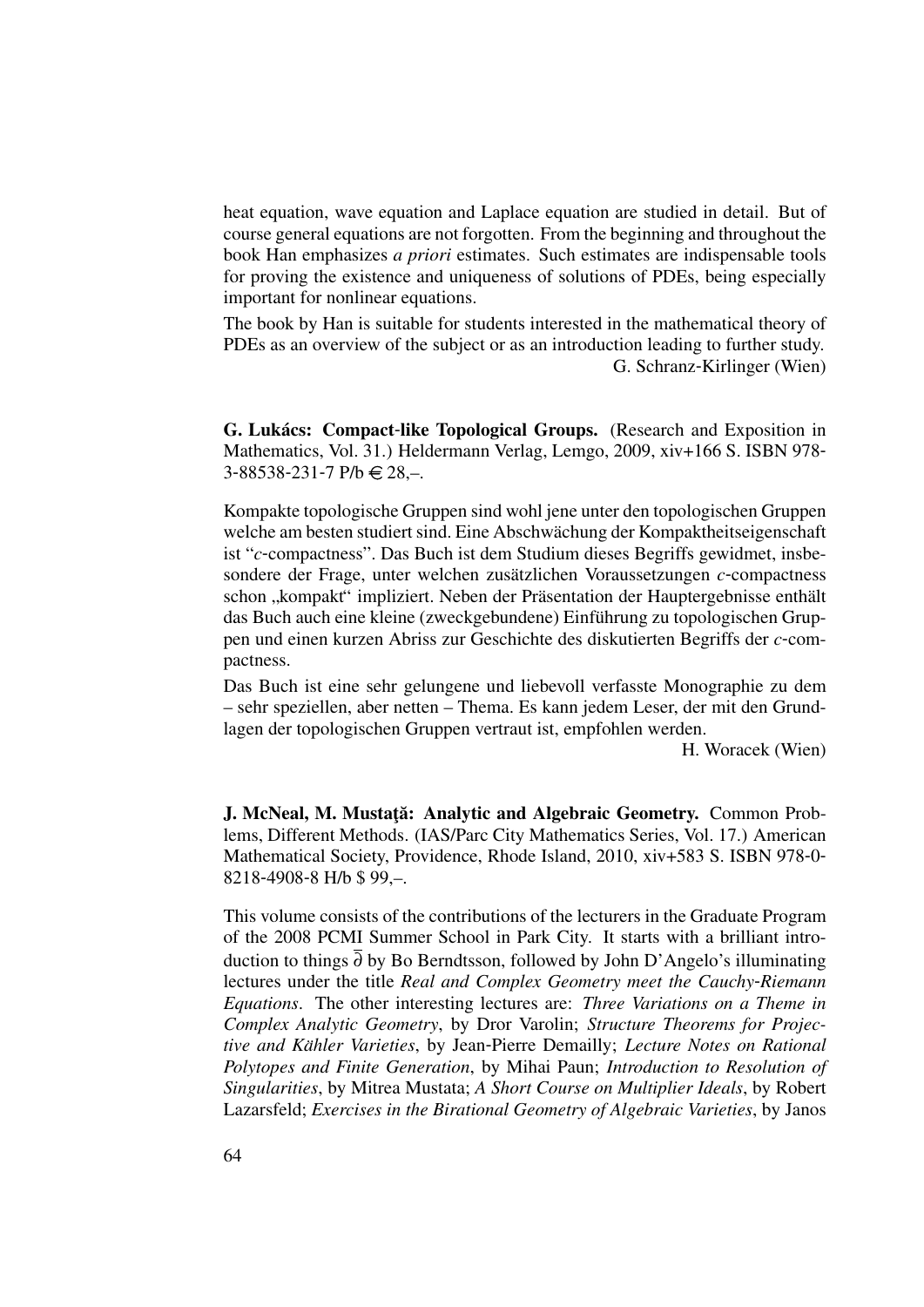heat equation, wave equation and Laplace equation are studied in detail. But of course general equations are not forgotten. From the beginning and throughout the book Han emphasizes *a priori* estimates. Such estimates are indispensable tools for proving the existence and uniqueness of solutions of PDEs, being especially important for nonlinear equations.

The book by Han is suitable for students interested in the mathematical theory of PDEs as an overview of the subject or as an introduction leading to further study.

G. Schranz-Kirlinger (Wien)

**G. Lukács: Compact-like Topological Groups.** (Research and Exposition in Mathematics, Vol. 31.) Heldermann Verlag, Lemgo, 2009, xiv+166 S. ISBN 978-3-88538-231-7 P/b € 28,–.

Kompakte topologische Gruppen sind wohl jene unter den topologischen Gruppen welche am besten studiert sind. Eine Abschwächung der Kompaktheitseigenschaft ist "$c$-compactness". Das Buch ist dem Studium dieses Begriffs gewidmet, insbesondere der Frage, unter welchen zusätzlichen Voraussetzungen $c$-compactness schon „kompakt" impliziert. Neben der Präsentation der Hauptergebnisse enthält das Buch auch eine kleine (zweckgebundene) Einführung zu topologischen Gruppen und einen kurzen Abriss zur Geschichte des diskutierten Begriffs der $c$-compactness.

Das Buch ist eine sehr gelungene und liebevoll verfasste Monographie zu dem – sehr speziellen, aber netten – Thema. Es kann jedem Leser, der mit den Grundlagen der topologischen Gruppen vertraut ist, empfohlen werden.

H. Woracek (Wien)

**J. McNeal, M. Mustaţă: Analytic and Algebraic Geometry.** Common Problems, Different Methods. (IAS/Parc City Mathematics Series, Vol. 17.) American Mathematical Society, Providence, Rhode Island, 2010, xiv+583 S. ISBN 978-0-8218-4908-8 H/b $ 99,–.

This volume consists of the contributions of the lecturers in the Graduate Program of the 2008 PCMI Summer School in Park City. It starts with a brilliant introduction to things $\overline{\partial}$ by Bo Berndtsson, followed by John D'Angelo's illuminating lectures under the title *Real and Complex Geometry meet the Cauchy-Riemann Equations*. The other interesting lectures are: *Three Variations on a Theme in Complex Analytic Geometry*, by Dror Varolin; *Structure Theorems for Projective and Kähler Varieties*, by Jean-Pierre Demailly; *Lecture Notes on Rational Polytopes and Finite Generation*, by Mihai Paun; *Introduction to Resolution of Singularities*, by Mitrea Mustata; *A Short Course on Multiplier Ideals*, by Robert Lazarsfeld; *Exercises in the Birational Geometry of Algebraic Varieties*, by Janos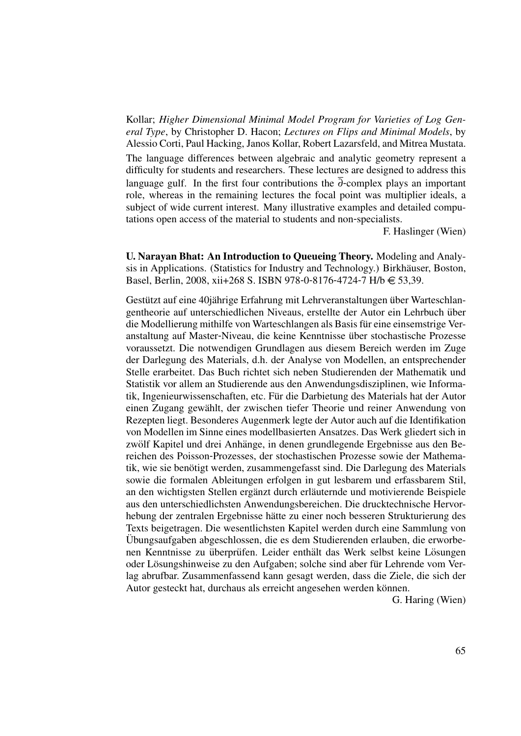Kollar; *Higher Dimensional Minimal Model Program for Varieties of Log General Type*, by Christopher D. Hacon; *Lectures on Flips and Minimal Models*, by Alessio Corti, Paul Hacking, Janos Kollar, Robert Lazarsfeld, and Mitrea Mustata.

The language differences between algebraic and analytic geometry represent a difficulty for students and researchers. These lectures are designed to address this language gulf. In the first four contributions the $\overline{\partial}$-complex plays an important role, whereas in the remaining lectures the focal point was multiplier ideals, a subject of wide current interest. Many illustrative examples and detailed computations open access of the material to students and non-specialists.

F. Haslinger (Wien)

**U. Narayan Bhat: An Introduction to Queueing Theory.** Modeling and Analysis in Applications. (Statistics for Industry and Technology.) Birkhäuser, Boston, Basel, Berlin, 2008, xii+268 S. ISBN 978-0-8176-4724-7 H/b € 53,39.

Gestützt auf eine 40jährige Erfahrung mit Lehrveranstaltungen über Warteschlangentheorie auf unterschiedlichen Niveaus, erstellte der Autor ein Lehrbuch über die Modellierung mithilfe von Warteschlangen als Basis für eine einsemstrige Veranstaltung auf Master-Niveau, die keine Kenntnisse über stochastische Prozesse voraussetzt. Die notwendigen Grundlagen aus diesem Bereich werden im Zuge der Darlegung des Materials, d.h. der Analyse von Modellen, an entsprechender Stelle erarbeitet. Das Buch richtet sich neben Studierenden der Mathematik und Statistik vor allem an Studierende aus den Anwendungsdisziplinen, wie Informatik, Ingenieurwissenschaften, etc. Für die Darbietung des Materials hat der Autor einen Zugang gewählt, der zwischen tiefer Theorie und reiner Anwendung von Rezepten liegt. Besonderes Augenmerk legte der Autor auch auf die Identifikation von Modellen im Sinne eines modellbasierten Ansatzes. Das Werk gliedert sich in zwölf Kapitel und drei Anhänge, in denen grundlegende Ergebnisse aus den Bereichen des Poisson-Prozesses, der stochastischen Prozesse sowie der Mathematik, wie sie benötigt werden, zusammengefasst sind. Die Darlegung des Materials sowie die formalen Ableitungen erfolgen in gut lesbarem und erfassbarem Stil, an den wichtigsten Stellen ergänzt durch erläuternde und motivierende Beispiele aus den unterschiedlichsten Anwendungsbereichen. Die drucktechnische Hervorhebung der zentralen Ergebnisse hätte zu einer noch besseren Strukturierung des Texts beigetragen. Die wesentlichsten Kapitel werden durch eine Sammlung von Übungsaufgaben abgeschlossen, die es dem Studierenden erlauben, die erworbenen Kenntnisse zu überprüfen. Leider enthält das Werk selbst keine Lösungen oder Lösungshinweise zu den Aufgaben; solche sind aber für Lehrende vom Verlag abrufbar. Zusammenfassend kann gesagt werden, dass die Ziele, die sich der Autor gesteckt hat, durchaus als erreicht angesehen werden können.

G. Haring (Wien)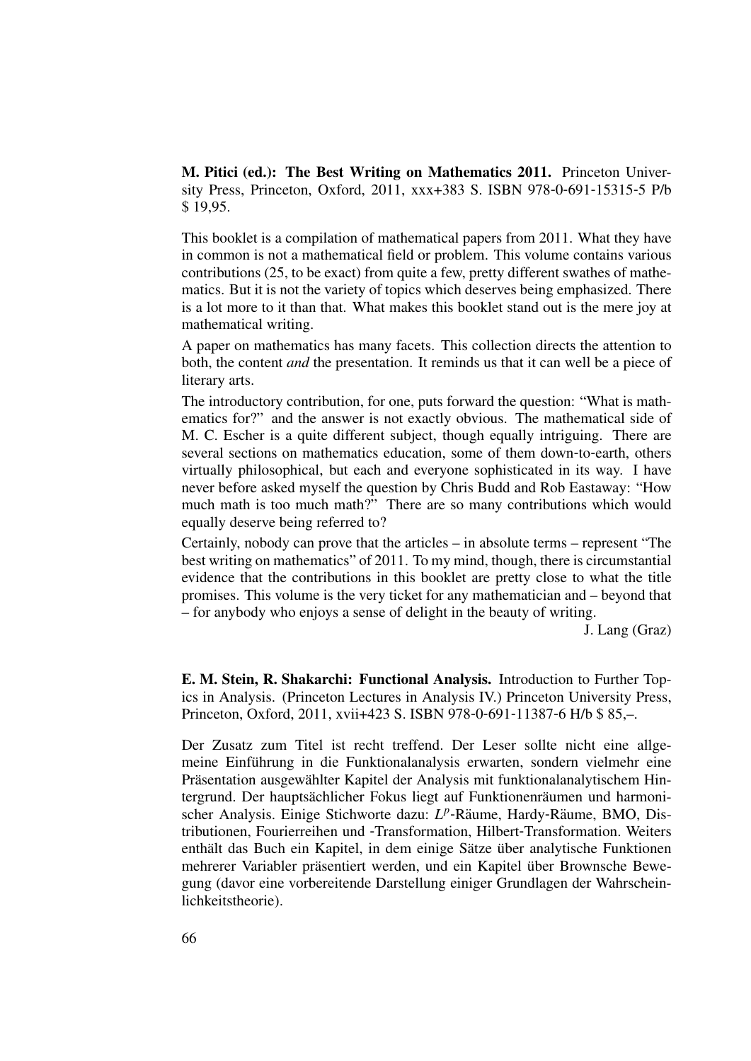**M. Pitici (ed.): The Best Writing on Mathematics 2011.** Princeton University Press, Princeton, Oxford, 2011, xxx+383 S. ISBN 978-0-691-15315-5 P/b $ 19,95.

This booklet is a compilation of mathematical papers from 2011. What they have in common is not a mathematical field or problem. This volume contains various contributions (25, to be exact) from quite a few, pretty different swathes of mathematics. But it is not the variety of topics which deserves being emphasized. There is a lot more to it than that. What makes this booklet stand out is the mere joy at mathematical writing.

A paper on mathematics has many facets. This collection directs the attention to both, the content *and* the presentation. It reminds us that it can well be a piece of literary arts.

The introductory contribution, for one, puts forward the question: "What is mathematics for?" and the answer is not exactly obvious. The mathematical side of M. C. Escher is a quite different subject, though equally intriguing. There are several sections on mathematics education, some of them down-to-earth, others virtually philosophical, but each and everyone sophisticated in its way. I have never before asked myself the question by Chris Budd and Rob Eastaway: "How much math is too much math?" There are so many contributions which would equally deserve being referred to?

Certainly, nobody can prove that the articles – in absolute terms – represent "The best writing on mathematics" of 2011. To my mind, though, there is circumstantial evidence that the contributions in this booklet are pretty close to what the title promises. This volume is the very ticket for any mathematician and – beyond that – for anybody who enjoys a sense of delight in the beauty of writing.

J. Lang (Graz)

**E. M. Stein, R. Shakarchi: Functional Analysis.** Introduction to Further Topics in Analysis. (Princeton Lectures in Analysis IV.) Princeton University Press, Princeton, Oxford, 2011, xvii+423 S. ISBN 978-0-691-11387-6 H/b $ 85,–.

Der Zusatz zum Titel ist recht treffend. Der Leser sollte nicht eine allgemeine Einführung in die Funktionalanalysis erwarten, sondern vielmehr eine Präsentation ausgewählter Kapitel der Analysis mit funktionalanalytischem Hintergrund. Der hauptsächlicher Fokus liegt auf Funktionenräumen und harmonischer Analysis. Einige Stichworte dazu: $L^p$-Räume, Hardy-Räume, BMO, Distributionen, Fourierreihen und -Transformation, Hilbert-Transformation. Weiters enthält das Buch ein Kapitel, in dem einige Sätze über analytische Funktionen mehrerer Variabler präsentiert werden, und ein Kapitel über Brownsche Bewegung (davor eine vorbereitende Darstellung einiger Grundlagen der Wahrscheinlichkeitstheorie).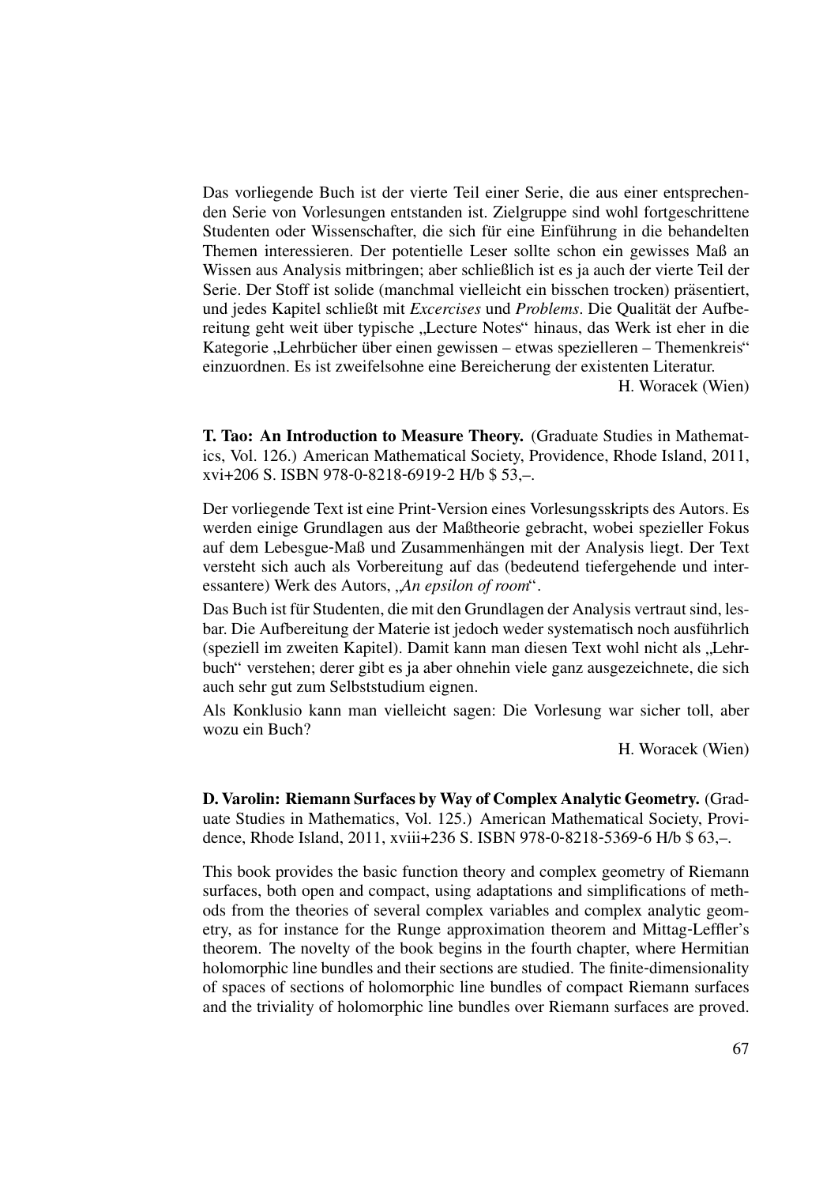Das vorliegende Buch ist der vierte Teil einer Serie, die aus einer entsprechenden Serie von Vorlesungen entstanden ist. Zielgruppe sind wohl fortgeschrittene Studenten oder Wissenschafter, die sich für eine Einführung in die behandelten Themen interessieren. Der potentielle Leser sollte schon ein gewisses Maß an Wissen aus Analysis mitbringen; aber schließlich ist es ja auch der vierte Teil der Serie. Der Stoff ist solide (manchmal vielleicht ein bisschen trocken) präsentiert, und jedes Kapitel schließt mit *Excercises* und *Problems*. Die Qualität der Aufbereitung geht weit über typische „Lecture Notes" hinaus, das Werk ist eher in die Kategorie „Lehrbücher über einen gewissen – etwas spezielleren – Themenkreis" einzuordnen. Es ist zweifelsohne eine Bereicherung der existenten Literatur.

H. Woracek (Wien)

**T. Tao: An Introduction to Measure Theory.** (Graduate Studies in Mathematics, Vol. 126.) American Mathematical Society, Providence, Rhode Island, 2011, xvi+206 S. ISBN 978-0-8218-6919-2 H/b \$ 53,–.

Der vorliegende Text ist eine Print-Version eines Vorlesungsskripts des Autors. Es werden einige Grundlagen aus der Maßtheorie gebracht, wobei spezieller Fokus auf dem Lebesgue-Maß und Zusammenhängen mit der Analysis liegt. Der Text versteht sich auch als Vorbereitung auf das (bedeutend tiefergehende und interessantere) Werk des Autors, „*An epsilon of room*".

Das Buch ist für Studenten, die mit den Grundlagen der Analysis vertraut sind, lesbar. Die Aufbereitung der Materie ist jedoch weder systematisch noch ausführlich (speziell im zweiten Kapitel). Damit kann man diesen Text wohl nicht als „Lehrbuch" verstehen; derer gibt es ja aber ohnehin viele ganz ausgezeichnete, die sich auch sehr gut zum Selbststudium eignen.

Als Konklusio kann man vielleicht sagen: Die Vorlesung war sicher toll, aber wozu ein Buch?

H. Woracek (Wien)

**D. Varolin: Riemann Surfaces by Way of Complex Analytic Geometry.** (Graduate Studies in Mathematics, Vol. 125.) American Mathematical Society, Providence, Rhode Island, 2011, xviii+236 S. ISBN 978-0-8218-5369-6 H/b \$ 63,–.

This book provides the basic function theory and complex geometry of Riemann surfaces, both open and compact, using adaptations and simplifications of methods from the theories of several complex variables and complex analytic geometry, as for instance for the Runge approximation theorem and Mittag-Leffler's theorem. The novelty of the book begins in the fourth chapter, where Hermitian holomorphic line bundles and their sections are studied. The finite-dimensionality of spaces of sections of holomorphic line bundles of compact Riemann surfaces and the triviality of holomorphic line bundles over Riemann surfaces are proved.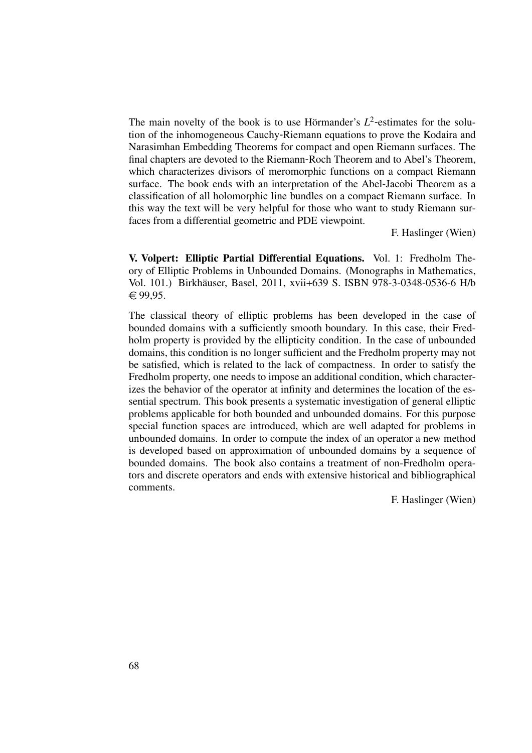The main novelty of the book is to use Hörmander's $L^2$-estimates for the solution of the inhomogeneous Cauchy-Riemann equations to prove the Kodaira and Narasimhan Embedding Theorems for compact and open Riemann surfaces. The final chapters are devoted to the Riemann-Roch Theorem and to Abel's Theorem, which characterizes divisors of meromorphic functions on a compact Riemann surface. The book ends with an interpretation of the Abel-Jacobi Theorem as a classification of all holomorphic line bundles on a compact Riemann surface. In this way the text will be very helpful for those who want to study Riemann surfaces from a differential geometric and PDE viewpoint.

F. Haslinger (Wien)

**V. Volpert: Elliptic Partial Differential Equations.** Vol. 1: Fredholm Theory of Elliptic Problems in Unbounded Domains. (Monographs in Mathematics, Vol. 101.) Birkhäuser, Basel, 2011, xvii+639 S. ISBN 978-3-0348-0536-6 H/b € 99,95.

The classical theory of elliptic problems has been developed in the case of bounded domains with a sufficiently smooth boundary. In this case, their Fredholm property is provided by the ellipticity condition. In the case of unbounded domains, this condition is no longer sufficient and the Fredholm property may not be satisfied, which is related to the lack of compactness. In order to satisfy the Fredholm property, one needs to impose an additional condition, which characterizes the behavior of the operator at infinity and determines the location of the essential spectrum. This book presents a systematic investigation of general elliptic problems applicable for both bounded and unbounded domains. For this purpose special function spaces are introduced, which are well adapted for problems in unbounded domains. In order to compute the index of an operator a new method is developed based on approximation of unbounded domains by a sequence of bounded domains. The book also contains a treatment of non-Fredholm operators and discrete operators and ends with extensive historical and bibliographical comments.

F. Haslinger (Wien)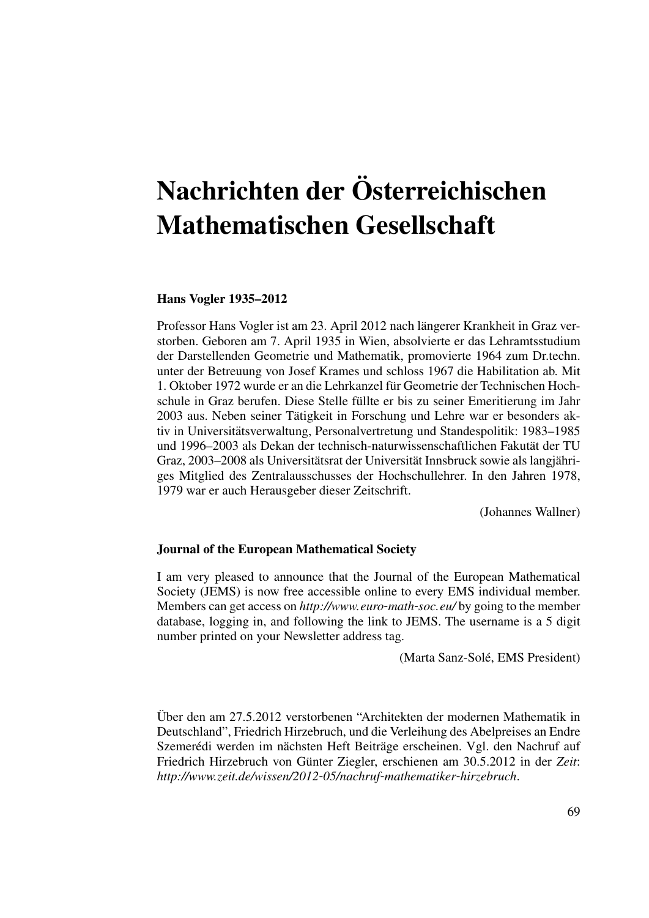# Nachrichten der Österreichischen Mathematischen Gesellschaft

### Hans Vogler 1935–2012

Professor Hans Vogler ist am 23. April 2012 nach längerer Krankheit in Graz verstorben. Geboren am 7. April 1935 in Wien, absolvierte er das Lehramtsstudium der Darstellenden Geometrie und Mathematik, promovierte 1964 zum Dr.techn. unter der Betreuung von Josef Krames und schloss 1967 die Habilitation ab. Mit 1. Oktober 1972 wurde er an die Lehrkanzel für Geometrie der Technischen Hochschule in Graz berufen. Diese Stelle füllte er bis zu seiner Emeritierung im Jahr 2003 aus. Neben seiner Tätigkeit in Forschung und Lehre war er besonders aktiv in Universitätsverwaltung, Personalvertretung und Standespolitik: 1983–1985 und 1996–2003 als Dekan der technisch-naturwissenschaftlichen Fakutät der TU Graz, 2003–2008 als Universitätsrat der Universität Innsbruck sowie als langjähriges Mitglied des Zentralausschusses der Hochschullehrer. In den Jahren 1978, 1979 war er auch Herausgeber dieser Zeitschrift.

(Johannes Wallner)

### Journal of the European Mathematical Society

I am very pleased to announce that the Journal of the European Mathematical Society (JEMS) is now free accessible online to every EMS individual member. Members can get access on *http://www.euro-math-soc.eu/* by going to the member database, logging in, and following the link to JEMS. The username is a 5 digit number printed on your Newsletter address tag.

(Marta Sanz-Solé, EMS President)

Über den am 27.5.2012 verstorbenen "Architekten der modernen Mathematik in Deutschland", Friedrich Hirzebruch, und die Verleihung des Abelpreises an Endre Szemerédi werden im nächsten Heft Beiträge erscheinen. Vgl. den Nachruf auf Friedrich Hirzebruch von Günter Ziegler, erschienen am 30.5.2012 in der *Zeit*: *http://www.zeit.de/wissen/2012-05/nachruf-mathematiker-hirzebruch*.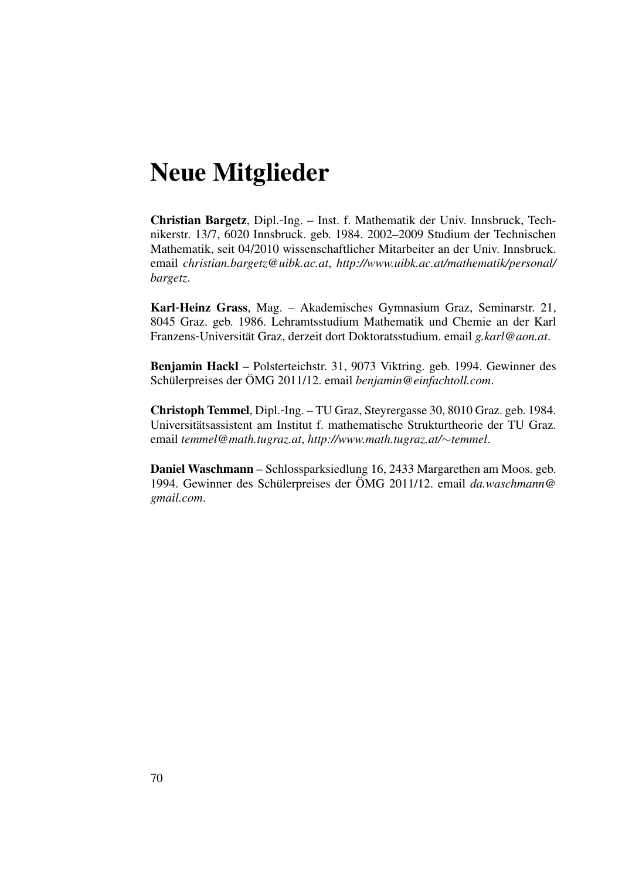# Neue Mitglieder

**Christian Bargetz**, Dipl.-Ing. – Inst. f. Mathematik der Univ. Innsbruck, Technikerstr. 13/7, 6020 Innsbruck. geb. 1984. 2002–2009 Studium der Technischen Mathematik, seit 04/2010 wissenschaftlicher Mitarbeiter an der Univ. Innsbruck. email *christian.bargetz@uibk.ac.at*, *http://www.uibk.ac.at/mathematik/personal/bargetz*.

**Karl-Heinz Grass**, Mag. – Akademisches Gymnasium Graz, Seminarstr. 21, 8045 Graz. geb. 1986. Lehramtsstudium Mathematik und Chemie an der Karl Franzens-Universität Graz, derzeit dort Doktoratsstudium. email *g.karl@aon.at*.

**Benjamin Hackl** – Polsterteichstr. 31, 9073 Viktring. geb. 1994. Gewinner des Schülerpreises der ÖMG 2011/12. email *benjamin@einfachtoll.com*.

**Christoph Temmel**, Dipl.-Ing. – TU Graz, Steyrergasse 30, 8010 Graz. geb. 1984. Universitätsassistent am Institut f. mathematische Strukturtheorie der TU Graz. email *temmel@math.tugraz.at*, *http://www.math.tugraz.at/~temmel*.

**Daniel Waschmann** – Schlossparksiedlung 16, 2433 Margarethen am Moos. geb. 1994. Gewinner des Schülerpreises der ÖMG 2011/12. email *da.waschmann@gmail.com*.